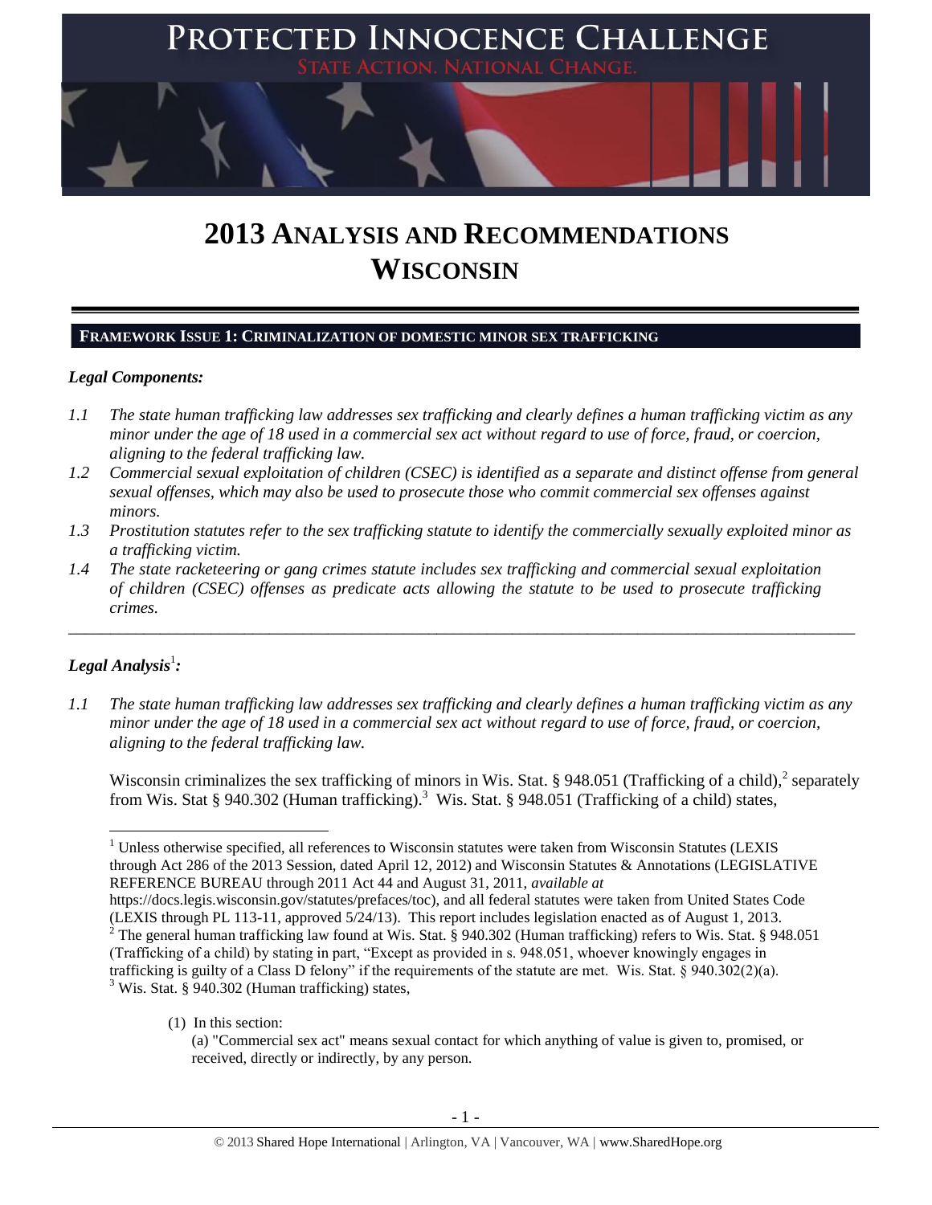# PROTECTED INNOCENCE CHALLENGE

STATE ACTION. NATIONAL CHANGE.

# 2013 ANALYSIS AND RECOMMENDATIONS WISCONSIN

## FRAMEWORK ISSUE 1: CRIMINALIZATION OF DOMESTIC MINOR SEX TRAFFICKING

### *Legal Components:*

*1.1 The state human trafficking law addresses sex trafficking and clearly defines a human trafficking victim as any minor under the age of 18 used in a commercial sex act without regard to use of force, fraud, or coercion, aligning to the federal trafficking law.*

*1.2 Commercial sexual exploitation of children (CSEC) is identified as a separate and distinct offense from general sexual offenses, which may also be used to prosecute those who commit commercial sex offenses against minors.*

*1.3 Prostitution statutes refer to the sex trafficking statute to identify the commercially sexually exploited minor as a trafficking victim.*

*1.4 The state racketeering or gang crimes statute includes sex trafficking and commercial sexual exploitation of children (CSEC) offenses as predicate acts allowing the statute to be used to prosecute trafficking crimes.*

---

### *Legal Analysis*[1]*:*

*1.1 The state human trafficking law addresses sex trafficking and clearly defines a human trafficking victim as any minor under the age of 18 used in a commercial sex act without regard to use of force, fraud, or coercion, aligning to the federal trafficking law.*

Wisconsin criminalizes the sex trafficking of minors in Wis. Stat. § 948.051 (Trafficking of a child),[2] separately from Wis. Stat § 940.302 (Human trafficking).[3] Wis. Stat. § 948.051 (Trafficking of a child) states,

---

[1] Unless otherwise specified, all references to Wisconsin statutes were taken from Wisconsin Statutes (LEXIS through Act 286 of the 2013 Session, dated April 12, 2012) and Wisconsin Statutes & Annotations (LEGISLATIVE REFERENCE BUREAU through 2011 Act 44 and August 31, 2011, *available at* https://docs.legis.wisconsin.gov/statutes/prefaces/toc), and all federal statutes were taken from United States Code (LEXIS through PL 113-11, approved 5/24/13). This report includes legislation enacted as of August 1, 2013.

[2] The general human trafficking law found at Wis. Stat. § 940.302 (Human trafficking) refers to Wis. Stat. § 948.051 (Trafficking of a child) by stating in part, "Except as provided in s. 948.051, whoever knowingly engages in trafficking is guilty of a Class D felony" if the requirements of the statute are met. Wis. Stat. § 940.302(2)(a).

[3] Wis. Stat. § 940.302 (Human trafficking) states,

(1) In this section:

(a) "Commercial sex act" means sexual contact for which anything of value is given to, promised, or received, directly or indirectly, by any person.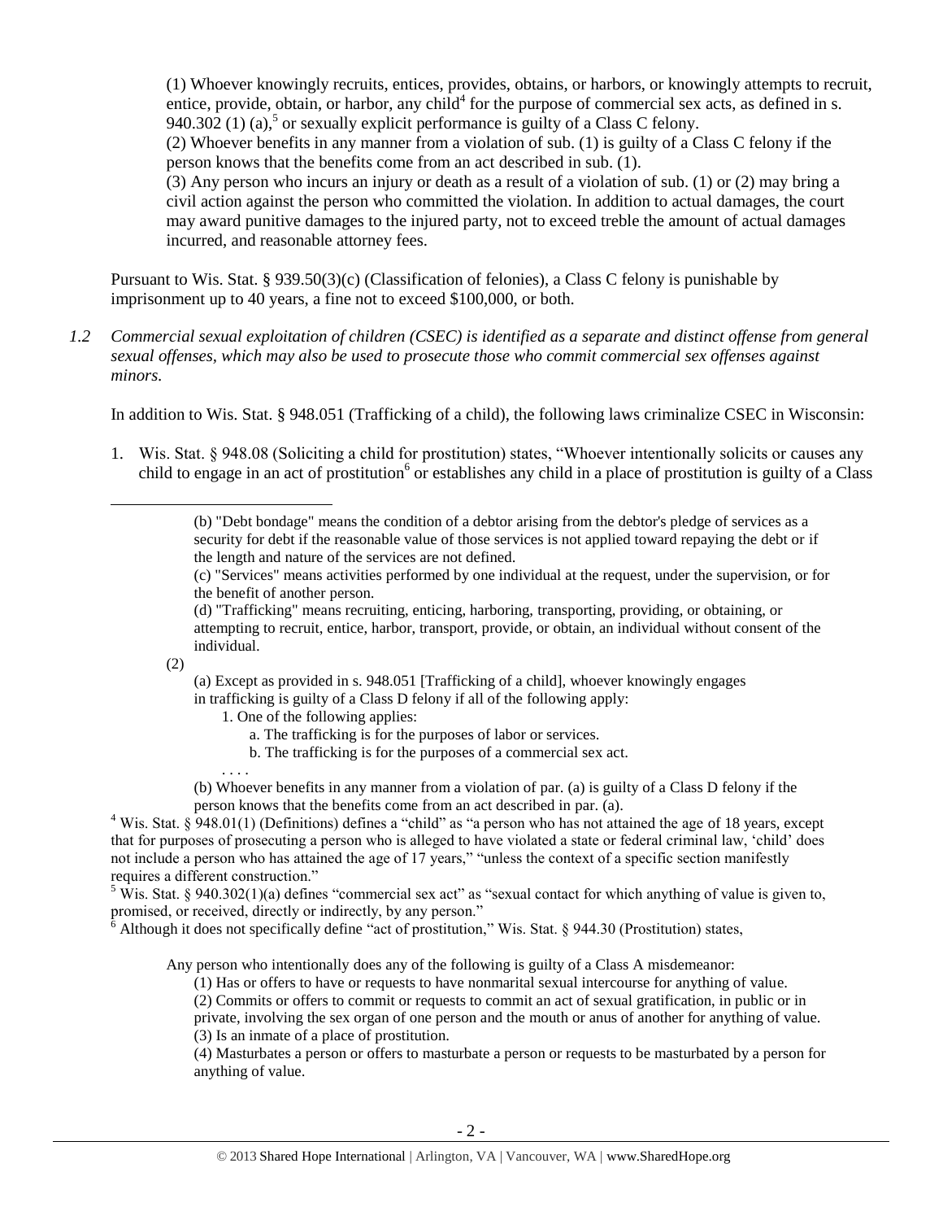(1) Whoever knowingly recruits, entices, provides, obtains, or harbors, or knowingly attempts to recruit, entice, provide, obtain, or harbor, any child[4] for the purpose of commercial sex acts, as defined in s. 940.302 (1) (a),[5] or sexually explicit performance is guilty of a Class C felony.
(2) Whoever benefits in any manner from a violation of sub. (1) is guilty of a Class C felony if the person knows that the benefits come from an act described in sub. (1).
(3) Any person who incurs an injury or death as a result of a violation of sub. (1) or (2) may bring a civil action against the person who committed the violation. In addition to actual damages, the court may award punitive damages to the injured party, not to exceed treble the amount of actual damages incurred, and reasonable attorney fees.

Pursuant to Wis. Stat. § 939.50(3)(c) (Classification of felonies), a Class C felony is punishable by imprisonment up to 40 years, a fine not to exceed $100,000, or both.

*1.2 Commercial sexual exploitation of children (CSEC) is identified as a separate and distinct offense from general sexual offenses, which may also be used to prosecute those who commit commercial sex offenses against minors.*

In addition to Wis. Stat. § 948.051 (Trafficking of a child), the following laws criminalize CSEC in Wisconsin:

1. Wis. Stat. § 948.08 (Soliciting a child for prostitution) states, "Whoever intentionally solicits or causes any child to engage in an act of prostitution[6] or establishes any child in a place of prostitution is guilty of a Class

---

> (b) "Debt bondage" means the condition of a debtor arising from the debtor's pledge of services as a security for debt if the reasonable value of those services is not applied toward repaying the debt or if the length and nature of the services are not defined.
> (c) "Services" means activities performed by one individual at the request, under the supervision, or for the benefit of another person.
> (d) "Trafficking" means recruiting, enticing, harboring, transporting, providing, or obtaining, or attempting to recruit, entice, harbor, transport, provide, or obtain, an individual without consent of the individual.
>
> (2)
> (a) Except as provided in s. 948.051 [Trafficking of a child], whoever knowingly engages in trafficking is guilty of a Class D felony if all of the following apply:
> 1. One of the following applies:
> a. The trafficking is for the purposes of labor or services.
> b. The trafficking is for the purposes of a commercial sex act.
> . . . .
> (b) Whoever benefits in any manner from a violation of par. (a) is guilty of a Class D felony if the person knows that the benefits come from an act described in par. (a).

[4] Wis. Stat. § 948.01(1) (Definitions) defines a "child" as "a person who has not attained the age of 18 years, except that for purposes of prosecuting a person who is alleged to have violated a state or federal criminal law, 'child' does not include a person who has attained the age of 17 years," "unless the context of a specific section manifestly requires a different construction."

[5] Wis. Stat. § 940.302(1)(a) defines "commercial sex act" as "sexual contact for which anything of value is given to, promised, or received, directly or indirectly, by any person."

[6] Although it does not specifically define "act of prostitution," Wis. Stat. § 944.30 (Prostitution) states,

> Any person who intentionally does any of the following is guilty of a Class A misdemeanor:
> (1) Has or offers to have or requests to have nonmarital sexual intercourse for anything of value.
> (2) Commits or offers to commit or requests to commit an act of sexual gratification, in public or in private, involving the sex organ of one person and the mouth or anus of another for anything of value.
> (3) Is an inmate of a place of prostitution.
> (4) Masturbates a person or offers to masturbate a person or requests to be masturbated by a person for anything of value.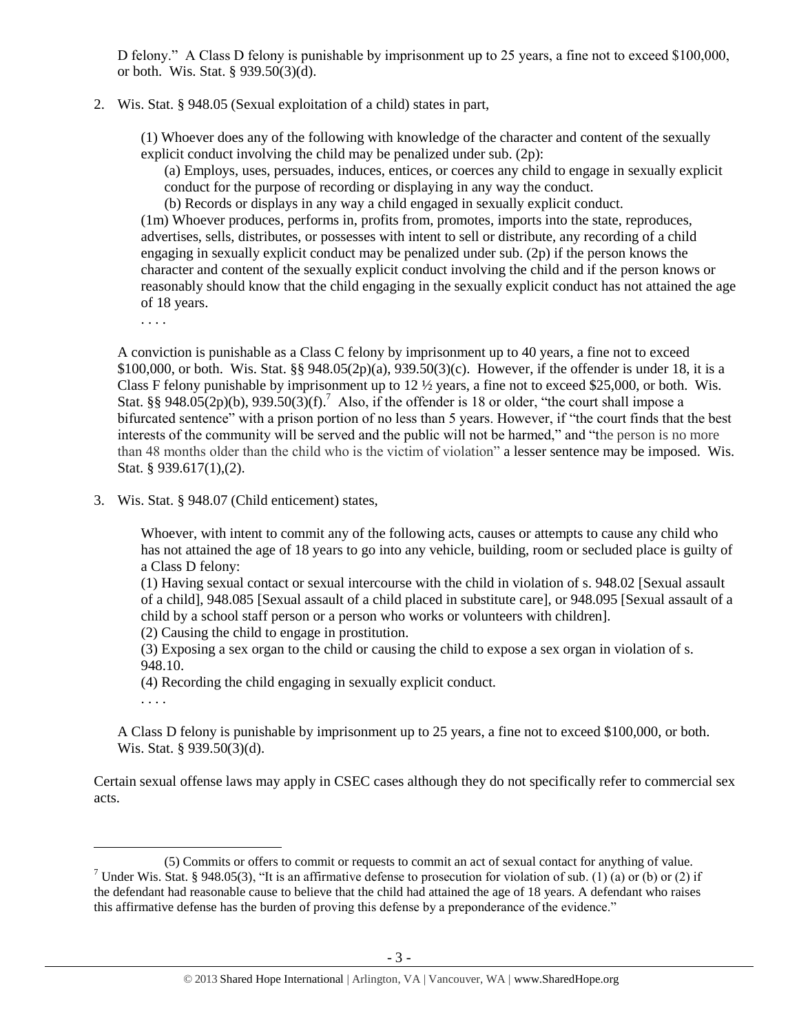D felony." A Class D felony is punishable by imprisonment up to 25 years, a fine not to exceed $100,000, or both. Wis. Stat. § 939.50(3)(d).

2. Wis. Stat. § 948.05 (Sexual exploitation of a child) states in part,

   (1) Whoever does any of the following with knowledge of the character and content of the sexually explicit conduct involving the child may be penalized under sub. (2p):

   (a) Employs, uses, persuades, induces, entices, or coerces any child to engage in sexually explicit conduct for the purpose of recording or displaying in any way the conduct.

   (b) Records or displays in any way a child engaged in sexually explicit conduct.

   (1m) Whoever produces, performs in, profits from, promotes, imports into the state, reproduces, advertises, sells, distributes, or possesses with intent to sell or distribute, any recording of a child engaging in sexually explicit conduct may be penalized under sub. (2p) if the person knows the character and content of the sexually explicit conduct involving the child and if the person knows or reasonably should know that the child engaging in the sexually explicit conduct has not attained the age of 18 years.

   . . . .

   A conviction is punishable as a Class C felony by imprisonment up to 40 years, a fine not to exceed $100,000, or both. Wis. Stat. §§ 948.05(2p)(a), 939.50(3)(c). However, if the offender is under 18, it is a Class F felony punishable by imprisonment up to 12 ½ years, a fine not to exceed $25,000, or both. Wis. Stat. §§ 948.05(2p)(b), 939.50(3)(f).[7] Also, if the offender is 18 or older, "the court shall impose a bifurcated sentence" with a prison portion of no less than 5 years. However, if "the court finds that the best interests of the community will be served and the public will not be harmed," and "the person is no more than 48 months older than the child who is the victim of violation" a lesser sentence may be imposed. Wis. Stat. § 939.617(1),(2).

3. Wis. Stat. § 948.07 (Child enticement) states,

   Whoever, with intent to commit any of the following acts, causes or attempts to cause any child who has not attained the age of 18 years to go into any vehicle, building, room or secluded place is guilty of a Class D felony:

   (1) Having sexual contact or sexual intercourse with the child in violation of s. 948.02 [Sexual assault of a child], 948.085 [Sexual assault of a child placed in substitute care], or 948.095 [Sexual assault of a child by a school staff person or a person who works or volunteers with children].

   (2) Causing the child to engage in prostitution.

   (3) Exposing a sex organ to the child or causing the child to expose a sex organ in violation of s. 948.10.

   (4) Recording the child engaging in sexually explicit conduct.

   . . . .

   A Class D felony is punishable by imprisonment up to 25 years, a fine not to exceed $100,000, or both. Wis. Stat. § 939.50(3)(d).

Certain sexual offense laws may apply in CSEC cases although they do not specifically refer to commercial sex acts.

---

(5) Commits or offers to commit or requests to commit an act of sexual contact for anything of value.

[7] Under Wis. Stat. § 948.05(3), "It is an affirmative defense to prosecution for violation of sub. (1) (a) or (b) or (2) if the defendant had reasonable cause to believe that the child had attained the age of 18 years. A defendant who raises this affirmative defense has the burden of proving this defense by a preponderance of the evidence."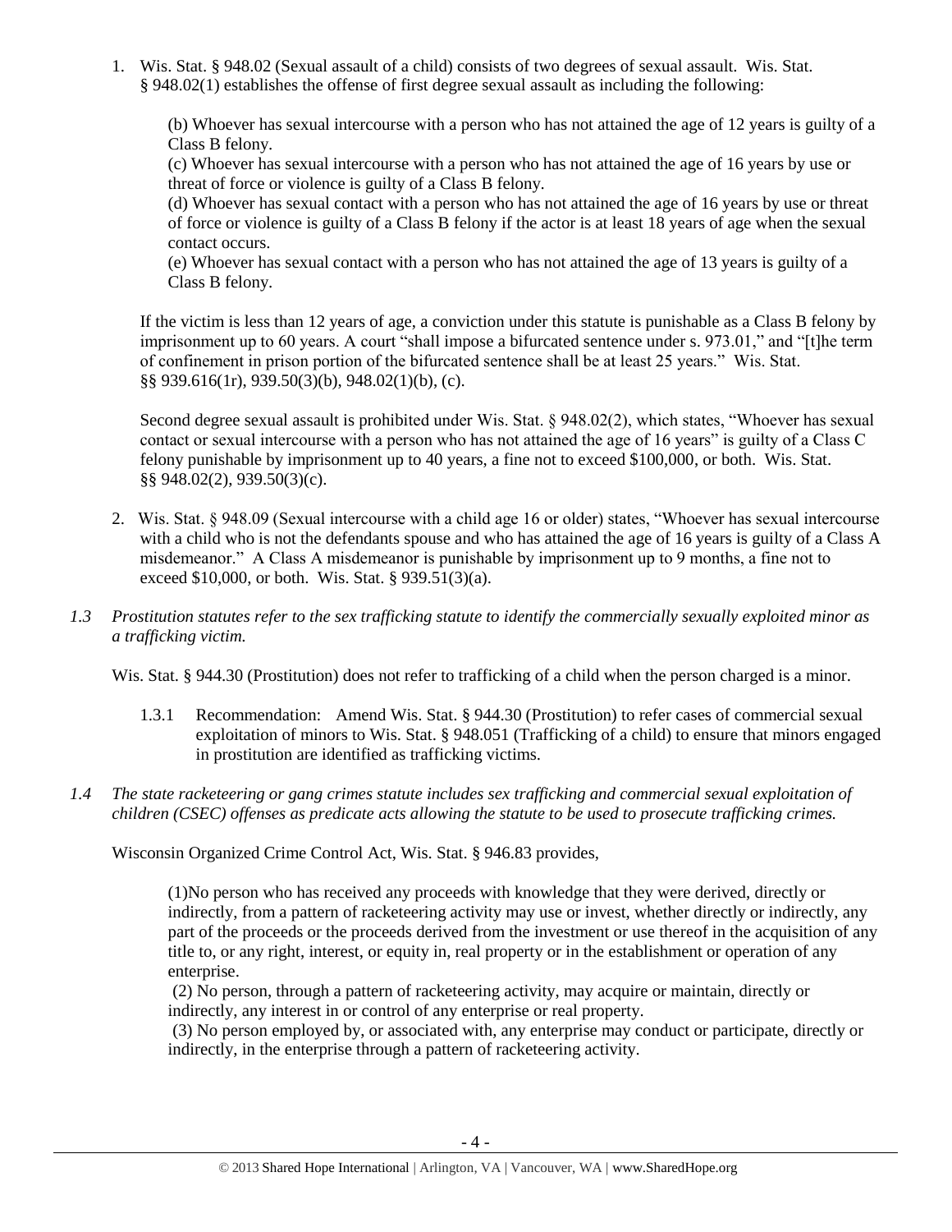1. Wis. Stat. § 948.02 (Sexual assault of a child) consists of two degrees of sexual assault. Wis. Stat. § 948.02(1) establishes the offense of first degree sexual assault as including the following:

   > (b) Whoever has sexual intercourse with a person who has not attained the age of 12 years is guilty of a Class B felony.
   > (c) Whoever has sexual intercourse with a person who has not attained the age of 16 years by use or threat of force or violence is guilty of a Class B felony.
   > (d) Whoever has sexual contact with a person who has not attained the age of 16 years by use or threat of force or violence is guilty of a Class B felony if the actor is at least 18 years of age when the sexual contact occurs.
   > (e) Whoever has sexual contact with a person who has not attained the age of 13 years is guilty of a Class B felony.

   If the victim is less than 12 years of age, a conviction under this statute is punishable as a Class B felony by imprisonment up to 60 years. A court "shall impose a bifurcated sentence under s. 973.01," and "[t]he term of confinement in prison portion of the bifurcated sentence shall be at least 25 years." Wis. Stat. §§ 939.616(1r), 939.50(3)(b), 948.02(1)(b), (c).

   Second degree sexual assault is prohibited under Wis. Stat. § 948.02(2), which states, "Whoever has sexual contact or sexual intercourse with a person who has not attained the age of 16 years" is guilty of a Class C felony punishable by imprisonment up to 40 years, a fine not to exceed $100,000, or both. Wis. Stat. §§ 948.02(2), 939.50(3)(c).

2. Wis. Stat. § 948.09 (Sexual intercourse with a child age 16 or older) states, "Whoever has sexual intercourse with a child who is not the defendants spouse and who has attained the age of 16 years is guilty of a Class A misdemeanor." A Class A misdemeanor is punishable by imprisonment up to 9 months, a fine not to exceed $10,000, or both. Wis. Stat. § 939.51(3)(a).

*1.3 Prostitution statutes refer to the sex trafficking statute to identify the commercially sexually exploited minor as a trafficking victim.*

Wis. Stat. § 944.30 (Prostitution) does not refer to trafficking of a child when the person charged is a minor.

1.3.1 Recommendation: Amend Wis. Stat. § 944.30 (Prostitution) to refer cases of commercial sexual exploitation of minors to Wis. Stat. § 948.051 (Trafficking of a child) to ensure that minors engaged in prostitution are identified as trafficking victims.

*1.4 The state racketeering or gang crimes statute includes sex trafficking and commercial sexual exploitation of children (CSEC) offenses as predicate acts allowing the statute to be used to prosecute trafficking crimes.*

Wisconsin Organized Crime Control Act, Wis. Stat. § 946.83 provides,

> (1)No person who has received any proceeds with knowledge that they were derived, directly or indirectly, from a pattern of racketeering activity may use or invest, whether directly or indirectly, any part of the proceeds or the proceeds derived from the investment or use thereof in the acquisition of any title to, or any right, interest, or equity in, real property or in the establishment or operation of any enterprise.
> (2) No person, through a pattern of racketeering activity, may acquire or maintain, directly or indirectly, any interest in or control of any enterprise or real property.
> (3) No person employed by, or associated with, any enterprise may conduct or participate, directly or indirectly, in the enterprise through a pattern of racketeering activity.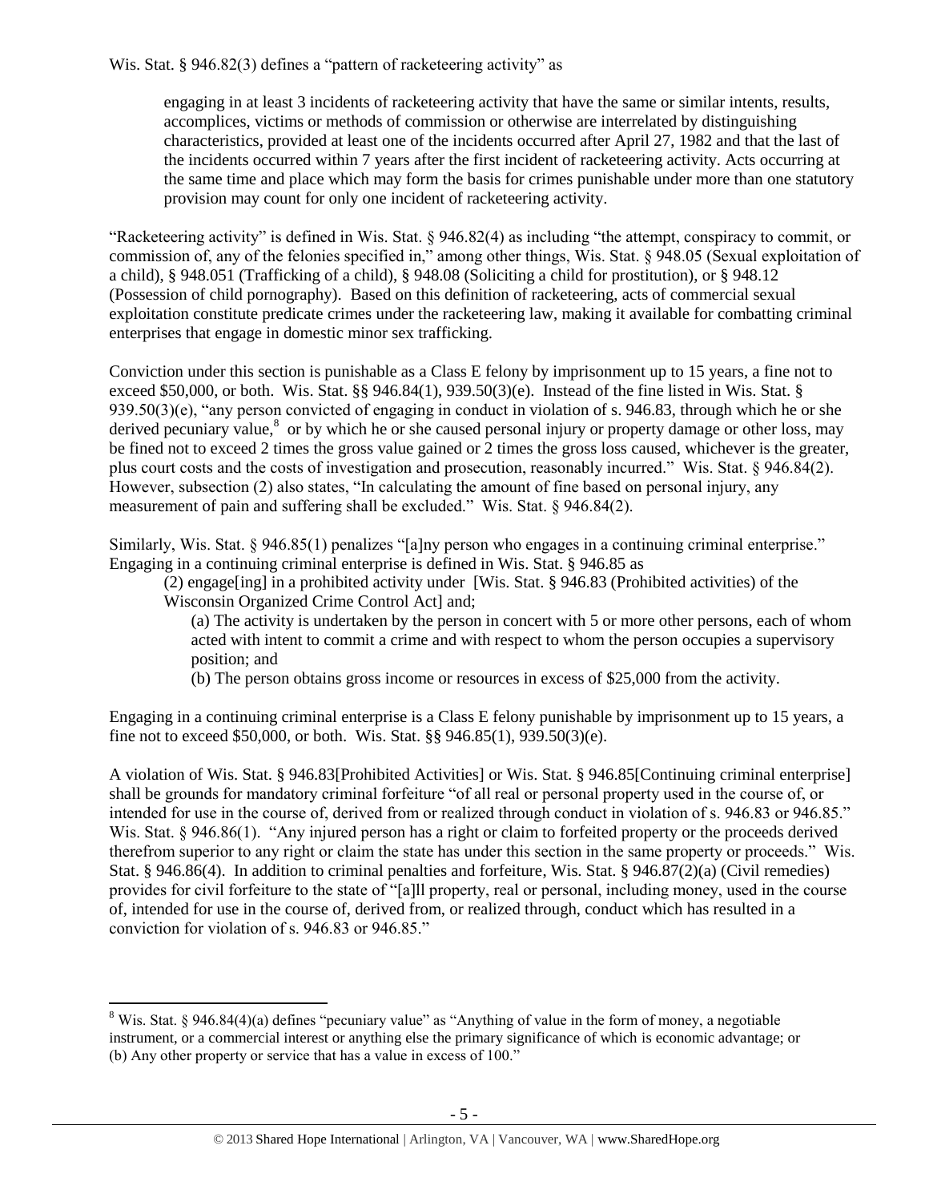Wis. Stat. § 946.82(3) defines a "pattern of racketeering activity" as

> engaging in at least 3 incidents of racketeering activity that have the same or similar intents, results, accomplices, victims or methods of commission or otherwise are interrelated by distinguishing characteristics, provided at least one of the incidents occurred after April 27, 1982 and that the last of the incidents occurred within 7 years after the first incident of racketeering activity. Acts occurring at the same time and place which may form the basis for crimes punishable under more than one statutory provision may count for only one incident of racketeering activity.

"Racketeering activity" is defined in Wis. Stat. § 946.82(4) as including "the attempt, conspiracy to commit, or commission of, any of the felonies specified in," among other things, Wis. Stat. § 948.05 (Sexual exploitation of a child), § 948.051 (Trafficking of a child), § 948.08 (Soliciting a child for prostitution), or § 948.12 (Possession of child pornography). Based on this definition of racketeering, acts of commercial sexual exploitation constitute predicate crimes under the racketeering law, making it available for combatting criminal enterprises that engage in domestic minor sex trafficking.

Conviction under this section is punishable as a Class E felony by imprisonment up to 15 years, a fine not to exceed $50,000, or both. Wis. Stat. §§ 946.84(1), 939.50(3)(e). Instead of the fine listed in Wis. Stat. § 939.50(3)(e), "any person convicted of engaging in conduct in violation of s. 946.83, through which he or she derived pecuniary value,[8] or by which he or she caused personal injury or property damage or other loss, may be fined not to exceed 2 times the gross value gained or 2 times the gross loss caused, whichever is the greater, plus court costs and the costs of investigation and prosecution, reasonably incurred." Wis. Stat. § 946.84(2). However, subsection (2) also states, "In calculating the amount of fine based on personal injury, any measurement of pain and suffering shall be excluded." Wis. Stat. § 946.84(2).

Similarly, Wis. Stat. § 946.85(1) penalizes "[a]ny person who engages in a continuing criminal enterprise." Engaging in a continuing criminal enterprise is defined in Wis. Stat. § 946.85 as

> (2) engage[ing] in a prohibited activity under [Wis. Stat. § 946.83 (Prohibited activities) of the Wisconsin Organized Crime Control Act] and;
>
> (a) The activity is undertaken by the person in concert with 5 or more other persons, each of whom acted with intent to commit a crime and with respect to whom the person occupies a supervisory position; and
>
> (b) The person obtains gross income or resources in excess of $25,000 from the activity.

Engaging in a continuing criminal enterprise is a Class E felony punishable by imprisonment up to 15 years, a fine not to exceed $50,000, or both. Wis. Stat. §§ 946.85(1), 939.50(3)(e).

A violation of Wis. Stat. § 946.83[Prohibited Activities] or Wis. Stat. § 946.85[Continuing criminal enterprise] shall be grounds for mandatory criminal forfeiture "of all real or personal property used in the course of, or intended for use in the course of, derived from or realized through conduct in violation of s. 946.83 or 946.85." Wis. Stat. § 946.86(1). "Any injured person has a right or claim to forfeited property or the proceeds derived therefrom superior to any right or claim the state has under this section in the same property or proceeds." Wis. Stat. § 946.86(4). In addition to criminal penalties and forfeiture, Wis. Stat. § 946.87(2)(a) (Civil remedies) provides for civil forfeiture to the state of "[a]ll property, real or personal, including money, used in the course of, intended for use in the course of, derived from, or realized through, conduct which has resulted in a conviction for violation of s. 946.83 or 946.85."

---

[8] Wis. Stat. § 946.84(4)(a) defines "pecuniary value" as "Anything of value in the form of money, a negotiable instrument, or a commercial interest or anything else the primary significance of which is economic advantage; or (b) Any other property or service that has a value in excess of 100."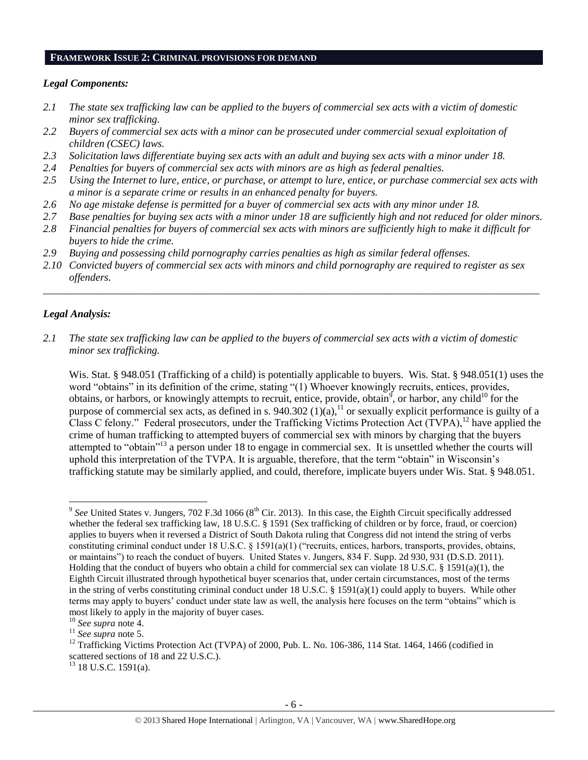## FRAMEWORK ISSUE 2: CRIMINAL PROVISIONS FOR DEMAND

### *Legal Components:*

*2.1 The state sex trafficking law can be applied to the buyers of commercial sex acts with a victim of domestic minor sex trafficking.*

*2.2 Buyers of commercial sex acts with a minor can be prosecuted under commercial sexual exploitation of children (CSEC) laws.*

*2.3 Solicitation laws differentiate buying sex acts with an adult and buying sex acts with a minor under 18.*

*2.4 Penalties for buyers of commercial sex acts with minors are as high as federal penalties.*

*2.5 Using the Internet to lure, entice, or purchase, or attempt to lure, entice, or purchase commercial sex acts with a minor is a separate crime or results in an enhanced penalty for buyers.*

*2.6 No age mistake defense is permitted for a buyer of commercial sex acts with any minor under 18.*

*2.7 Base penalties for buying sex acts with a minor under 18 are sufficiently high and not reduced for older minors.*

*2.8 Financial penalties for buyers of commercial sex acts with minors are sufficiently high to make it difficult for buyers to hide the crime.*

*2.9 Buying and possessing child pornography carries penalties as high as similar federal offenses.*

*2.10 Convicted buyers of commercial sex acts with minors and child pornography are required to register as sex offenders.*

---

### *Legal Analysis:*

*2.1 The state sex trafficking law can be applied to the buyers of commercial sex acts with a victim of domestic minor sex trafficking.*

Wis. Stat. § 948.051 (Trafficking of a child) is potentially applicable to buyers. Wis. Stat. § 948.051(1) uses the word "obtains" in its definition of the crime, stating "(1) Whoever knowingly recruits, entices, provides, obtains, or harbors, or knowingly attempts to recruit, entice, provide, obtain[9], or harbor, any child[10] for the purpose of commercial sex acts, as defined in s. 940.302 (1)(a),[11] or sexually explicit performance is guilty of a Class C felony." Federal prosecutors, under the Trafficking Victims Protection Act (TVPA),[12] have applied the crime of human trafficking to attempted buyers of commercial sex with minors by charging that the buyers attempted to "obtain"[13] a person under 18 to engage in commercial sex. It is unsettled whether the courts will uphold this interpretation of the TVPA. It is arguable, therefore, that the term "obtain" in Wisconsin's trafficking statute may be similarly applied, and could, therefore, implicate buyers under Wis. Stat. § 948.051.

---

[9] *See* United States v. Jungers, 702 F.3d 1066 (8th Cir. 2013). In this case, the Eighth Circuit specifically addressed whether the federal sex trafficking law, 18 U.S.C. § 1591 (Sex trafficking of children or by force, fraud, or coercion) applies to buyers when it reversed a District of South Dakota ruling that Congress did not intend the string of verbs constituting criminal conduct under 18 U.S.C. § 1591(a)(1) ("recruits, entices, harbors, transports, provides, obtains, or maintains") to reach the conduct of buyers. United States v. Jungers, 834 F. Supp. 2d 930, 931 (D.S.D. 2011). Holding that the conduct of buyers who obtain a child for commercial sex can violate 18 U.S.C. § 1591(a)(1), the Eighth Circuit illustrated through hypothetical buyer scenarios that, under certain circumstances, most of the terms in the string of verbs constituting criminal conduct under 18 U.S.C. § 1591(a)(1) could apply to buyers. While other terms may apply to buyers' conduct under state law as well, the analysis here focuses on the term "obtains" which is most likely to apply in the majority of buyer cases.

[10] *See supra* note 4.

[11] *See supra* note 5.

[12] Trafficking Victims Protection Act (TVPA) of 2000, Pub. L. No. 106-386, 114 Stat. 1464, 1466 (codified in scattered sections of 18 and 22 U.S.C.).

[13] 18 U.S.C. 1591(a).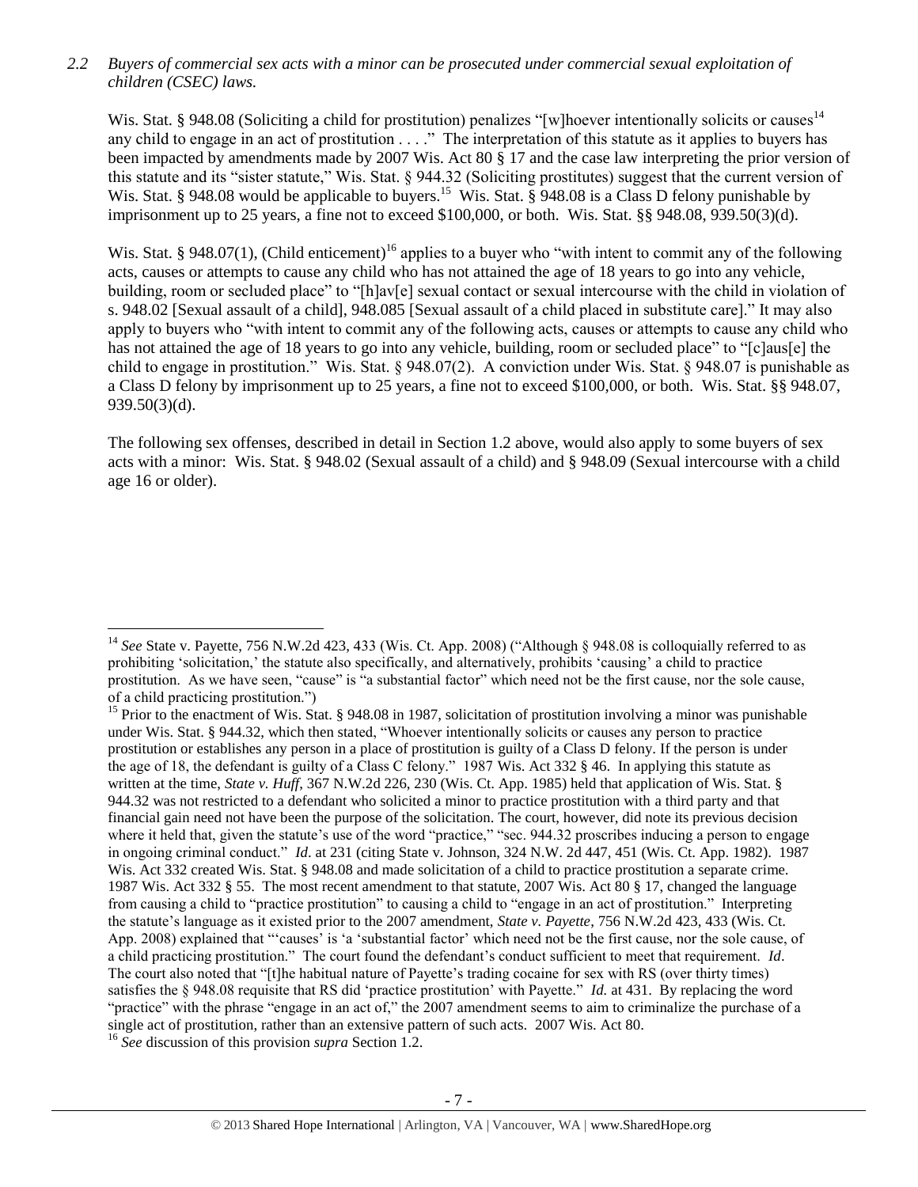*2.2 Buyers of commercial sex acts with a minor can be prosecuted under commercial sexual exploitation of children (CSEC) laws.*

Wis. Stat. § 948.08 (Soliciting a child for prostitution) penalizes "[w]hoever intentionally solicits or causes[14] any child to engage in an act of prostitution . . . ." The interpretation of this statute as it applies to buyers has been impacted by amendments made by 2007 Wis. Act 80 § 17 and the case law interpreting the prior version of this statute and its "sister statute," Wis. Stat. § 944.32 (Soliciting prostitutes) suggest that the current version of Wis. Stat. § 948.08 would be applicable to buyers.[15] Wis. Stat. § 948.08 is a Class D felony punishable by imprisonment up to 25 years, a fine not to exceed $100,000, or both. Wis. Stat. §§ 948.08, 939.50(3)(d).

Wis. Stat. § 948.07(1), (Child enticement)[16] applies to a buyer who "with intent to commit any of the following acts, causes or attempts to cause any child who has not attained the age of 18 years to go into any vehicle, building, room or secluded place" to "[h]av[e] sexual contact or sexual intercourse with the child in violation of s. 948.02 [Sexual assault of a child], 948.085 [Sexual assault of a child placed in substitute care]." It may also apply to buyers who "with intent to commit any of the following acts, causes or attempts to cause any child who has not attained the age of 18 years to go into any vehicle, building, room or secluded place" to "[c]aus[e] the child to engage in prostitution." Wis. Stat. § 948.07(2). A conviction under Wis. Stat. § 948.07 is punishable as a Class D felony by imprisonment up to 25 years, a fine not to exceed $100,000, or both. Wis. Stat. §§ 948.07, 939.50(3)(d).

The following sex offenses, described in detail in Section 1.2 above, would also apply to some buyers of sex acts with a minor: Wis. Stat. § 948.02 (Sexual assault of a child) and § 948.09 (Sexual intercourse with a child age 16 or older).

---

[14] *See* State v. Payette, 756 N.W.2d 423, 433 (Wis. Ct. App. 2008) ("Although § 948.08 is colloquially referred to as prohibiting 'solicitation,' the statute also specifically, and alternatively, prohibits 'causing' a child to practice prostitution. As we have seen, "cause" is "a substantial factor" which need not be the first cause, nor the sole cause, of a child practicing prostitution.")

[15] Prior to the enactment of Wis. Stat. § 948.08 in 1987, solicitation of prostitution involving a minor was punishable under Wis. Stat. § 944.32, which then stated, "Whoever intentionally solicits or causes any person to practice prostitution or establishes any person in a place of prostitution is guilty of a Class D felony. If the person is under the age of 18, the defendant is guilty of a Class C felony." 1987 Wis. Act 332 § 46. In applying this statute as written at the time, *State v. Huff*, 367 N.W.2d 226, 230 (Wis. Ct. App. 1985) held that application of Wis. Stat. § 944.32 was not restricted to a defendant who solicited a minor to practice prostitution with a third party and that financial gain need not have been the purpose of the solicitation. The court, however, did note its previous decision where it held that, given the statute's use of the word "practice," "sec. 944.32 proscribes inducing a person to engage in ongoing criminal conduct." *Id*. at 231 (citing State v. Johnson, 324 N.W. 2d 447, 451 (Wis. Ct. App. 1982). 1987 Wis. Act 332 created Wis. Stat. § 948.08 and made solicitation of a child to practice prostitution a separate crime. 1987 Wis. Act 332 § 55. The most recent amendment to that statute, 2007 Wis. Act 80 § 17, changed the language from causing a child to "practice prostitution" to causing a child to "engage in an act of prostitution." Interpreting the statute's language as it existed prior to the 2007 amendment, *State v. Payette*, 756 N.W.2d 423, 433 (Wis. Ct. App. 2008) explained that "'causes' is 'a 'substantial factor' which need not be the first cause, nor the sole cause, of a child practicing prostitution." The court found the defendant's conduct sufficient to meet that requirement. *Id*. The court also noted that "[t]he habitual nature of Payette's trading cocaine for sex with RS (over thirty times) satisfies the § 948.08 requisite that RS did 'practice prostitution' with Payette." *Id.* at 431. By replacing the word "practice" with the phrase "engage in an act of," the 2007 amendment seems to aim to criminalize the purchase of a single act of prostitution, rather than an extensive pattern of such acts. 2007 Wis. Act 80.

[16] *See* discussion of this provision *supra* Section 1.2.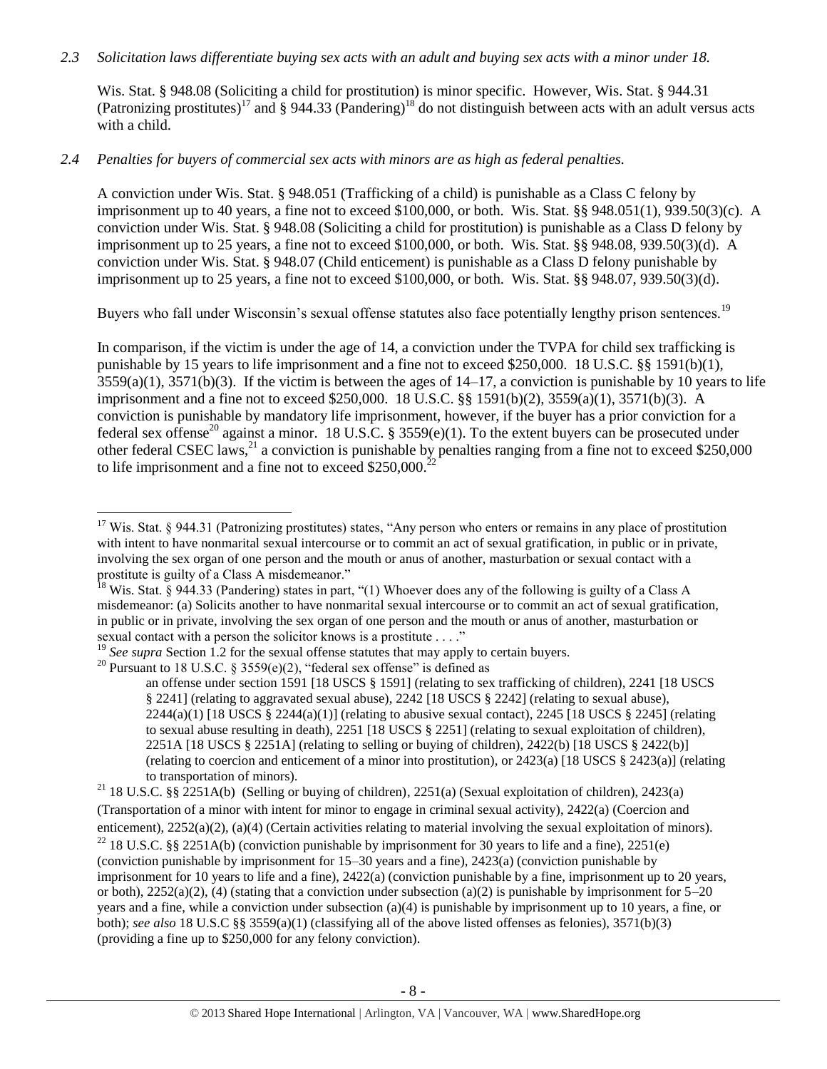*2.3 Solicitation laws differentiate buying sex acts with an adult and buying sex acts with a minor under 18.*

Wis. Stat. § 948.08 (Soliciting a child for prostitution) is minor specific. However, Wis. Stat. § 944.31 (Patronizing prostitutes)[17] and § 944.33 (Pandering)[18] do not distinguish between acts with an adult versus acts with a child.

*2.4 Penalties for buyers of commercial sex acts with minors are as high as federal penalties.*

A conviction under Wis. Stat. § 948.051 (Trafficking of a child) is punishable as a Class C felony by imprisonment up to 40 years, a fine not to exceed $100,000, or both. Wis. Stat. §§ 948.051(1), 939.50(3)(c). A conviction under Wis. Stat. § 948.08 (Soliciting a child for prostitution) is punishable as a Class D felony by imprisonment up to 25 years, a fine not to exceed $100,000, or both. Wis. Stat. §§ 948.08, 939.50(3)(d). A conviction under Wis. Stat. § 948.07 (Child enticement) is punishable as a Class D felony punishable by imprisonment up to 25 years, a fine not to exceed $100,000, or both. Wis. Stat. §§ 948.07, 939.50(3)(d).

Buyers who fall under Wisconsin's sexual offense statutes also face potentially lengthy prison sentences.[19]

In comparison, if the victim is under the age of 14, a conviction under the TVPA for child sex trafficking is punishable by 15 years to life imprisonment and a fine not to exceed $250,000. 18 U.S.C. §§ 1591(b)(1), 3559(a)(1), 3571(b)(3). If the victim is between the ages of 14–17, a conviction is punishable by 10 years to life imprisonment and a fine not to exceed $250,000. 18 U.S.C. §§ 1591(b)(2), 3559(a)(1), 3571(b)(3). A conviction is punishable by mandatory life imprisonment, however, if the buyer has a prior conviction for a federal sex offense[20] against a minor. 18 U.S.C. § 3559(e)(1). To the extent buyers can be prosecuted under other federal CSEC laws,[21] a conviction is punishable by penalties ranging from a fine not to exceed $250,000 to life imprisonment and a fine not to exceed $250,000.[22]

---

[17] Wis. Stat. § 944.31 (Patronizing prostitutes) states, "Any person who enters or remains in any place of prostitution with intent to have nonmarital sexual intercourse or to commit an act of sexual gratification, in public or in private, involving the sex organ of one person and the mouth or anus of another, masturbation or sexual contact with a prostitute is guilty of a Class A misdemeanor."

[18] Wis. Stat. § 944.33 (Pandering) states in part, "(1) Whoever does any of the following is guilty of a Class A misdemeanor: (a) Solicits another to have nonmarital sexual intercourse or to commit an act of sexual gratification, in public or in private, involving the sex organ of one person and the mouth or anus of another, masturbation or sexual contact with a person the solicitor knows is a prostitute . . . ."

[19] *See supra* Section 1.2 for the sexual offense statutes that may apply to certain buyers.

[20] Pursuant to 18 U.S.C. § 3559(e)(2), "federal sex offense" is defined as

> an offense under section 1591 [18 USCS § 1591] (relating to sex trafficking of children), 2241 [18 USCS § 2241] (relating to aggravated sexual abuse), 2242 [18 USCS § 2242] (relating to sexual abuse), 2244(a)(1) [18 USCS § 2244(a)(1)] (relating to abusive sexual contact), 2245 [18 USCS § 2245] (relating to sexual abuse resulting in death), 2251 [18 USCS § 2251] (relating to sexual exploitation of children), 2251A [18 USCS § 2251A] (relating to selling or buying of children), 2422(b) [18 USCS § 2422(b)] (relating to coercion and enticement of a minor into prostitution), or 2423(a) [18 USCS § 2423(a)] (relating to transportation of minors).

[21] 18 U.S.C. §§ 2251A(b) (Selling or buying of children), 2251(a) (Sexual exploitation of children), 2423(a) (Transportation of a minor with intent for minor to engage in criminal sexual activity), 2422(a) (Coercion and enticement), 2252(a)(2), (a)(4) (Certain activities relating to material involving the sexual exploitation of minors).

[22] 18 U.S.C. §§ 2251A(b) (conviction punishable by imprisonment for 30 years to life and a fine), 2251(e) (conviction punishable by imprisonment for 15–30 years and a fine), 2423(a) (conviction punishable by imprisonment for 10 years to life and a fine), 2422(a) (conviction punishable by a fine, imprisonment up to 20 years, or both), 2252(a)(2), (4) (stating that a conviction under subsection (a)(2) is punishable by imprisonment for 5–20 years and a fine, while a conviction under subsection (a)(4) is punishable by imprisonment up to 10 years, a fine, or both); *see also* 18 U.S.C §§ 3559(a)(1) (classifying all of the above listed offenses as felonies), 3571(b)(3) (providing a fine up to $250,000 for any felony conviction).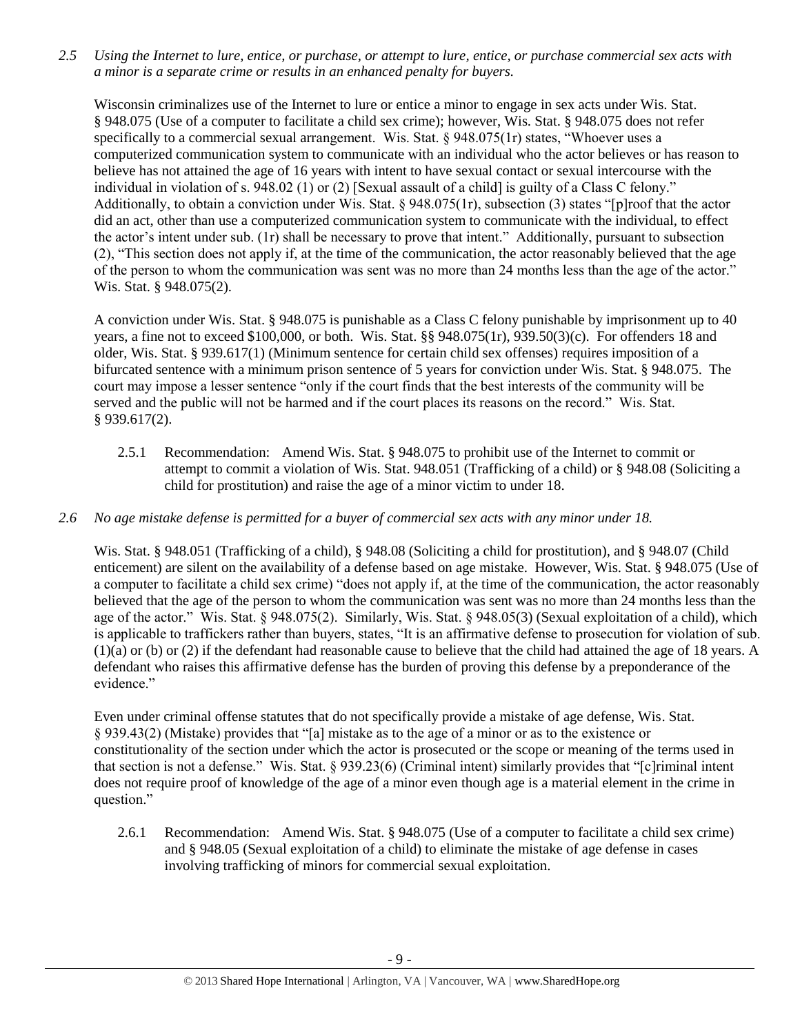*2.5 Using the Internet to lure, entice, or purchase, or attempt to lure, entice, or purchase commercial sex acts with a minor is a separate crime or results in an enhanced penalty for buyers.*

Wisconsin criminalizes use of the Internet to lure or entice a minor to engage in sex acts under Wis. Stat. § 948.075 (Use of a computer to facilitate a child sex crime); however, Wis. Stat. § 948.075 does not refer specifically to a commercial sexual arrangement. Wis. Stat. § 948.075(1r) states, "Whoever uses a computerized communication system to communicate with an individual who the actor believes or has reason to believe has not attained the age of 16 years with intent to have sexual contact or sexual intercourse with the individual in violation of s. 948.02 (1) or (2) [Sexual assault of a child] is guilty of a Class C felony." Additionally, to obtain a conviction under Wis. Stat. § 948.075(1r), subsection (3) states "[p]roof that the actor did an act, other than use a computerized communication system to communicate with the individual, to effect the actor's intent under sub. (1r) shall be necessary to prove that intent." Additionally, pursuant to subsection (2), "This section does not apply if, at the time of the communication, the actor reasonably believed that the age of the person to whom the communication was sent was no more than 24 months less than the age of the actor." Wis. Stat. § 948.075(2).

A conviction under Wis. Stat. § 948.075 is punishable as a Class C felony punishable by imprisonment up to 40 years, a fine not to exceed $100,000, or both. Wis. Stat. §§ 948.075(1r), 939.50(3)(c). For offenders 18 and older, Wis. Stat. § 939.617(1) (Minimum sentence for certain child sex offenses) requires imposition of a bifurcated sentence with a minimum prison sentence of 5 years for conviction under Wis. Stat. § 948.075. The court may impose a lesser sentence "only if the court finds that the best interests of the community will be served and the public will not be harmed and if the court places its reasons on the record." Wis. Stat. § 939.617(2).

2.5.1 Recommendation: Amend Wis. Stat. § 948.075 to prohibit use of the Internet to commit or attempt to commit a violation of Wis. Stat. 948.051 (Trafficking of a child) or § 948.08 (Soliciting a child for prostitution) and raise the age of a minor victim to under 18.

*2.6 No age mistake defense is permitted for a buyer of commercial sex acts with any minor under 18.*

Wis. Stat. § 948.051 (Trafficking of a child), § 948.08 (Soliciting a child for prostitution), and § 948.07 (Child enticement) are silent on the availability of a defense based on age mistake. However, Wis. Stat. § 948.075 (Use of a computer to facilitate a child sex crime) "does not apply if, at the time of the communication, the actor reasonably believed that the age of the person to whom the communication was sent was no more than 24 months less than the age of the actor." Wis. Stat. § 948.075(2). Similarly, Wis. Stat. § 948.05(3) (Sexual exploitation of a child), which is applicable to traffickers rather than buyers, states, "It is an affirmative defense to prosecution for violation of sub. (1)(a) or (b) or (2) if the defendant had reasonable cause to believe that the child had attained the age of 18 years. A defendant who raises this affirmative defense has the burden of proving this defense by a preponderance of the evidence."

Even under criminal offense statutes that do not specifically provide a mistake of age defense, Wis. Stat. § 939.43(2) (Mistake) provides that "[a] mistake as to the age of a minor or as to the existence or constitutionality of the section under which the actor is prosecuted or the scope or meaning of the terms used in that section is not a defense." Wis. Stat. § 939.23(6) (Criminal intent) similarly provides that "[c]riminal intent does not require proof of knowledge of the age of a minor even though age is a material element in the crime in question."

2.6.1 Recommendation: Amend Wis. Stat. § 948.075 (Use of a computer to facilitate a child sex crime) and § 948.05 (Sexual exploitation of a child) to eliminate the mistake of age defense in cases involving trafficking of minors for commercial sexual exploitation.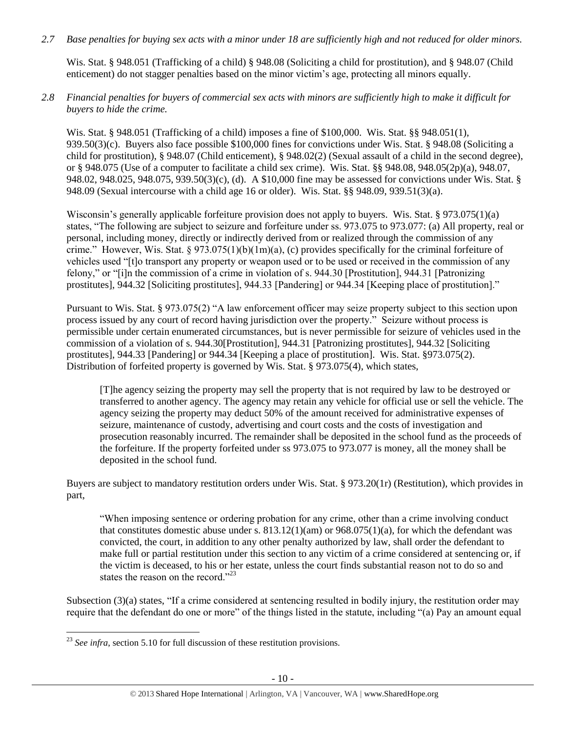*2.7 Base penalties for buying sex acts with a minor under 18 are sufficiently high and not reduced for older minors.*

Wis. Stat. § 948.051 (Trafficking of a child) § 948.08 (Soliciting a child for prostitution), and § 948.07 (Child enticement) do not stagger penalties based on the minor victim's age, protecting all minors equally.

*2.8 Financial penalties for buyers of commercial sex acts with minors are sufficiently high to make it difficult for buyers to hide the crime.*

Wis. Stat. § 948.051 (Trafficking of a child) imposes a fine of $100,000. Wis. Stat. §§ 948.051(1), 939.50(3)(c). Buyers also face possible $100,000 fines for convictions under Wis. Stat. § 948.08 (Soliciting a child for prostitution), § 948.07 (Child enticement), § 948.02(2) (Sexual assault of a child in the second degree), or § 948.075 (Use of a computer to facilitate a child sex crime). Wis. Stat. §§ 948.08, 948.05(2p)(a), 948.07, 948.02, 948.025, 948.075, 939.50(3)(c), (d). A $10,000 fine may be assessed for convictions under Wis. Stat. § 948.09 (Sexual intercourse with a child age 16 or older). Wis. Stat. §§ 948.09, 939.51(3)(a).

Wisconsin's generally applicable forfeiture provision does not apply to buyers. Wis. Stat. § 973.075(1)(a) states, "The following are subject to seizure and forfeiture under ss. 973.075 to 973.077: (a) All property, real or personal, including money, directly or indirectly derived from or realized through the commission of any crime." However, Wis. Stat. § 973.075(1)(b)(1m)(a), (c) provides specifically for the criminal forfeiture of vehicles used "[t]o transport any property or weapon used or to be used or received in the commission of any felony," or "[i]n the commission of a crime in violation of s. 944.30 [Prostitution], 944.31 [Patronizing prostitutes], 944.32 [Soliciting prostitutes], 944.33 [Pandering] or 944.34 [Keeping place of prostitution]."

Pursuant to Wis. Stat. § 973.075(2) "A law enforcement officer may seize property subject to this section upon process issued by any court of record having jurisdiction over the property." Seizure without process is permissible under certain enumerated circumstances, but is never permissible for seizure of vehicles used in the commission of a violation of s. 944.30[Prostitution], 944.31 [Patronizing prostitutes], 944.32 [Soliciting prostitutes], 944.33 [Pandering] or 944.34 [Keeping a place of prostitution]. Wis. Stat. §973.075(2). Distribution of forfeited property is governed by Wis. Stat. § 973.075(4), which states,

> [T]he agency seizing the property may sell the property that is not required by law to be destroyed or transferred to another agency. The agency may retain any vehicle for official use or sell the vehicle. The agency seizing the property may deduct 50% of the amount received for administrative expenses of seizure, maintenance of custody, advertising and court costs and the costs of investigation and prosecution reasonably incurred. The remainder shall be deposited in the school fund as the proceeds of the forfeiture. If the property forfeited under ss 973.075 to 973.077 is money, all the money shall be deposited in the school fund.

Buyers are subject to mandatory restitution orders under Wis. Stat. § 973.20(1r) (Restitution), which provides in part,

> "When imposing sentence or ordering probation for any crime, other than a crime involving conduct that constitutes domestic abuse under s. 813.12(1)(am) or 968.075(1)(a), for which the defendant was convicted, the court, in addition to any other penalty authorized by law, shall order the defendant to make full or partial restitution under this section to any victim of a crime considered at sentencing or, if the victim is deceased, to his or her estate, unless the court finds substantial reason not to do so and states the reason on the record."[23]

Subsection (3)(a) states, "If a crime considered at sentencing resulted in bodily injury, the restitution order may require that the defendant do one or more" of the things listed in the statute, including "(a) Pay an amount equal

---

[23] *See infra*, section 5.10 for full discussion of these restitution provisions.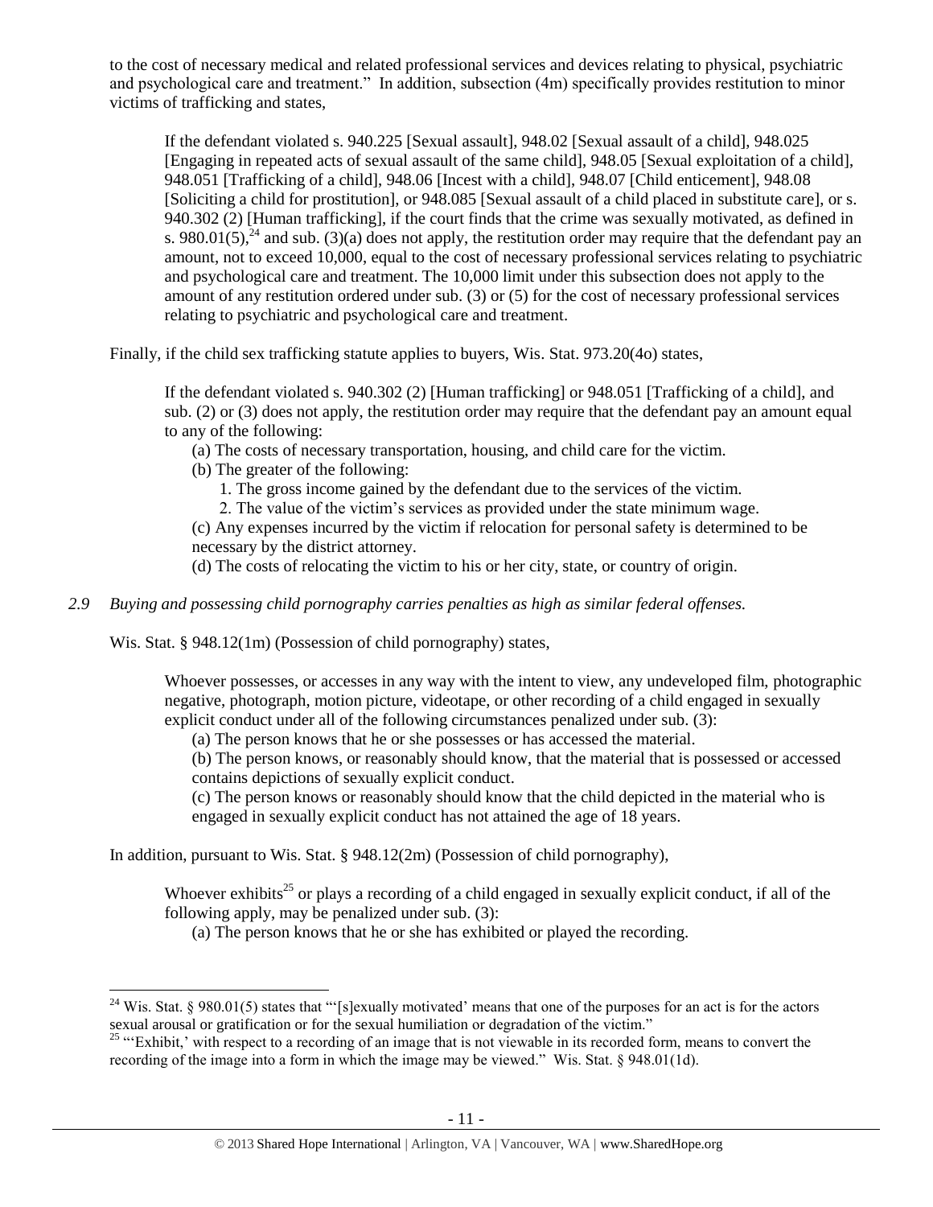to the cost of necessary medical and related professional services and devices relating to physical, psychiatric and psychological care and treatment." In addition, subsection (4m) specifically provides restitution to minor victims of trafficking and states,

> If the defendant violated s. 940.225 [Sexual assault], 948.02 [Sexual assault of a child], 948.025 [Engaging in repeated acts of sexual assault of the same child], 948.05 [Sexual exploitation of a child], 948.051 [Trafficking of a child], 948.06 [Incest with a child], 948.07 [Child enticement], 948.08 [Soliciting a child for prostitution], or 948.085 [Sexual assault of a child placed in substitute care], or s. 940.302 (2) [Human trafficking], if the court finds that the crime was sexually motivated, as defined in s. 980.01(5),[24] and sub. (3)(a) does not apply, the restitution order may require that the defendant pay an amount, not to exceed 10,000, equal to the cost of necessary professional services relating to psychiatric and psychological care and treatment. The 10,000 limit under this subsection does not apply to the amount of any restitution ordered under sub. (3) or (5) for the cost of necessary professional services relating to psychiatric and psychological care and treatment.

Finally, if the child sex trafficking statute applies to buyers, Wis. Stat. 973.20(4o) states,

> If the defendant violated s. 940.302 (2) [Human trafficking] or 948.051 [Trafficking of a child], and sub. (2) or (3) does not apply, the restitution order may require that the defendant pay an amount equal to any of the following:
>
> (a) The costs of necessary transportation, housing, and child care for the victim.
>
> (b) The greater of the following:
>
> 1. The gross income gained by the defendant due to the services of the victim.
> 2. The value of the victim's services as provided under the state minimum wage.
>
> (c) Any expenses incurred by the victim if relocation for personal safety is determined to be necessary by the district attorney.
>
> (d) The costs of relocating the victim to his or her city, state, or country of origin.

*2.9 Buying and possessing child pornography carries penalties as high as similar federal offenses.*

Wis. Stat. § 948.12(1m) (Possession of child pornography) states,

> Whoever possesses, or accesses in any way with the intent to view, any undeveloped film, photographic negative, photograph, motion picture, videotape, or other recording of a child engaged in sexually explicit conduct under all of the following circumstances penalized under sub. (3):
>
> (a) The person knows that he or she possesses or has accessed the material.
>
> (b) The person knows, or reasonably should know, that the material that is possessed or accessed contains depictions of sexually explicit conduct.
>
> (c) The person knows or reasonably should know that the child depicted in the material who is engaged in sexually explicit conduct has not attained the age of 18 years.

In addition, pursuant to Wis. Stat. § 948.12(2m) (Possession of child pornography),

> Whoever exhibits[25] or plays a recording of a child engaged in sexually explicit conduct, if all of the following apply, may be penalized under sub. (3):
>
> (a) The person knows that he or she has exhibited or played the recording.

---

[24] Wis. Stat. § 980.01(5) states that "'[s]exually motivated' means that one of the purposes for an act is for the actors sexual arousal or gratification or for the sexual humiliation or degradation of the victim."

[25] "'Exhibit,' with respect to a recording of an image that is not viewable in its recorded form, means to convert the recording of the image into a form in which the image may be viewed." Wis. Stat. § 948.01(1d).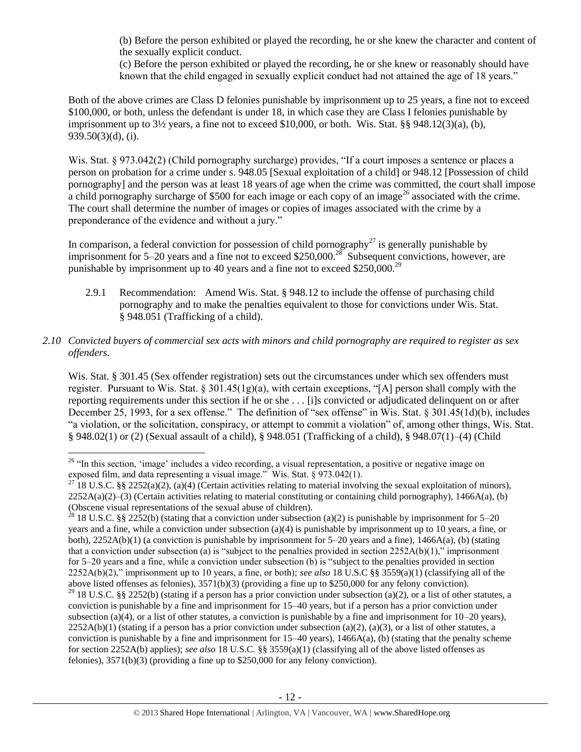(b) Before the person exhibited or played the recording, he or she knew the character and content of the sexually explicit conduct.

(c) Before the person exhibited or played the recording, he or she knew or reasonably should have known that the child engaged in sexually explicit conduct had not attained the age of 18 years."

Both of the above crimes are Class D felonies punishable by imprisonment up to 25 years, a fine not to exceed $100,000, or both, unless the defendant is under 18, in which case they are Class I felonies punishable by imprisonment up to 3½ years, a fine not to exceed $10,000, or both. Wis. Stat. §§ 948.12(3)(a), (b), 939.50(3)(d), (i).

Wis. Stat. § 973.042(2) (Child pornography surcharge) provides, "If a court imposes a sentence or places a person on probation for a crime under s. 948.05 [Sexual exploitation of a child] or 948.12 [Possession of child pornography] and the person was at least 18 years of age when the crime was committed, the court shall impose a child pornography surcharge of $500 for each image or each copy of an image[26] associated with the crime. The court shall determine the number of images or copies of images associated with the crime by a preponderance of the evidence and without a jury."

In comparison, a federal conviction for possession of child pornography[27] is generally punishable by imprisonment for 5–20 years and a fine not to exceed $250,000.[28] Subsequent convictions, however, are punishable by imprisonment up to 40 years and a fine not to exceed $250,000.[29]

2.9.1 Recommendation: Amend Wis. Stat. § 948.12 to include the offense of purchasing child pornography and to make the penalties equivalent to those for convictions under Wis. Stat. § 948.051 (Trafficking of a child).

*2.10 Convicted buyers of commercial sex acts with minors and child pornography are required to register as sex offenders.*

Wis. Stat. § 301.45 (Sex offender registration) sets out the circumstances under which sex offenders must register. Pursuant to Wis. Stat. § 301.45(1g)(a), with certain exceptions, "[A] person shall comply with the reporting requirements under this section if he or she . . . [i]s convicted or adjudicated delinquent on or after December 25, 1993, for a sex offense." The definition of "sex offense" in Wis. Stat. § 301.45(1d)(b), includes "a violation, or the solicitation, conspiracy, or attempt to commit a violation" of, among other things, Wis. Stat. § 948.02(1) or (2) (Sexual assault of a child), § 948.051 (Trafficking of a child), § 948.07(1)–(4) (Child

---

[26] "In this section, 'image' includes a video recording, a visual representation, a positive or negative image on exposed film, and data representing a visual image." Wis. Stat. § 973.042(1).

[27] 18 U.S.C. §§ 2252(a)(2), (a)(4) (Certain activities relating to material involving the sexual exploitation of minors), 2252A(a)(2)–(3) (Certain activities relating to material constituting or containing child pornography), 1466A(a), (b) (Obscene visual representations of the sexual abuse of children).

[28] 18 U.S.C. §§ 2252(b) (stating that a conviction under subsection (a)(2) is punishable by imprisonment for 5–20 years and a fine, while a conviction under subsection (a)(4) is punishable by imprisonment up to 10 years, a fine, or both), 2252A(b)(1) (a conviction is punishable by imprisonment for 5–20 years and a fine), 1466A(a), (b) (stating that a conviction under subsection (a) is "subject to the penalties provided in section 2252A(b)(1)," imprisonment for 5–20 years and a fine, while a conviction under subsection (b) is "subject to the penalties provided in section 2252A(b)(2)," imprisonment up to 10 years, a fine, or both); *see also* 18 U.S.C §§ 3559(a)(1) (classifying all of the above listed offenses as felonies), 3571(b)(3) (providing a fine up to $250,000 for any felony conviction).

[29] 18 U.S.C. §§ 2252(b) (stating if a person has a prior conviction under subsection (a)(2), or a list of other statutes, a conviction is punishable by a fine and imprisonment for 15–40 years, but if a person has a prior conviction under subsection (a)(4), or a list of other statutes, a conviction is punishable by a fine and imprisonment for 10–20 years), 2252A(b)(1) (stating if a person has a prior conviction under subsection (a)(2), (a)(3), or a list of other statutes, a conviction is punishable by a fine and imprisonment for 15–40 years), 1466A(a), (b) (stating that the penalty scheme for section 2252A(b) applies); *see also* 18 U.S.C. §§ 3559(a)(1) (classifying all of the above listed offenses as felonies), 3571(b)(3) (providing a fine up to $250,000 for any felony conviction).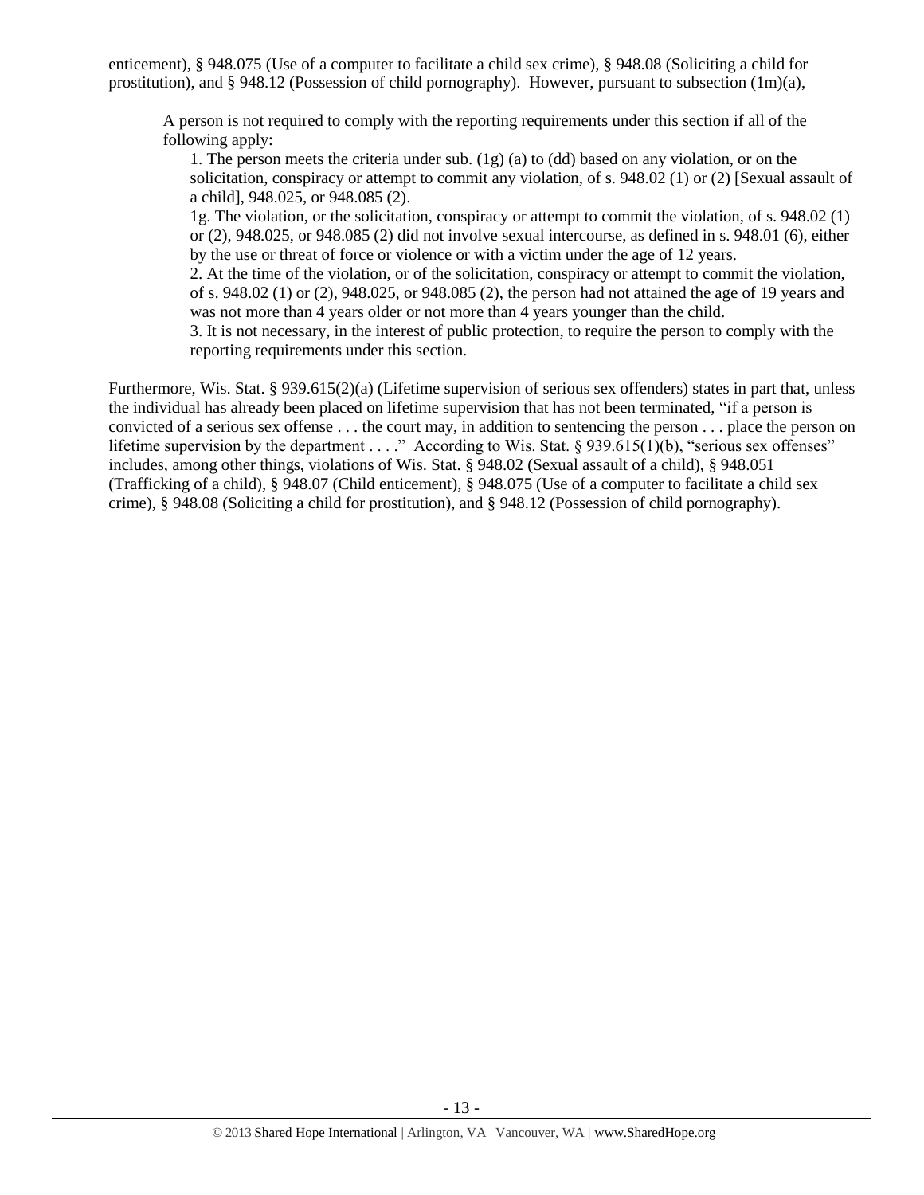enticement), § 948.075 (Use of a computer to facilitate a child sex crime), § 948.08 (Soliciting a child for prostitution), and § 948.12 (Possession of child pornography). However, pursuant to subsection (1m)(a),

> A person is not required to comply with the reporting requirements under this section if all of the following apply:
>
> 1. The person meets the criteria under sub. (1g) (a) to (dd) based on any violation, or on the solicitation, conspiracy or attempt to commit any violation, of s. 948.02 (1) or (2) [Sexual assault of a child], 948.025, or 948.085 (2).
>
> 1g. The violation, or the solicitation, conspiracy or attempt to commit the violation, of s. 948.02 (1) or (2), 948.025, or 948.085 (2) did not involve sexual intercourse, as defined in s. 948.01 (6), either by the use or threat of force or violence or with a victim under the age of 12 years.
>
> 2. At the time of the violation, or of the solicitation, conspiracy or attempt to commit the violation, of s. 948.02 (1) or (2), 948.025, or 948.085 (2), the person had not attained the age of 19 years and was not more than 4 years older or not more than 4 years younger than the child.
>
> 3. It is not necessary, in the interest of public protection, to require the person to comply with the reporting requirements under this section.

Furthermore, Wis. Stat. § 939.615(2)(a) (Lifetime supervision of serious sex offenders) states in part that, unless the individual has already been placed on lifetime supervision that has not been terminated, "if a person is convicted of a serious sex offense . . . the court may, in addition to sentencing the person . . . place the person on lifetime supervision by the department . . . ." According to Wis. Stat. § 939.615(1)(b), "serious sex offenses" includes, among other things, violations of Wis. Stat. § 948.02 (Sexual assault of a child), § 948.051 (Trafficking of a child), § 948.07 (Child enticement), § 948.075 (Use of a computer to facilitate a child sex crime), § 948.08 (Soliciting a child for prostitution), and § 948.12 (Possession of child pornography).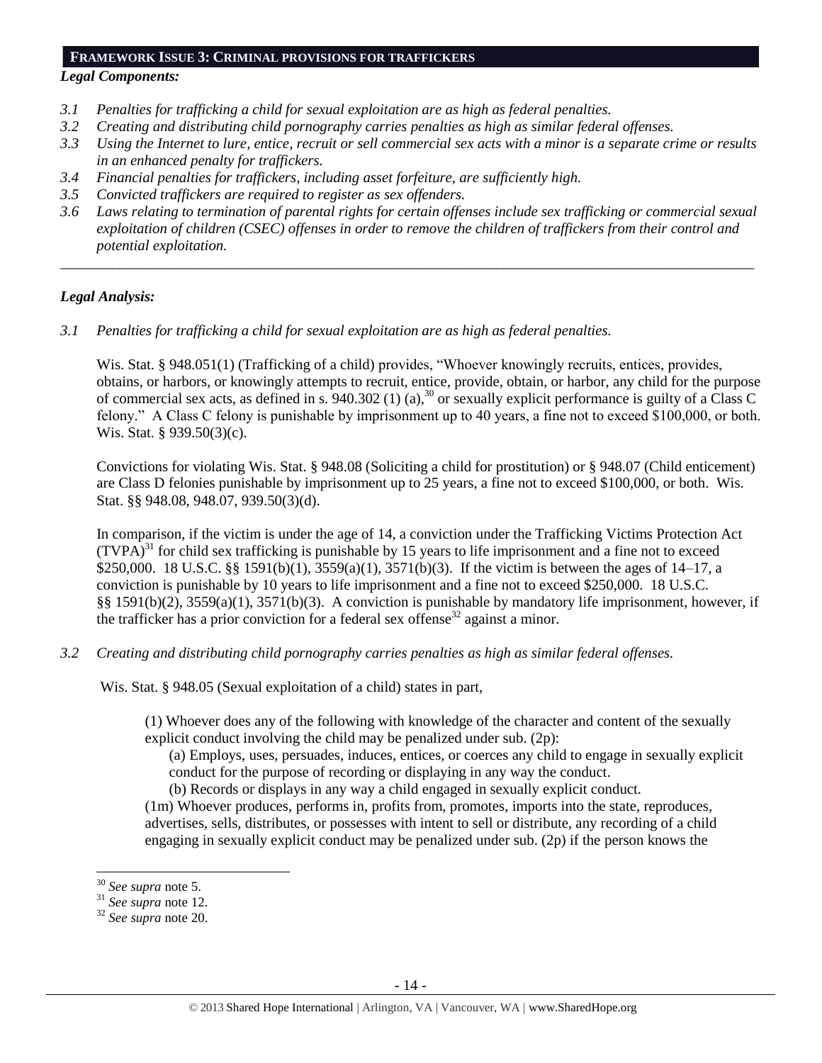## FRAMEWORK ISSUE 3: CRIMINAL PROVISIONS FOR TRAFFICKERS

***Legal Components:***

*3.1 Penalties for trafficking a child for sexual exploitation are as high as federal penalties.*
*3.2 Creating and distributing child pornography carries penalties as high as similar federal offenses.*
*3.3 Using the Internet to lure, entice, recruit or sell commercial sex acts with a minor is a separate crime or results in an enhanced penalty for traffickers.*
*3.4 Financial penalties for traffickers, including asset forfeiture, are sufficiently high.*
*3.5 Convicted traffickers are required to register as sex offenders.*
*3.6 Laws relating to termination of parental rights for certain offenses include sex trafficking or commercial sexual exploitation of children (CSEC) offenses in order to remove the children of traffickers from their control and potential exploitation.*

---

***Legal Analysis:***

*3.1 Penalties for trafficking a child for sexual exploitation are as high as federal penalties.*

Wis. Stat. § 948.051(1) (Trafficking of a child) provides, "Whoever knowingly recruits, entices, provides, obtains, or harbors, or knowingly attempts to recruit, entice, provide, obtain, or harbor, any child for the purpose of commercial sex acts, as defined in s. 940.302 (1) (a),[30] or sexually explicit performance is guilty of a Class C felony." A Class C felony is punishable by imprisonment up to 40 years, a fine not to exceed $100,000, or both. Wis. Stat. § 939.50(3)(c).

Convictions for violating Wis. Stat. § 948.08 (Soliciting a child for prostitution) or § 948.07 (Child enticement) are Class D felonies punishable by imprisonment up to 25 years, a fine not to exceed $100,000, or both. Wis. Stat. §§ 948.08, 948.07, 939.50(3)(d).

In comparison, if the victim is under the age of 14, a conviction under the Trafficking Victims Protection Act (TVPA)[31] for child sex trafficking is punishable by 15 years to life imprisonment and a fine not to exceed $250,000. 18 U.S.C. §§ 1591(b)(1), 3559(a)(1), 3571(b)(3). If the victim is between the ages of 14–17, a conviction is punishable by 10 years to life imprisonment and a fine not to exceed $250,000. 18 U.S.C. §§ 1591(b)(2), 3559(a)(1), 3571(b)(3). A conviction is punishable by mandatory life imprisonment, however, if the trafficker has a prior conviction for a federal sex offense[32] against a minor.

*3.2 Creating and distributing child pornography carries penalties as high as similar federal offenses.*

Wis. Stat. § 948.05 (Sexual exploitation of a child) states in part,

> (1) Whoever does any of the following with knowledge of the character and content of the sexually explicit conduct involving the child may be penalized under sub. (2p):
>
> (a) Employs, uses, persuades, induces, entices, or coerces any child to engage in sexually explicit conduct for the purpose of recording or displaying in any way the conduct.
>
> (b) Records or displays in any way a child engaged in sexually explicit conduct.
>
> (1m) Whoever produces, performs in, profits from, promotes, imports into the state, reproduces, advertises, sells, distributes, or possesses with intent to sell or distribute, any recording of a child engaging in sexually explicit conduct may be penalized under sub. (2p) if the person knows the

---

[30] *See supra* note 5.
[31] *See supra* note 12.
[32] *See supra* note 20.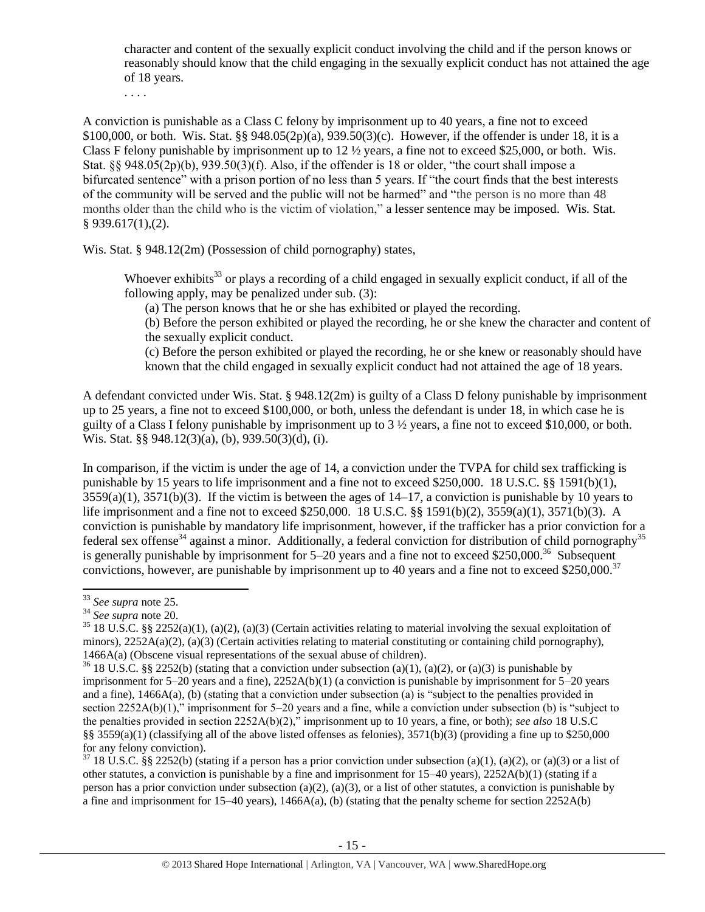> character and content of the sexually explicit conduct involving the child and if the person knows or reasonably should know that the child engaging in the sexually explicit conduct has not attained the age of 18 years.
>
> . . . .

A conviction is punishable as a Class C felony by imprisonment up to 40 years, a fine not to exceed $100,000, or both. Wis. Stat. §§ 948.05(2p)(a), 939.50(3)(c). However, if the offender is under 18, it is a Class F felony punishable by imprisonment up to 12 ½ years, a fine not to exceed $25,000, or both. Wis. Stat. §§ 948.05(2p)(b), 939.50(3)(f). Also, if the offender is 18 or older, "the court shall impose a bifurcated sentence" with a prison portion of no less than 5 years. If "the court finds that the best interests of the community will be served and the public will not be harmed" and "the person is no more than 48 months older than the child who is the victim of violation," a lesser sentence may be imposed. Wis. Stat. § 939.617(1),(2).

Wis. Stat. § 948.12(2m) (Possession of child pornography) states,

> Whoever exhibits[33] or plays a recording of a child engaged in sexually explicit conduct, if all of the following apply, may be penalized under sub. (3):
>
> (a) The person knows that he or she has exhibited or played the recording.
>
> (b) Before the person exhibited or played the recording, he or she knew the character and content of the sexually explicit conduct.
>
> (c) Before the person exhibited or played the recording, he or she knew or reasonably should have known that the child engaged in sexually explicit conduct had not attained the age of 18 years.

A defendant convicted under Wis. Stat. § 948.12(2m) is guilty of a Class D felony punishable by imprisonment up to 25 years, a fine not to exceed $100,000, or both, unless the defendant is under 18, in which case he is guilty of a Class I felony punishable by imprisonment up to 3 ½ years, a fine not to exceed $10,000, or both. Wis. Stat. §§ 948.12(3)(a), (b), 939.50(3)(d), (i).

In comparison, if the victim is under the age of 14, a conviction under the TVPA for child sex trafficking is punishable by 15 years to life imprisonment and a fine not to exceed $250,000. 18 U.S.C. §§ 1591(b)(1), 3559(a)(1), 3571(b)(3). If the victim is between the ages of 14–17, a conviction is punishable by 10 years to life imprisonment and a fine not to exceed $250,000. 18 U.S.C. §§ 1591(b)(2), 3559(a)(1), 3571(b)(3). A conviction is punishable by mandatory life imprisonment, however, if the trafficker has a prior conviction for a federal sex offense[34] against a minor. Additionally, a federal conviction for distribution of child pornography[35] is generally punishable by imprisonment for 5–20 years and a fine not to exceed $250,000.[36] Subsequent convictions, however, are punishable by imprisonment up to 40 years and a fine not to exceed $250,000.[37]

---

[33] *See supra* note 25.

[34] *See supra* note 20.

[35] 18 U.S.C. §§ 2252(a)(1), (a)(2), (a)(3) (Certain activities relating to material involving the sexual exploitation of minors), 2252A(a)(2), (a)(3) (Certain activities relating to material constituting or containing child pornography), 1466A(a) (Obscene visual representations of the sexual abuse of children).

[36] 18 U.S.C. §§ 2252(b) (stating that a conviction under subsection (a)(1), (a)(2), or (a)(3) is punishable by imprisonment for 5–20 years and a fine), 2252A(b)(1) (a conviction is punishable by imprisonment for 5–20 years and a fine), 1466A(a), (b) (stating that a conviction under subsection (a) is "subject to the penalties provided in section 2252A(b)(1)," imprisonment for 5–20 years and a fine, while a conviction under subsection (b) is "subject to the penalties provided in section 2252A(b)(2)," imprisonment up to 10 years, a fine, or both); *see also* 18 U.S.C §§ 3559(a)(1) (classifying all of the above listed offenses as felonies), 3571(b)(3) (providing a fine up to $250,000 for any felony conviction).

[37] 18 U.S.C. §§ 2252(b) (stating if a person has a prior conviction under subsection (a)(1), (a)(2), or (a)(3) or a list of other statutes, a conviction is punishable by a fine and imprisonment for 15–40 years), 2252A(b)(1) (stating if a person has a prior conviction under subsection (a)(2), (a)(3), or a list of other statutes, a conviction is punishable by a fine and imprisonment for 15–40 years), 1466A(a), (b) (stating that the penalty scheme for section 2252A(b)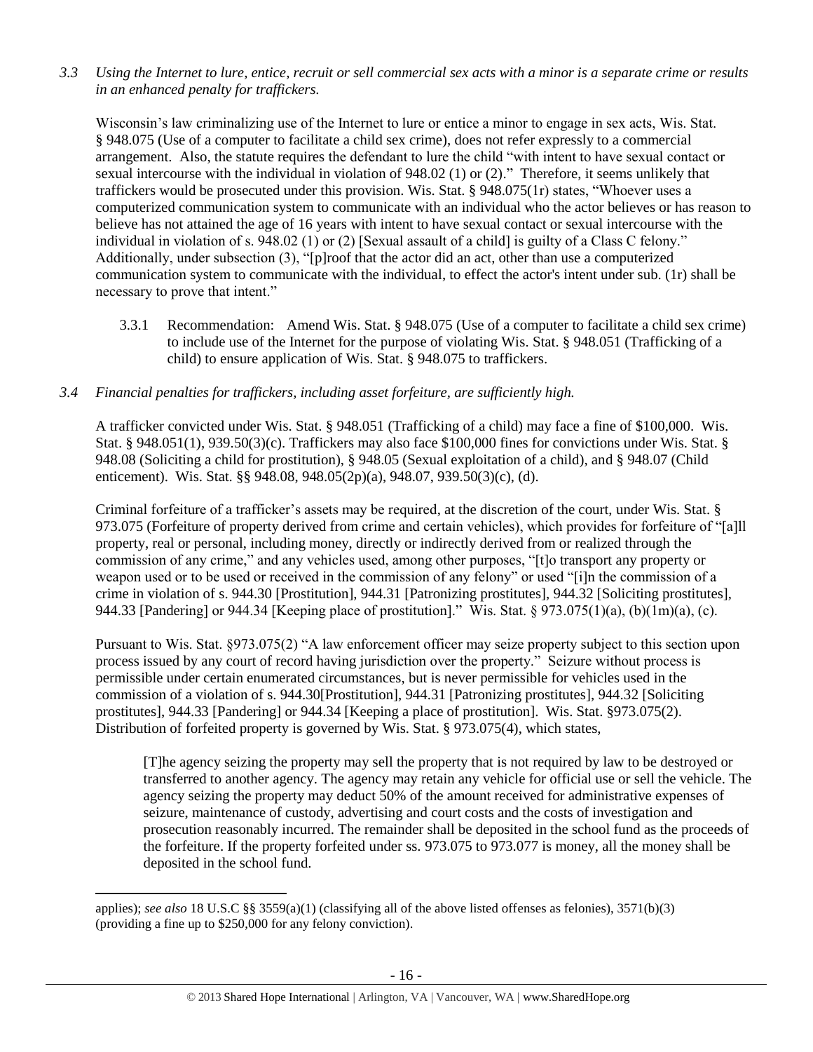*3.3 Using the Internet to lure, entice, recruit or sell commercial sex acts with a minor is a separate crime or results in an enhanced penalty for traffickers.*

Wisconsin's law criminalizing use of the Internet to lure or entice a minor to engage in sex acts, Wis. Stat. § 948.075 (Use of a computer to facilitate a child sex crime), does not refer expressly to a commercial arrangement. Also, the statute requires the defendant to lure the child "with intent to have sexual contact or sexual intercourse with the individual in violation of 948.02 (1) or (2)." Therefore, it seems unlikely that traffickers would be prosecuted under this provision. Wis. Stat. § 948.075(1r) states, "Whoever uses a computerized communication system to communicate with an individual who the actor believes or has reason to believe has not attained the age of 16 years with intent to have sexual contact or sexual intercourse with the individual in violation of s. 948.02 (1) or (2) [Sexual assault of a child] is guilty of a Class C felony." Additionally, under subsection (3), "[p]roof that the actor did an act, other than use a computerized communication system to communicate with the individual, to effect the actor's intent under sub. (1r) shall be necessary to prove that intent."

3.3.1 Recommendation: Amend Wis. Stat. § 948.075 (Use of a computer to facilitate a child sex crime) to include use of the Internet for the purpose of violating Wis. Stat. § 948.051 (Trafficking of a child) to ensure application of Wis. Stat. § 948.075 to traffickers.

*3.4 Financial penalties for traffickers, including asset forfeiture, are sufficiently high.*

A trafficker convicted under Wis. Stat. § 948.051 (Trafficking of a child) may face a fine of $100,000. Wis. Stat. § 948.051(1), 939.50(3)(c). Traffickers may also face $100,000 fines for convictions under Wis. Stat. § 948.08 (Soliciting a child for prostitution), § 948.05 (Sexual exploitation of a child), and § 948.07 (Child enticement). Wis. Stat. §§ 948.08, 948.05(2p)(a), 948.07, 939.50(3)(c), (d).

Criminal forfeiture of a trafficker's assets may be required, at the discretion of the court, under Wis. Stat. § 973.075 (Forfeiture of property derived from crime and certain vehicles), which provides for forfeiture of "[a]ll property, real or personal, including money, directly or indirectly derived from or realized through the commission of any crime," and any vehicles used, among other purposes, "[t]o transport any property or weapon used or to be used or received in the commission of any felony" or used "[i]n the commission of a crime in violation of s. 944.30 [Prostitution], 944.31 [Patronizing prostitutes], 944.32 [Soliciting prostitutes], 944.33 [Pandering] or 944.34 [Keeping place of prostitution]." Wis. Stat. § 973.075(1)(a), (b)(1m)(a), (c).

Pursuant to Wis. Stat. §973.075(2) "A law enforcement officer may seize property subject to this section upon process issued by any court of record having jurisdiction over the property." Seizure without process is permissible under certain enumerated circumstances, but is never permissible for vehicles used in the commission of a violation of s. 944.30[Prostitution], 944.31 [Patronizing prostitutes], 944.32 [Soliciting prostitutes], 944.33 [Pandering] or 944.34 [Keeping a place of prostitution]. Wis. Stat. §973.075(2). Distribution of forfeited property is governed by Wis. Stat. § 973.075(4), which states,

> [T]he agency seizing the property may sell the property that is not required by law to be destroyed or transferred to another agency. The agency may retain any vehicle for official use or sell the vehicle. The agency seizing the property may deduct 50% of the amount received for administrative expenses of seizure, maintenance of custody, advertising and court costs and the costs of investigation and prosecution reasonably incurred. The remainder shall be deposited in the school fund as the proceeds of the forfeiture. If the property forfeited under ss. 973.075 to 973.077 is money, all the money shall be deposited in the school fund.

---

applies); *see also* 18 U.S.C §§ 3559(a)(1) (classifying all of the above listed offenses as felonies), 3571(b)(3) (providing a fine up to $250,000 for any felony conviction).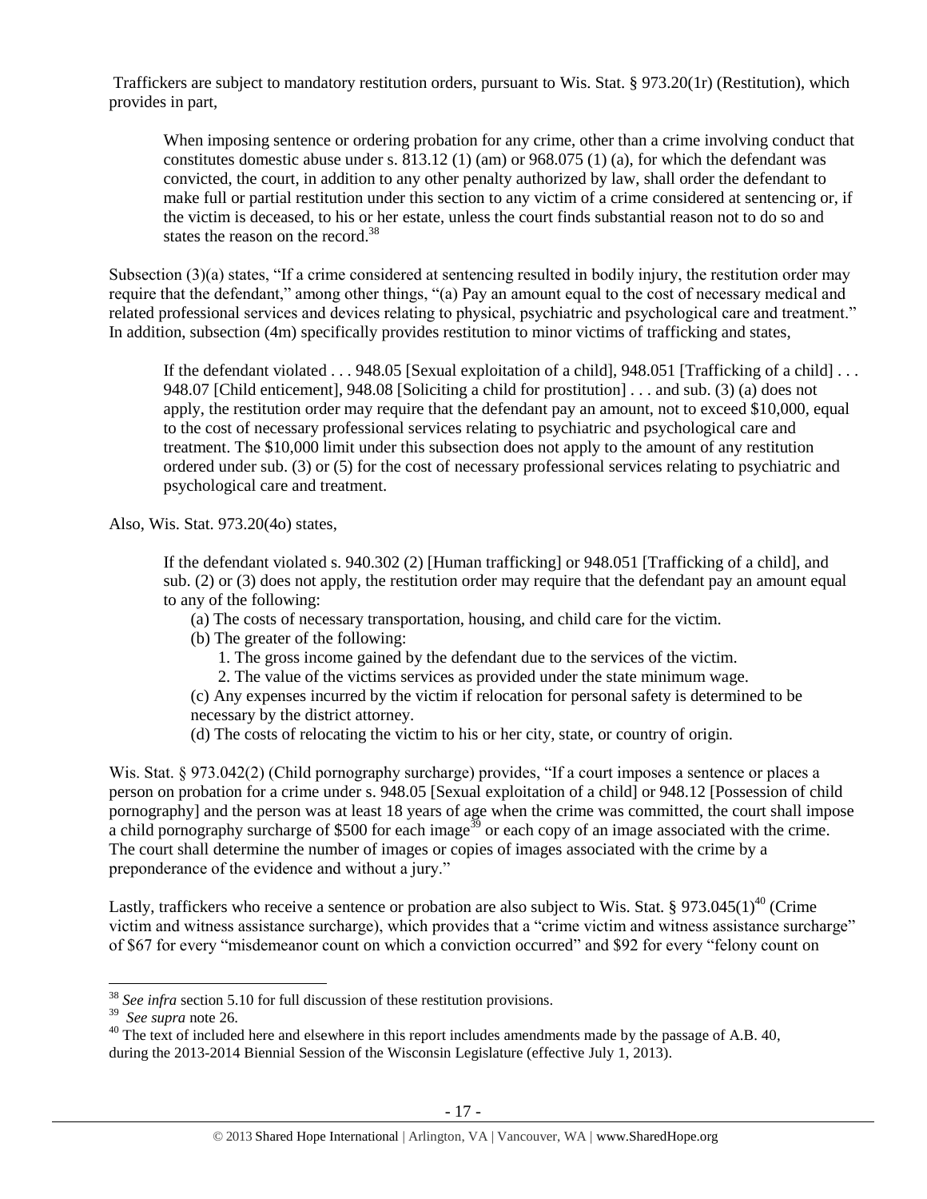Traffickers are subject to mandatory restitution orders, pursuant to Wis. Stat. § 973.20(1r) (Restitution), which provides in part,

> When imposing sentence or ordering probation for any crime, other than a crime involving conduct that constitutes domestic abuse under s. 813.12 (1) (am) or 968.075 (1) (a), for which the defendant was convicted, the court, in addition to any other penalty authorized by law, shall order the defendant to make full or partial restitution under this section to any victim of a crime considered at sentencing or, if the victim is deceased, to his or her estate, unless the court finds substantial reason not to do so and states the reason on the record.[38]

Subsection (3)(a) states, "If a crime considered at sentencing resulted in bodily injury, the restitution order may require that the defendant," among other things, "(a) Pay an amount equal to the cost of necessary medical and related professional services and devices relating to physical, psychiatric and psychological care and treatment." In addition, subsection (4m) specifically provides restitution to minor victims of trafficking and states,

> If the defendant violated . . . 948.05 [Sexual exploitation of a child], 948.051 [Trafficking of a child] . . . 948.07 [Child enticement], 948.08 [Soliciting a child for prostitution] . . . and sub. (3) (a) does not apply, the restitution order may require that the defendant pay an amount, not to exceed $10,000, equal to the cost of necessary professional services relating to psychiatric and psychological care and treatment. The $10,000 limit under this subsection does not apply to the amount of any restitution ordered under sub. (3) or (5) for the cost of necessary professional services relating to psychiatric and psychological care and treatment.

Also, Wis. Stat. 973.20(4o) states,

> If the defendant violated s. 940.302 (2) [Human trafficking] or 948.051 [Trafficking of a child], and sub. (2) or (3) does not apply, the restitution order may require that the defendant pay an amount equal to any of the following:
>
> (a) The costs of necessary transportation, housing, and child care for the victim.
>
> (b) The greater of the following:
>
> 1. The gross income gained by the defendant due to the services of the victim.
> 2. The value of the victims services as provided under the state minimum wage.
>
> (c) Any expenses incurred by the victim if relocation for personal safety is determined to be necessary by the district attorney.
>
> (d) The costs of relocating the victim to his or her city, state, or country of origin.

Wis. Stat. § 973.042(2) (Child pornography surcharge) provides, "If a court imposes a sentence or places a person on probation for a crime under s. 948.05 [Sexual exploitation of a child] or 948.12 [Possession of child pornography] and the person was at least 18 years of age when the crime was committed, the court shall impose a child pornography surcharge of $500 for each image[39] or each copy of an image associated with the crime. The court shall determine the number of images or copies of images associated with the crime by a preponderance of the evidence and without a jury."

Lastly, traffickers who receive a sentence or probation are also subject to Wis. Stat. § 973.045(1)[40] (Crime victim and witness assistance surcharge), which provides that a "crime victim and witness assistance surcharge" of $67 for every "misdemeanor count on which a conviction occurred" and $92 for every "felony count on

---

[38] *See infra* section 5.10 for full discussion of these restitution provisions.

[39] *See supra* note 26.

[40] The text of included here and elsewhere in this report includes amendments made by the passage of A.B. 40, during the 2013-2014 Biennial Session of the Wisconsin Legislature (effective July 1, 2013).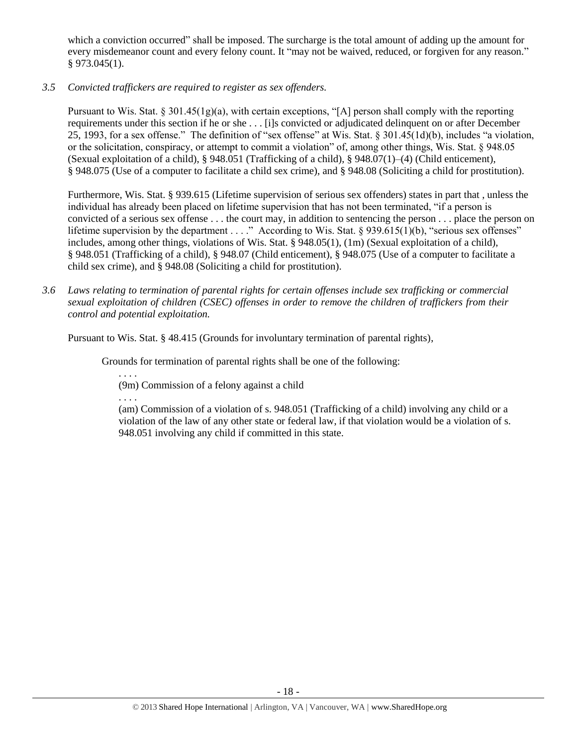which a conviction occurred" shall be imposed. The surcharge is the total amount of adding up the amount for every misdemeanor count and every felony count. It "may not be waived, reduced, or forgiven for any reason." § 973.045(1).

*3.5 Convicted traffickers are required to register as sex offenders.*

Pursuant to Wis. Stat. § 301.45(1g)(a), with certain exceptions, "[A] person shall comply with the reporting requirements under this section if he or she . . . [i]s convicted or adjudicated delinquent on or after December 25, 1993, for a sex offense." The definition of "sex offense" at Wis. Stat. § 301.45(1d)(b), includes "a violation, or the solicitation, conspiracy, or attempt to commit a violation" of, among other things, Wis. Stat. § 948.05 (Sexual exploitation of a child), § 948.051 (Trafficking of a child), § 948.07(1)–(4) (Child enticement), § 948.075 (Use of a computer to facilitate a child sex crime), and § 948.08 (Soliciting a child for prostitution).

Furthermore, Wis. Stat. § 939.615 (Lifetime supervision of serious sex offenders) states in part that , unless the individual has already been placed on lifetime supervision that has not been terminated, "if a person is convicted of a serious sex offense . . . the court may, in addition to sentencing the person . . . place the person on lifetime supervision by the department . . . ." According to Wis. Stat. § 939.615(1)(b), "serious sex offenses" includes, among other things, violations of Wis. Stat. § 948.05(1), (1m) (Sexual exploitation of a child), § 948.051 (Trafficking of a child), § 948.07 (Child enticement), § 948.075 (Use of a computer to facilitate a child sex crime), and § 948.08 (Soliciting a child for prostitution).

*3.6 Laws relating to termination of parental rights for certain offenses include sex trafficking or commercial sexual exploitation of children (CSEC) offenses in order to remove the children of traffickers from their control and potential exploitation.*

Pursuant to Wis. Stat. § 48.415 (Grounds for involuntary termination of parental rights),

> Grounds for termination of parental rights shall be one of the following:
>
> . . . .
>
> (9m) Commission of a felony against a child
>
> . . . .
>
> (am) Commission of a violation of s. 948.051 (Trafficking of a child) involving any child or a violation of the law of any other state or federal law, if that violation would be a violation of s. 948.051 involving any child if committed in this state.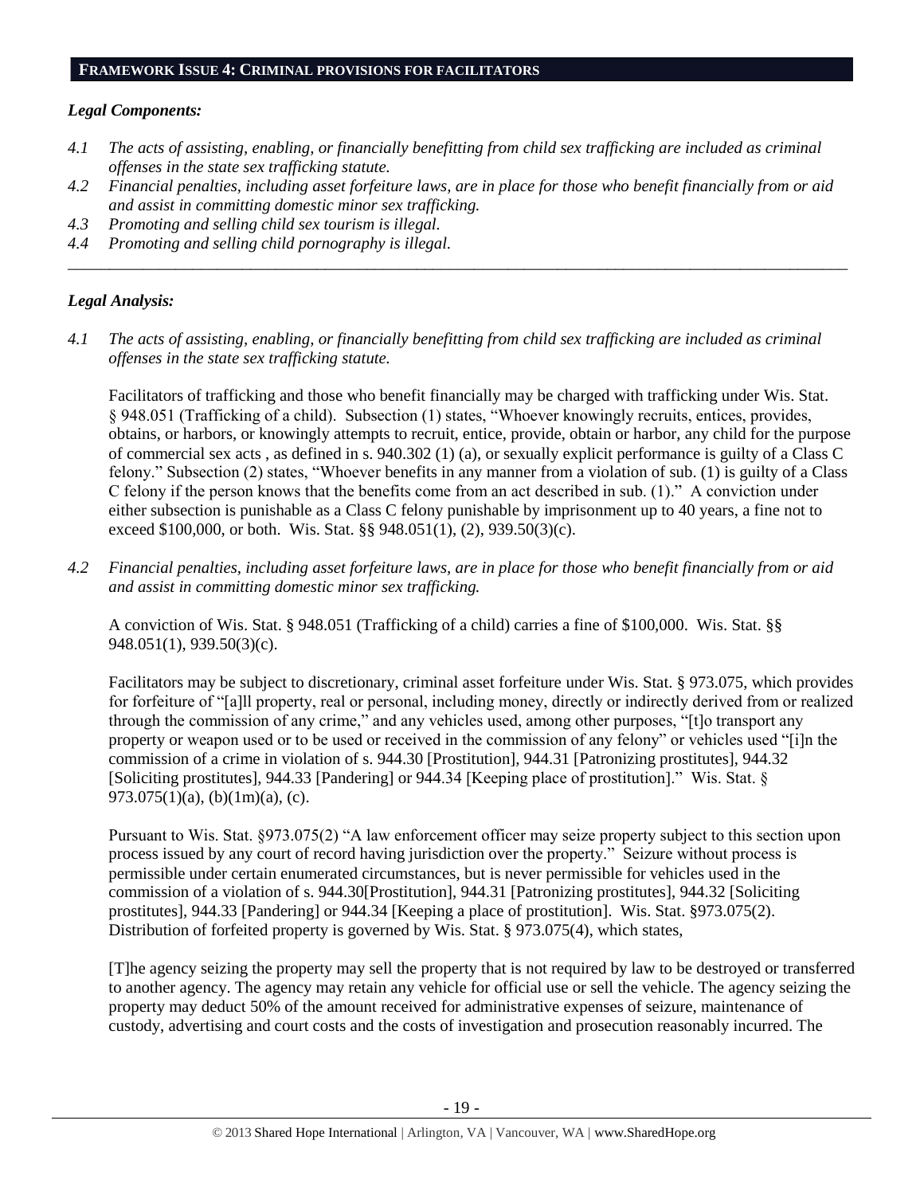## FRAMEWORK ISSUE 4: CRIMINAL PROVISIONS FOR FACILITATORS

### *Legal Components:*

*4.1 The acts of assisting, enabling, or financially benefitting from child sex trafficking are included as criminal offenses in the state sex trafficking statute.*

*4.2 Financial penalties, including asset forfeiture laws, are in place for those who benefit financially from or aid and assist in committing domestic minor sex trafficking.*

*4.3 Promoting and selling child sex tourism is illegal.*

*4.4 Promoting and selling child pornography is illegal.*

---

### *Legal Analysis:*

*4.1 The acts of assisting, enabling, or financially benefitting from child sex trafficking are included as criminal offenses in the state sex trafficking statute.*

Facilitators of trafficking and those who benefit financially may be charged with trafficking under Wis. Stat. § 948.051 (Trafficking of a child). Subsection (1) states, "Whoever knowingly recruits, entices, provides, obtains, or harbors, or knowingly attempts to recruit, entice, provide, obtain or harbor, any child for the purpose of commercial sex acts , as defined in s. 940.302 (1) (a), or sexually explicit performance is guilty of a Class C felony." Subsection (2) states, "Whoever benefits in any manner from a violation of sub. (1) is guilty of a Class C felony if the person knows that the benefits come from an act described in sub. (1)." A conviction under either subsection is punishable as a Class C felony punishable by imprisonment up to 40 years, a fine not to exceed $100,000, or both. Wis. Stat. §§ 948.051(1), (2), 939.50(3)(c).

*4.2 Financial penalties, including asset forfeiture laws, are in place for those who benefit financially from or aid and assist in committing domestic minor sex trafficking.*

A conviction of Wis. Stat. § 948.051 (Trafficking of a child) carries a fine of $100,000. Wis. Stat. §§ 948.051(1), 939.50(3)(c).

Facilitators may be subject to discretionary, criminal asset forfeiture under Wis. Stat. § 973.075, which provides for forfeiture of "[a]ll property, real or personal, including money, directly or indirectly derived from or realized through the commission of any crime," and any vehicles used, among other purposes, "[t]o transport any property or weapon used or to be used or received in the commission of any felony" or vehicles used "[i]n the commission of a crime in violation of s. 944.30 [Prostitution], 944.31 [Patronizing prostitutes], 944.32 [Soliciting prostitutes], 944.33 [Pandering] or 944.34 [Keeping place of prostitution]." Wis. Stat. § 973.075(1)(a), (b)(1m)(a), (c).

Pursuant to Wis. Stat. §973.075(2) "A law enforcement officer may seize property subject to this section upon process issued by any court of record having jurisdiction over the property." Seizure without process is permissible under certain enumerated circumstances, but is never permissible for vehicles used in the commission of a violation of s. 944.30[Prostitution], 944.31 [Patronizing prostitutes], 944.32 [Soliciting prostitutes], 944.33 [Pandering] or 944.34 [Keeping a place of prostitution]. Wis. Stat. §973.075(2). Distribution of forfeited property is governed by Wis. Stat. § 973.075(4), which states,

[T]he agency seizing the property may sell the property that is not required by law to be destroyed or transferred to another agency. The agency may retain any vehicle for official use or sell the vehicle. The agency seizing the property may deduct 50% of the amount received for administrative expenses of seizure, maintenance of custody, advertising and court costs and the costs of investigation and prosecution reasonably incurred. The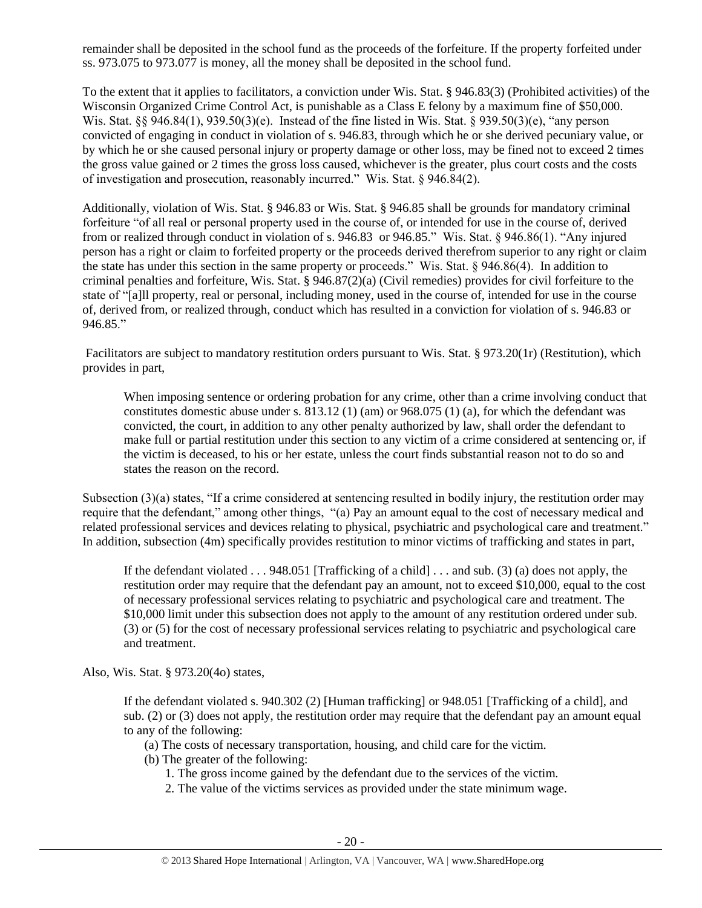remainder shall be deposited in the school fund as the proceeds of the forfeiture. If the property forfeited under ss. 973.075 to 973.077 is money, all the money shall be deposited in the school fund.

To the extent that it applies to facilitators, a conviction under Wis. Stat. § 946.83(3) (Prohibited activities) of the Wisconsin Organized Crime Control Act, is punishable as a Class E felony by a maximum fine of $50,000. Wis. Stat. §§ 946.84(1), 939.50(3)(e). Instead of the fine listed in Wis. Stat. § 939.50(3)(e), "any person convicted of engaging in conduct in violation of s. 946.83, through which he or she derived pecuniary value, or by which he or she caused personal injury or property damage or other loss, may be fined not to exceed 2 times the gross value gained or 2 times the gross loss caused, whichever is the greater, plus court costs and the costs of investigation and prosecution, reasonably incurred." Wis. Stat. § 946.84(2).

Additionally, violation of Wis. Stat. § 946.83 or Wis. Stat. § 946.85 shall be grounds for mandatory criminal forfeiture "of all real or personal property used in the course of, or intended for use in the course of, derived from or realized through conduct in violation of s. 946.83 or 946.85." Wis. Stat. § 946.86(1). "Any injured person has a right or claim to forfeited property or the proceeds derived therefrom superior to any right or claim the state has under this section in the same property or proceeds." Wis. Stat. § 946.86(4). In addition to criminal penalties and forfeiture, Wis. Stat. § 946.87(2)(a) (Civil remedies) provides for civil forfeiture to the state of "[a]ll property, real or personal, including money, used in the course of, intended for use in the course of, derived from, or realized through, conduct which has resulted in a conviction for violation of s. 946.83 or 946.85."

Facilitators are subject to mandatory restitution orders pursuant to Wis. Stat. § 973.20(1r) (Restitution), which provides in part,

> When imposing sentence or ordering probation for any crime, other than a crime involving conduct that constitutes domestic abuse under s. 813.12 (1) (am) or 968.075 (1) (a), for which the defendant was convicted, the court, in addition to any other penalty authorized by law, shall order the defendant to make full or partial restitution under this section to any victim of a crime considered at sentencing or, if the victim is deceased, to his or her estate, unless the court finds substantial reason not to do so and states the reason on the record.

Subsection (3)(a) states, "If a crime considered at sentencing resulted in bodily injury, the restitution order may require that the defendant," among other things, "(a) Pay an amount equal to the cost of necessary medical and related professional services and devices relating to physical, psychiatric and psychological care and treatment." In addition, subsection (4m) specifically provides restitution to minor victims of trafficking and states in part,

> If the defendant violated . . . 948.051 [Trafficking of a child] . . . and sub. (3) (a) does not apply, the restitution order may require that the defendant pay an amount, not to exceed $10,000, equal to the cost of necessary professional services relating to psychiatric and psychological care and treatment. The $10,000 limit under this subsection does not apply to the amount of any restitution ordered under sub. (3) or (5) for the cost of necessary professional services relating to psychiatric and psychological care and treatment.

Also, Wis. Stat. § 973.20(4o) states,

> If the defendant violated s. 940.302 (2) [Human trafficking] or 948.051 [Trafficking of a child], and sub. (2) or (3) does not apply, the restitution order may require that the defendant pay an amount equal to any of the following:
>
> (a) The costs of necessary transportation, housing, and child care for the victim.
>
> (b) The greater of the following:
>
> 1. The gross income gained by the defendant due to the services of the victim.
> 2. The value of the victims services as provided under the state minimum wage.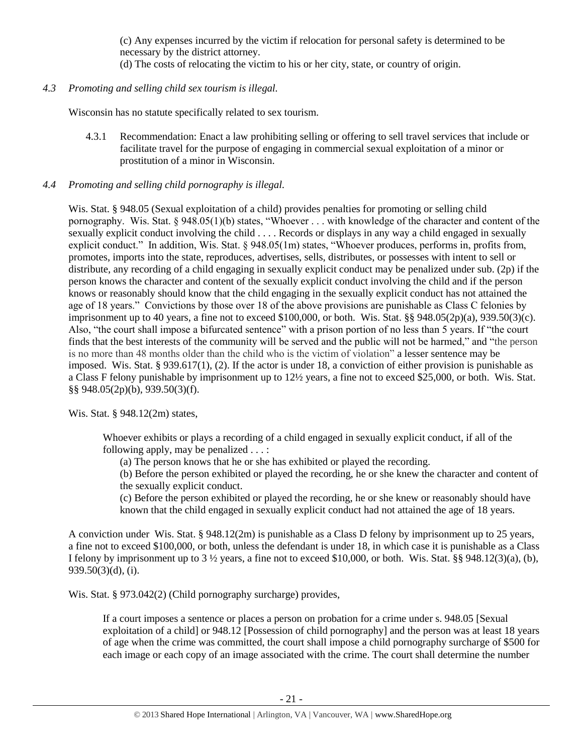(c) Any expenses incurred by the victim if relocation for personal safety is determined to be necessary by the district attorney.
(d) The costs of relocating the victim to his or her city, state, or country of origin.

*4.3 Promoting and selling child sex tourism is illegal.*

Wisconsin has no statute specifically related to sex tourism.

4.3.1 Recommendation: Enact a law prohibiting selling or offering to sell travel services that include or facilitate travel for the purpose of engaging in commercial sexual exploitation of a minor or prostitution of a minor in Wisconsin.

*4.4 Promoting and selling child pornography is illegal.*

Wis. Stat. § 948.05 (Sexual exploitation of a child) provides penalties for promoting or selling child pornography. Wis. Stat. § 948.05(1)(b) states, "Whoever . . . with knowledge of the character and content of the sexually explicit conduct involving the child . . . . Records or displays in any way a child engaged in sexually explicit conduct." In addition, Wis. Stat. § 948.05(1m) states, "Whoever produces, performs in, profits from, promotes, imports into the state, reproduces, advertises, sells, distributes, or possesses with intent to sell or distribute, any recording of a child engaging in sexually explicit conduct may be penalized under sub. (2p) if the person knows the character and content of the sexually explicit conduct involving the child and if the person knows or reasonably should know that the child engaging in the sexually explicit conduct has not attained the age of 18 years." Convictions by those over 18 of the above provisions are punishable as Class C felonies by imprisonment up to 40 years, a fine not to exceed $100,000, or both. Wis. Stat. §§ 948.05(2p)(a), 939.50(3)(c). Also, "the court shall impose a bifurcated sentence" with a prison portion of no less than 5 years. If "the court finds that the best interests of the community will be served and the public will not be harmed," and "the person is no more than 48 months older than the child who is the victim of violation" a lesser sentence may be imposed. Wis. Stat. § 939.617(1), (2). If the actor is under 18, a conviction of either provision is punishable as a Class F felony punishable by imprisonment up to 12½ years, a fine not to exceed $25,000, or both. Wis. Stat. §§ 948.05(2p)(b), 939.50(3)(f).

Wis. Stat. § 948.12(2m) states,

> Whoever exhibits or plays a recording of a child engaged in sexually explicit conduct, if all of the following apply, may be penalized . . . :
> (a) The person knows that he or she has exhibited or played the recording.
> (b) Before the person exhibited or played the recording, he or she knew the character and content of the sexually explicit conduct.
> (c) Before the person exhibited or played the recording, he or she knew or reasonably should have known that the child engaged in sexually explicit conduct had not attained the age of 18 years.

A conviction under Wis. Stat. § 948.12(2m) is punishable as a Class D felony by imprisonment up to 25 years, a fine not to exceed $100,000, or both, unless the defendant is under 18, in which case it is punishable as a Class I felony by imprisonment up to 3 ½ years, a fine not to exceed $10,000, or both. Wis. Stat. §§ 948.12(3)(a), (b), 939.50(3)(d), (i).

Wis. Stat. § 973.042(2) (Child pornography surcharge) provides,

> If a court imposes a sentence or places a person on probation for a crime under s. 948.05 [Sexual exploitation of a child] or 948.12 [Possession of child pornography] and the person was at least 18 years of age when the crime was committed, the court shall impose a child pornography surcharge of $500 for each image or each copy of an image associated with the crime. The court shall determine the number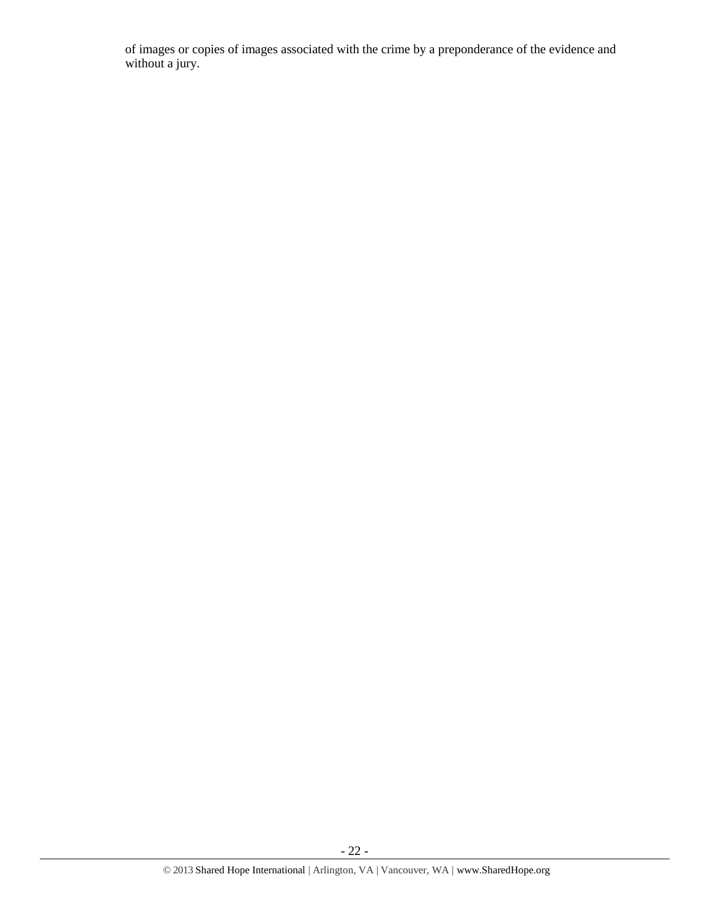of images or copies of images associated with the crime by a preponderance of the evidence and without a jury.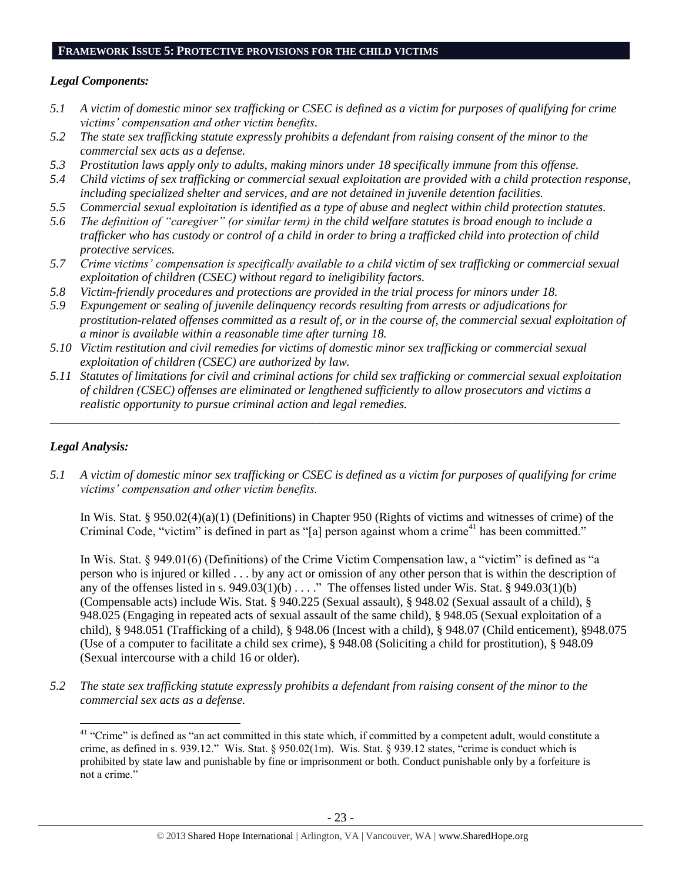## FRAMEWORK ISSUE 5: PROTECTIVE PROVISIONS FOR THE CHILD VICTIMS

### *Legal Components:*

*5.1 A victim of domestic minor sex trafficking or CSEC is defined as a victim for purposes of qualifying for crime victims' compensation and other victim benefits.*

*5.2 The state sex trafficking statute expressly prohibits a defendant from raising consent of the minor to the commercial sex acts as a defense.*

*5.3 Prostitution laws apply only to adults, making minors under 18 specifically immune from this offense.*

*5.4 Child victims of sex trafficking or commercial sexual exploitation are provided with a child protection response, including specialized shelter and services, and are not detained in juvenile detention facilities.*

*5.5 Commercial sexual exploitation is identified as a type of abuse and neglect within child protection statutes.*

*5.6 The definition of "caregiver" (or similar term) in the child welfare statutes is broad enough to include a trafficker who has custody or control of a child in order to bring a trafficked child into protection of child protective services.*

*5.7 Crime victims' compensation is specifically available to a child victim of sex trafficking or commercial sexual exploitation of children (CSEC) without regard to ineligibility factors.*

*5.8 Victim-friendly procedures and protections are provided in the trial process for minors under 18.*

*5.9 Expungement or sealing of juvenile delinquency records resulting from arrests or adjudications for prostitution-related offenses committed as a result of, or in the course of, the commercial sexual exploitation of a minor is available within a reasonable time after turning 18.*

*5.10 Victim restitution and civil remedies for victims of domestic minor sex trafficking or commercial sexual exploitation of children (CSEC) are authorized by law.*

*5.11 Statutes of limitations for civil and criminal actions for child sex trafficking or commercial sexual exploitation of children (CSEC) offenses are eliminated or lengthened sufficiently to allow prosecutors and victims a realistic opportunity to pursue criminal action and legal remedies.*

---

### *Legal Analysis:*

*5.1 A victim of domestic minor sex trafficking or CSEC is defined as a victim for purposes of qualifying for crime victims' compensation and other victim benefits.*

In Wis. Stat. § 950.02(4)(a)(1) (Definitions) in Chapter 950 (Rights of victims and witnesses of crime) of the Criminal Code, "victim" is defined in part as "[a] person against whom a crime[41] has been committed."

In Wis. Stat. § 949.01(6) (Definitions) of the Crime Victim Compensation law, a "victim" is defined as "a person who is injured or killed . . . by any act or omission of any other person that is within the description of any of the offenses listed in s. 949.03(1)(b) . . . ." The offenses listed under Wis. Stat. § 949.03(1)(b) (Compensable acts) include Wis. Stat. § 940.225 (Sexual assault), § 948.02 (Sexual assault of a child), § 948.025 (Engaging in repeated acts of sexual assault of the same child), § 948.05 (Sexual exploitation of a child), § 948.051 (Trafficking of a child), § 948.06 (Incest with a child), § 948.07 (Child enticement), §948.075 (Use of a computer to facilitate a child sex crime), § 948.08 (Soliciting a child for prostitution), § 948.09 (Sexual intercourse with a child 16 or older).

*5.2 The state sex trafficking statute expressly prohibits a defendant from raising consent of the minor to the commercial sex acts as a defense.*

---

[41] "Crime" is defined as "an act committed in this state which, if committed by a competent adult, would constitute a crime, as defined in s. 939.12." Wis. Stat. § 950.02(1m). Wis. Stat. § 939.12 states, "crime is conduct which is prohibited by state law and punishable by fine or imprisonment or both. Conduct punishable only by a forfeiture is not a crime."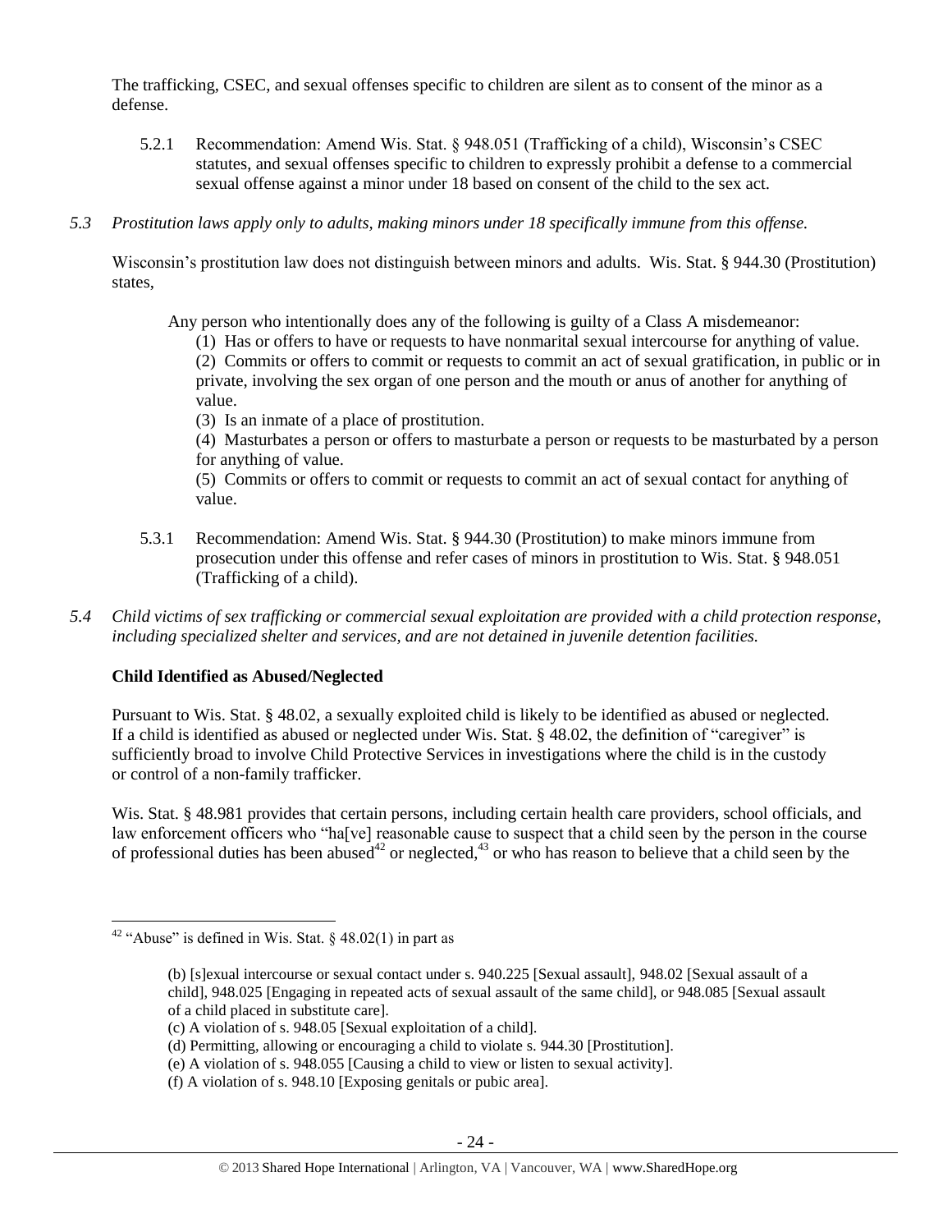The trafficking, CSEC, and sexual offenses specific to children are silent as to consent of the minor as a defense.

5.2.1 Recommendation: Amend Wis. Stat. § 948.051 (Trafficking of a child), Wisconsin's CSEC statutes, and sexual offenses specific to children to expressly prohibit a defense to a commercial sexual offense against a minor under 18 based on consent of the child to the sex act.

*5.3 Prostitution laws apply only to adults, making minors under 18 specifically immune from this offense.*

Wisconsin's prostitution law does not distinguish between minors and adults. Wis. Stat. § 944.30 (Prostitution) states,

> Any person who intentionally does any of the following is guilty of a Class A misdemeanor:
>
> (1) Has or offers to have or requests to have nonmarital sexual intercourse for anything of value.
>
> (2) Commits or offers to commit or requests to commit an act of sexual gratification, in public or in private, involving the sex organ of one person and the mouth or anus of another for anything of value.
>
> (3) Is an inmate of a place of prostitution.
>
> (4) Masturbates a person or offers to masturbate a person or requests to be masturbated by a person for anything of value.
>
> (5) Commits or offers to commit or requests to commit an act of sexual contact for anything of value.

5.3.1 Recommendation: Amend Wis. Stat. § 944.30 (Prostitution) to make minors immune from prosecution under this offense and refer cases of minors in prostitution to Wis. Stat. § 948.051 (Trafficking of a child).

*5.4 Child victims of sex trafficking or commercial sexual exploitation are provided with a child protection response, including specialized shelter and services, and are not detained in juvenile detention facilities.*

**Child Identified as Abused/Neglected**

Pursuant to Wis. Stat. § 48.02, a sexually exploited child is likely to be identified as abused or neglected. If a child is identified as abused or neglected under Wis. Stat. § 48.02, the definition of "caregiver" is sufficiently broad to involve Child Protective Services in investigations where the child is in the custody or control of a non-family trafficker.

Wis. Stat. § 48.981 provides that certain persons, including certain health care providers, school officials, and law enforcement officers who "ha[ve] reasonable cause to suspect that a child seen by the person in the course of professional duties has been abused[42] or neglected,[43] or who has reason to believe that a child seen by the

---

[42] "Abuse" is defined in Wis. Stat. § 48.02(1) in part as

> (b) [s]exual intercourse or sexual contact under s. 940.225 [Sexual assault], 948.02 [Sexual assault of a child], 948.025 [Engaging in repeated acts of sexual assault of the same child], or 948.085 [Sexual assault of a child placed in substitute care].
>
> (c) A violation of s. 948.05 [Sexual exploitation of a child].
>
> (d) Permitting, allowing or encouraging a child to violate s. 944.30 [Prostitution].
>
> (e) A violation of s. 948.055 [Causing a child to view or listen to sexual activity].
>
> (f) A violation of s. 948.10 [Exposing genitals or pubic area].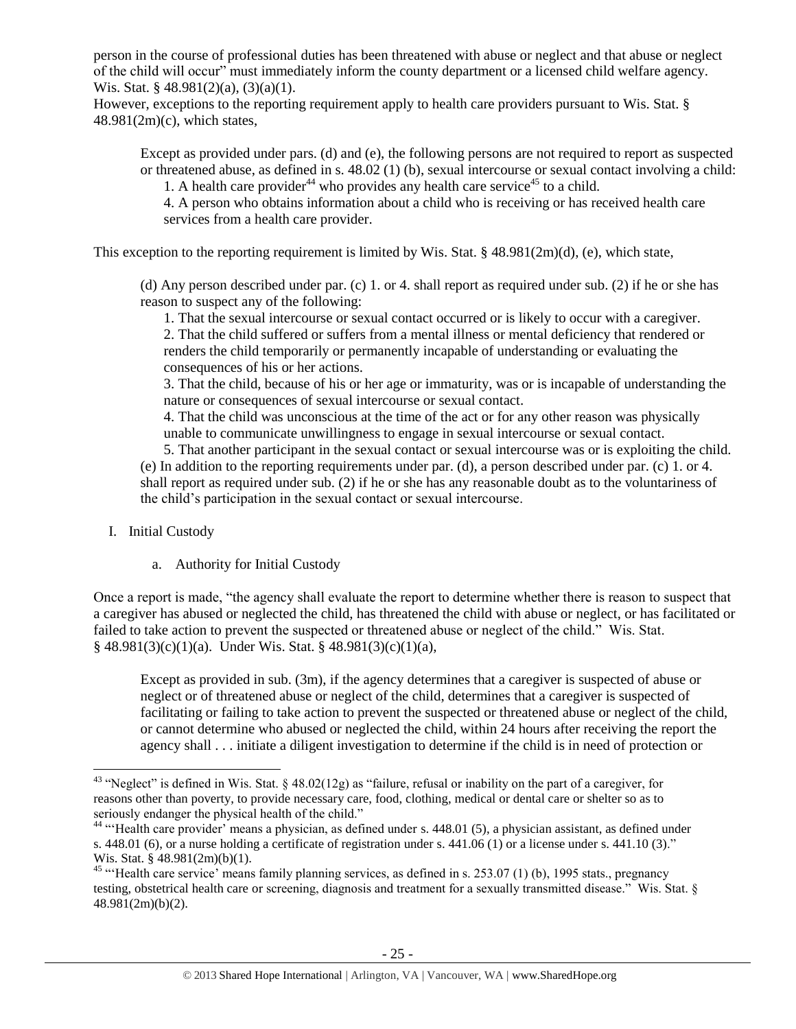person in the course of professional duties has been threatened with abuse or neglect and that abuse or neglect of the child will occur" must immediately inform the county department or a licensed child welfare agency. Wis. Stat. § 48.981(2)(a), (3)(a)(1).

However, exceptions to the reporting requirement apply to health care providers pursuant to Wis. Stat. § 48.981(2m)(c), which states,

> Except as provided under pars. (d) and (e), the following persons are not required to report as suspected or threatened abuse, as defined in s. 48.02 (1) (b), sexual intercourse or sexual contact involving a child:
>
> 1. A health care provider[44] who provides any health care service[45] to a child.
>
> 4. A person who obtains information about a child who is receiving or has received health care services from a health care provider.

This exception to the reporting requirement is limited by Wis. Stat. § 48.981(2m)(d), (e), which state,

> (d) Any person described under par. (c) 1. or 4. shall report as required under sub. (2) if he or she has reason to suspect any of the following:
>
> 1. That the sexual intercourse or sexual contact occurred or is likely to occur with a caregiver.
> 2. That the child suffered or suffers from a mental illness or mental deficiency that rendered or renders the child temporarily or permanently incapable of understanding or evaluating the consequences of his or her actions.
> 3. That the child, because of his or her age or immaturity, was or is incapable of understanding the nature or consequences of sexual intercourse or sexual contact.
> 4. That the child was unconscious at the time of the act or for any other reason was physically unable to communicate unwillingness to engage in sexual intercourse or sexual contact.
> 5. That another participant in the sexual contact or sexual intercourse was or is exploiting the child.
>
> (e) In addition to the reporting requirements under par. (d), a person described under par. (c) 1. or 4. shall report as required under sub. (2) if he or she has any reasonable doubt as to the voluntariness of the child's participation in the sexual contact or sexual intercourse.

I. Initial Custody

a. Authority for Initial Custody

Once a report is made, "the agency shall evaluate the report to determine whether there is reason to suspect that a caregiver has abused or neglected the child, has threatened the child with abuse or neglect, or has facilitated or failed to take action to prevent the suspected or threatened abuse or neglect of the child." Wis. Stat. § 48.981(3)(c)(1)(a). Under Wis. Stat. § 48.981(3)(c)(1)(a),

> Except as provided in sub. (3m), if the agency determines that a caregiver is suspected of abuse or neglect or of threatened abuse or neglect of the child, determines that a caregiver is suspected of facilitating or failing to take action to prevent the suspected or threatened abuse or neglect of the child, or cannot determine who abused or neglected the child, within 24 hours after receiving the report the agency shall . . . initiate a diligent investigation to determine if the child is in need of protection or

---

[43] "Neglect" is defined in Wis. Stat. § 48.02(12g) as "failure, refusal or inability on the part of a caregiver, for reasons other than poverty, to provide necessary care, food, clothing, medical or dental care or shelter so as to seriously endanger the physical health of the child."

[44] "'Health care provider' means a physician, as defined under s. 448.01 (5), a physician assistant, as defined under s. 448.01 (6), or a nurse holding a certificate of registration under s. 441.06 (1) or a license under s. 441.10 (3)." Wis. Stat. § 48.981(2m)(b)(1).

[45] "'Health care service' means family planning services, as defined in s. 253.07 (1) (b), 1995 stats., pregnancy testing, obstetrical health care or screening, diagnosis and treatment for a sexually transmitted disease." Wis. Stat. § 48.981(2m)(b)(2).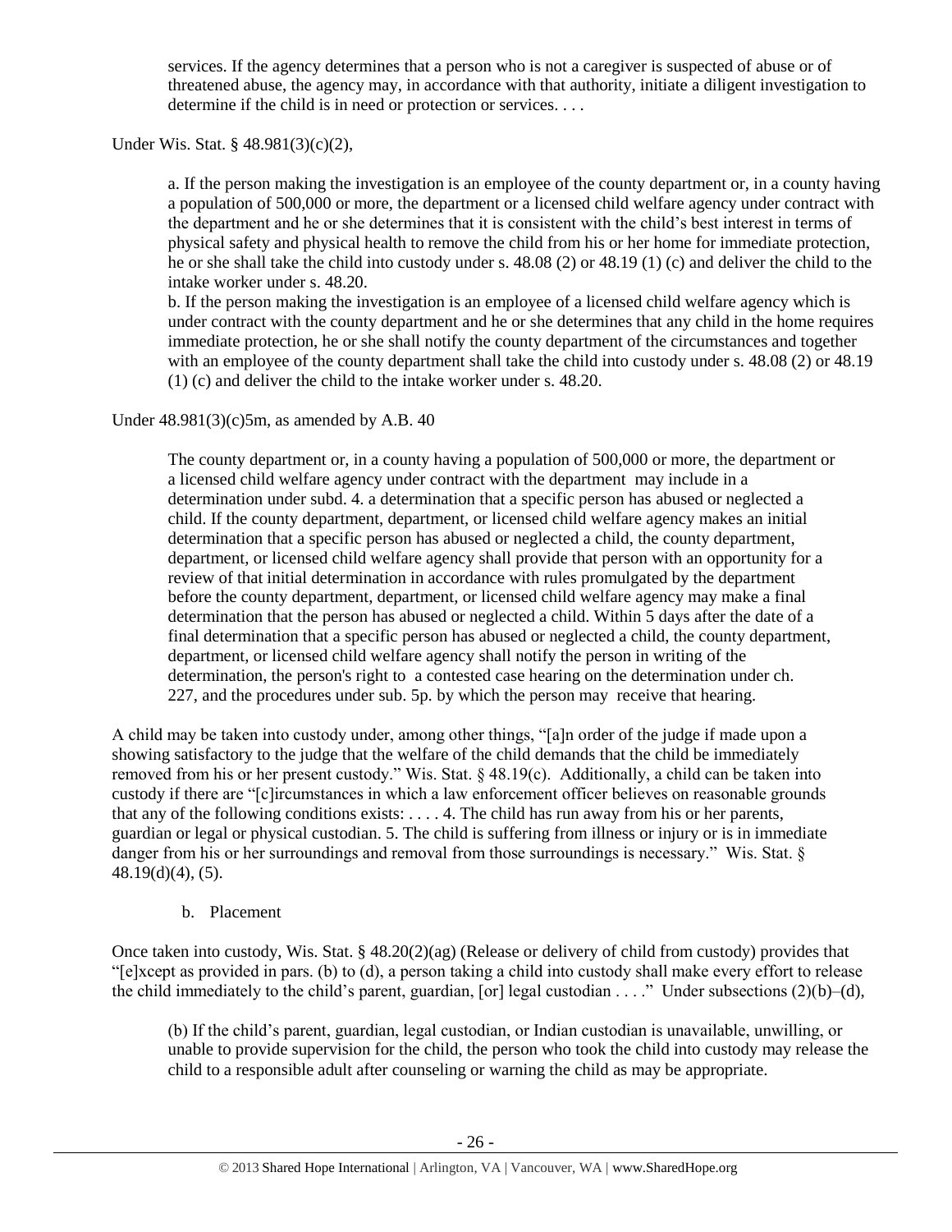services. If the agency determines that a person who is not a caregiver is suspected of abuse or of threatened abuse, the agency may, in accordance with that authority, initiate a diligent investigation to determine if the child is in need or protection or services. . . .

Under Wis. Stat. § 48.981(3)(c)(2),

> a. If the person making the investigation is an employee of the county department or, in a county having a population of 500,000 or more, the department or a licensed child welfare agency under contract with the department and he or she determines that it is consistent with the child's best interest in terms of physical safety and physical health to remove the child from his or her home for immediate protection, he or she shall take the child into custody under s. 48.08 (2) or 48.19 (1) (c) and deliver the child to the intake worker under s. 48.20.
>
> b. If the person making the investigation is an employee of a licensed child welfare agency which is under contract with the county department and he or she determines that any child in the home requires immediate protection, he or she shall notify the county department of the circumstances and together with an employee of the county department shall take the child into custody under s. 48.08 (2) or 48.19 (1) (c) and deliver the child to the intake worker under s. 48.20.

Under 48.981(3)(c)5m, as amended by A.B. 40

> The county department or, in a county having a population of 500,000 or more, the department or a licensed child welfare agency under contract with the department may include in a determination under subd. 4. a determination that a specific person has abused or neglected a child. If the county department, department, or licensed child welfare agency makes an initial determination that a specific person has abused or neglected a child, the county department, department, or licensed child welfare agency shall provide that person with an opportunity for a review of that initial determination in accordance with rules promulgated by the department before the county department, department, or licensed child welfare agency may make a final determination that the person has abused or neglected a child. Within 5 days after the date of a final determination that a specific person has abused or neglected a child, the county department, department, or licensed child welfare agency shall notify the person in writing of the determination, the person's right to a contested case hearing on the determination under ch. 227, and the procedures under sub. 5p. by which the person may receive that hearing.

A child may be taken into custody under, among other things, "[a]n order of the judge if made upon a showing satisfactory to the judge that the welfare of the child demands that the child be immediately removed from his or her present custody." Wis. Stat. § 48.19(c). Additionally, a child can be taken into custody if there are "[c]ircumstances in which a law enforcement officer believes on reasonable grounds that any of the following conditions exists: . . . . 4. The child has run away from his or her parents, guardian or legal or physical custodian. 5. The child is suffering from illness or injury or is in immediate danger from his or her surroundings and removal from those surroundings is necessary." Wis. Stat. § 48.19(d)(4), (5).

b. Placement

Once taken into custody, Wis. Stat. § 48.20(2)(ag) (Release or delivery of child from custody) provides that "[e]xcept as provided in pars. (b) to (d), a person taking a child into custody shall make every effort to release the child immediately to the child's parent, guardian, [or] legal custodian . . . ." Under subsections (2)(b)–(d),

> (b) If the child's parent, guardian, legal custodian, or Indian custodian is unavailable, unwilling, or unable to provide supervision for the child, the person who took the child into custody may release the child to a responsible adult after counseling or warning the child as may be appropriate.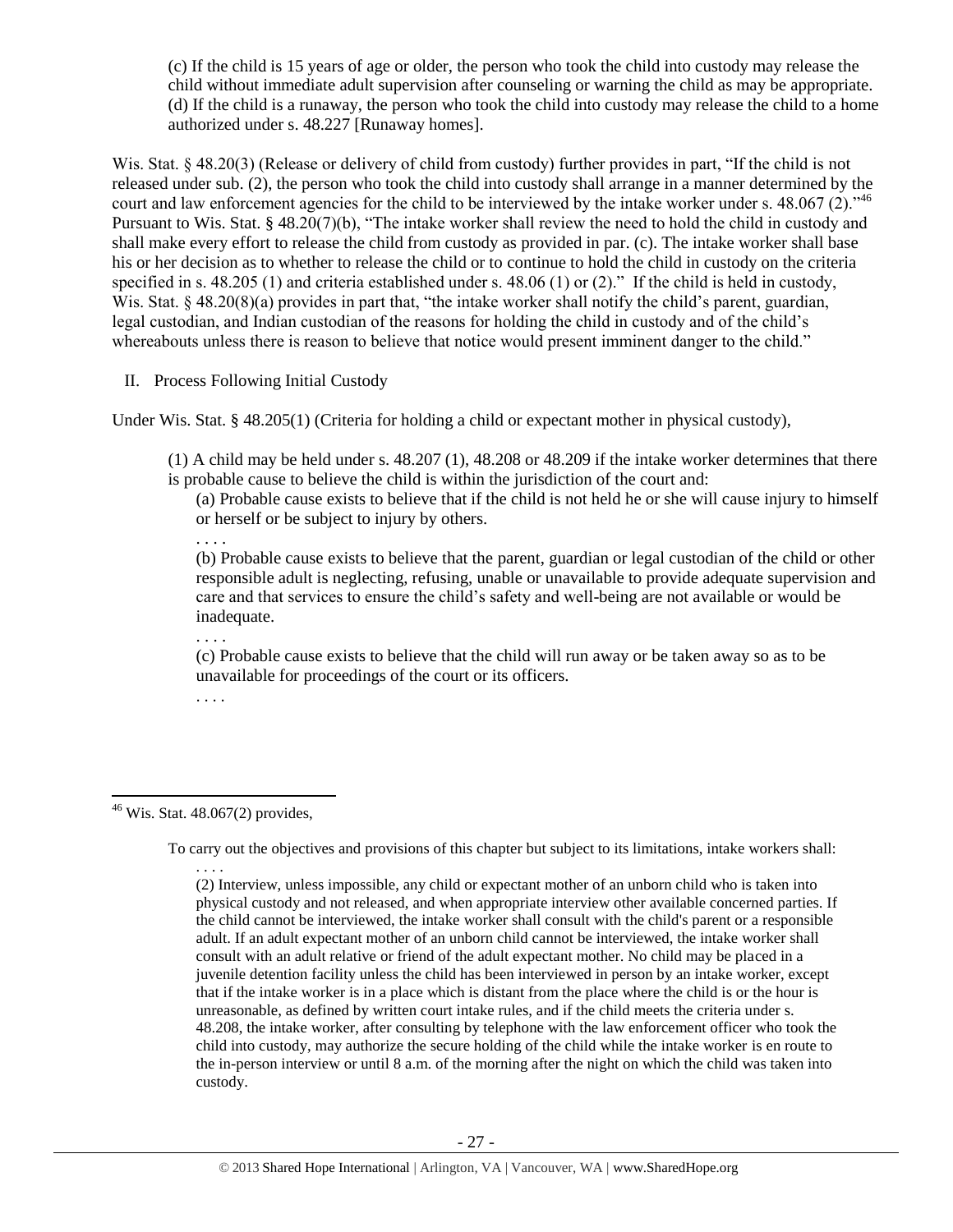> (c) If the child is 15 years of age or older, the person who took the child into custody may release the child without immediate adult supervision after counseling or warning the child as may be appropriate.
> (d) If the child is a runaway, the person who took the child into custody may release the child to a home authorized under s. 48.227 [Runaway homes].

Wis. Stat. § 48.20(3) (Release or delivery of child from custody) further provides in part, "If the child is not released under sub. (2), the person who took the child into custody shall arrange in a manner determined by the court and law enforcement agencies for the child to be interviewed by the intake worker under s. 48.067 (2)."[46] Pursuant to Wis. Stat. § 48.20(7)(b), "The intake worker shall review the need to hold the child in custody and shall make every effort to release the child from custody as provided in par. (c). The intake worker shall base his or her decision as to whether to release the child or to continue to hold the child in custody on the criteria specified in s. 48.205 (1) and criteria established under s. 48.06 (1) or (2)." If the child is held in custody, Wis. Stat. § 48.20(8)(a) provides in part that, "the intake worker shall notify the child's parent, guardian, legal custodian, and Indian custodian of the reasons for holding the child in custody and of the child's whereabouts unless there is reason to believe that notice would present imminent danger to the child."

II. Process Following Initial Custody

Under Wis. Stat. § 48.205(1) (Criteria for holding a child or expectant mother in physical custody),

> (1) A child may be held under s. 48.207 (1), 48.208 or 48.209 if the intake worker determines that there is probable cause to believe the child is within the jurisdiction of the court and:
>
> > (a) Probable cause exists to believe that if the child is not held he or she will cause injury to himself or herself or be subject to injury by others.
> >
> > . . . .
> >
> > (b) Probable cause exists to believe that the parent, guardian or legal custodian of the child or other responsible adult is neglecting, refusing, unable or unavailable to provide adequate supervision and care and that services to ensure the child's safety and well-being are not available or would be inadequate.
> >
> > . . . .
> >
> > (c) Probable cause exists to believe that the child will run away or be taken away so as to be unavailable for proceedings of the court or its officers.
> >
> > . . . .

---

[46] Wis. Stat. 48.067(2) provides,

> To carry out the objectives and provisions of this chapter but subject to its limitations, intake workers shall:
>
> . . . .
>
> (2) Interview, unless impossible, any child or expectant mother of an unborn child who is taken into physical custody and not released, and when appropriate interview other available concerned parties. If the child cannot be interviewed, the intake worker shall consult with the child's parent or a responsible adult. If an adult expectant mother of an unborn child cannot be interviewed, the intake worker shall consult with an adult relative or friend of the adult expectant mother. No child may be placed in a juvenile detention facility unless the child has been interviewed in person by an intake worker, except that if the intake worker is in a place which is distant from the place where the child is or the hour is unreasonable, as defined by written court intake rules, and if the child meets the criteria under s. 48.208, the intake worker, after consulting by telephone with the law enforcement officer who took the child into custody, may authorize the secure holding of the child while the intake worker is en route to the in-person interview or until 8 a.m. of the morning after the night on which the child was taken into custody.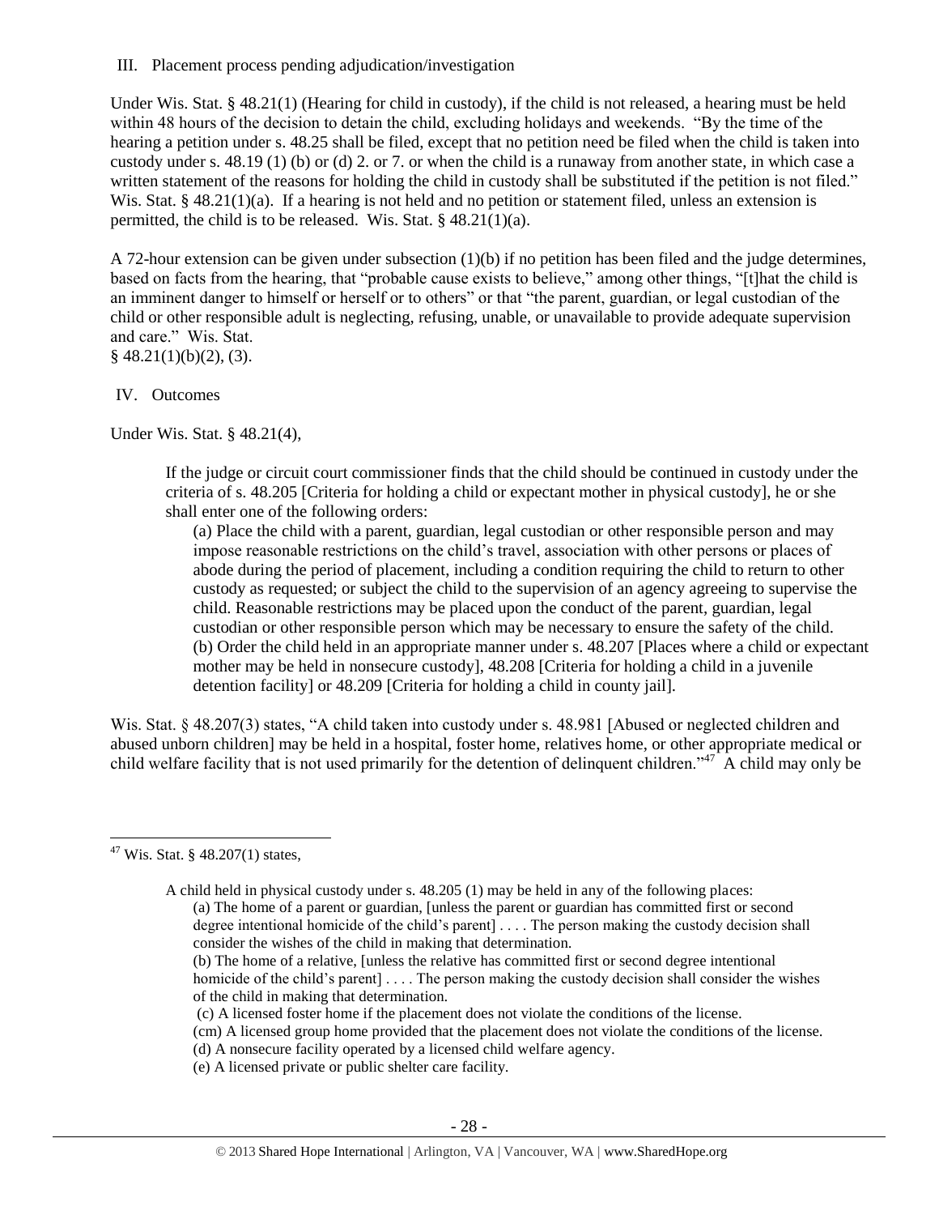III. Placement process pending adjudication/investigation

Under Wis. Stat. § 48.21(1) (Hearing for child in custody), if the child is not released, a hearing must be held within 48 hours of the decision to detain the child, excluding holidays and weekends. "By the time of the hearing a petition under s. 48.25 shall be filed, except that no petition need be filed when the child is taken into custody under s. 48.19 (1) (b) or (d) 2. or 7. or when the child is a runaway from another state, in which case a written statement of the reasons for holding the child in custody shall be substituted if the petition is not filed." Wis. Stat. § 48.21(1)(a). If a hearing is not held and no petition or statement filed, unless an extension is permitted, the child is to be released. Wis. Stat. § 48.21(1)(a).

A 72-hour extension can be given under subsection (1)(b) if no petition has been filed and the judge determines, based on facts from the hearing, that "probable cause exists to believe," among other things, "[t]hat the child is an imminent danger to himself or herself or to others" or that "the parent, guardian, or legal custodian of the child or other responsible adult is neglecting, refusing, unable, or unavailable to provide adequate supervision and care." Wis. Stat. § 48.21(1)(b)(2), (3).

IV. Outcomes

Under Wis. Stat. § 48.21(4),

> If the judge or circuit court commissioner finds that the child should be continued in custody under the criteria of s. 48.205 [Criteria for holding a child or expectant mother in physical custody], he or she shall enter one of the following orders:
>
> (a) Place the child with a parent, guardian, legal custodian or other responsible person and may impose reasonable restrictions on the child's travel, association with other persons or places of abode during the period of placement, including a condition requiring the child to return to other custody as requested; or subject the child to the supervision of an agency agreeing to supervise the child. Reasonable restrictions may be placed upon the conduct of the parent, guardian, legal custodian or other responsible person which may be necessary to ensure the safety of the child.
>
> (b) Order the child held in an appropriate manner under s. 48.207 [Places where a child or expectant mother may be held in nonsecure custody], 48.208 [Criteria for holding a child in a juvenile detention facility] or 48.209 [Criteria for holding a child in county jail].

Wis. Stat. § 48.207(3) states, "A child taken into custody under s. 48.981 [Abused or neglected children and abused unborn children] may be held in a hospital, foster home, relatives home, or other appropriate medical or child welfare facility that is not used primarily for the detention of delinquent children."[47] A child may only be

---

[47] Wis. Stat. § 48.207(1) states,

> A child held in physical custody under s. 48.205 (1) may be held in any of the following places:
>
> (a) The home of a parent or guardian, [unless the parent or guardian has committed first or second degree intentional homicide of the child's parent] . . . . The person making the custody decision shall consider the wishes of the child in making that determination.
>
> (b) The home of a relative, [unless the relative has committed first or second degree intentional homicide of the child's parent] . . . . The person making the custody decision shall consider the wishes of the child in making that determination.
>
> (c) A licensed foster home if the placement does not violate the conditions of the license.
>
> (cm) A licensed group home provided that the placement does not violate the conditions of the license.
>
> (d) A nonsecure facility operated by a licensed child welfare agency.
>
> (e) A licensed private or public shelter care facility.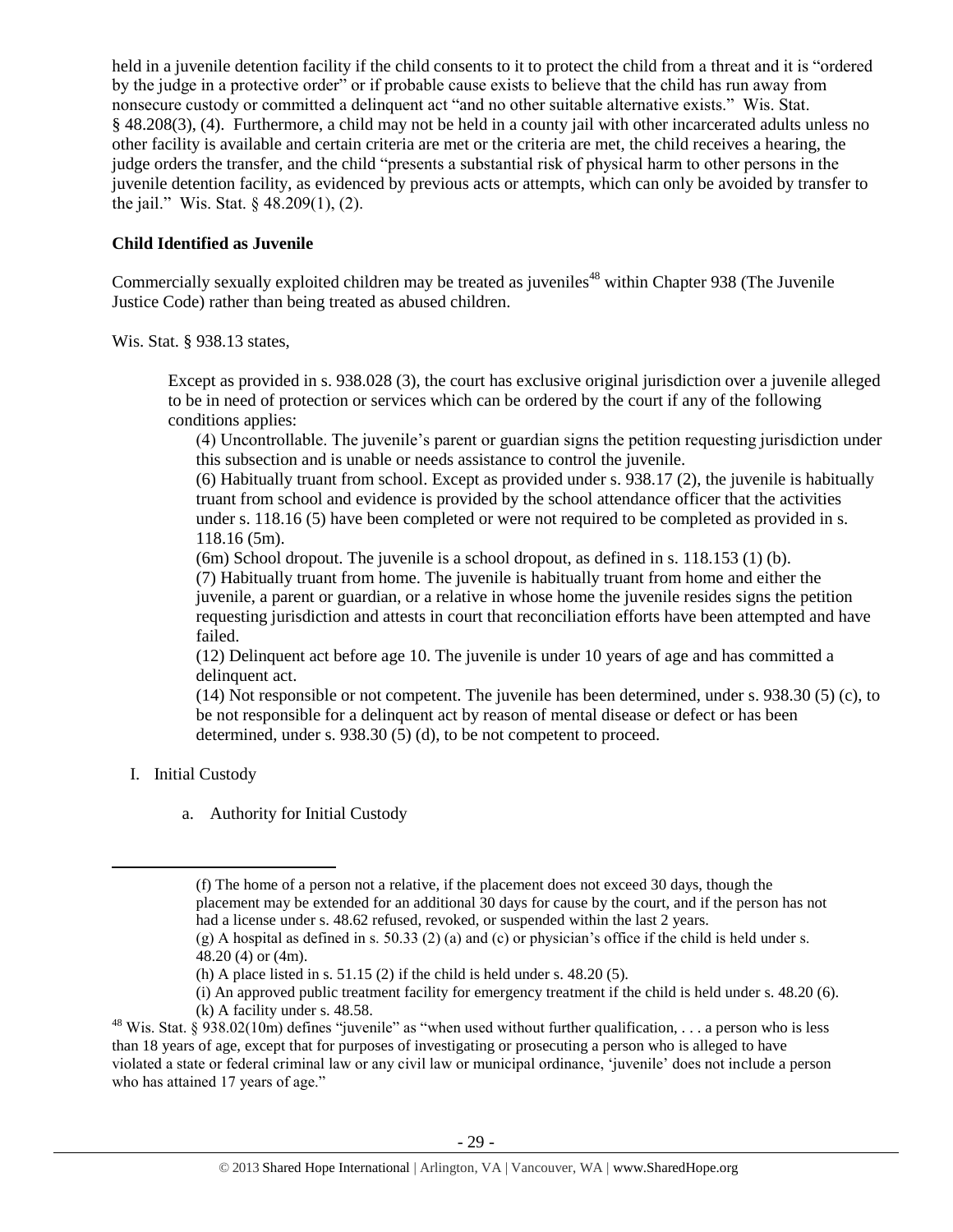held in a juvenile detention facility if the child consents to it to protect the child from a threat and it is "ordered by the judge in a protective order" or if probable cause exists to believe that the child has run away from nonsecure custody or committed a delinquent act "and no other suitable alternative exists." Wis. Stat. § 48.208(3), (4). Furthermore, a child may not be held in a county jail with other incarcerated adults unless no other facility is available and certain criteria are met or the criteria are met, the child receives a hearing, the judge orders the transfer, and the child "presents a substantial risk of physical harm to other persons in the juvenile detention facility, as evidenced by previous acts or attempts, which can only be avoided by transfer to the jail." Wis. Stat. § 48.209(1), (2).

**Child Identified as Juvenile**

Commercially sexually exploited children may be treated as juveniles[48] within Chapter 938 (The Juvenile Justice Code) rather than being treated as abused children.

Wis. Stat. § 938.13 states,

> Except as provided in s. 938.028 (3), the court has exclusive original jurisdiction over a juvenile alleged to be in need of protection or services which can be ordered by the court if any of the following conditions applies:
>
> (4) Uncontrollable. The juvenile's parent or guardian signs the petition requesting jurisdiction under this subsection and is unable or needs assistance to control the juvenile.
>
> (6) Habitually truant from school. Except as provided under s. 938.17 (2), the juvenile is habitually truant from school and evidence is provided by the school attendance officer that the activities under s. 118.16 (5) have been completed or were not required to be completed as provided in s. 118.16 (5m).
>
> (6m) School dropout. The juvenile is a school dropout, as defined in s. 118.153 (1) (b).
>
> (7) Habitually truant from home. The juvenile is habitually truant from home and either the juvenile, a parent or guardian, or a relative in whose home the juvenile resides signs the petition requesting jurisdiction and attests in court that reconciliation efforts have been attempted and have failed.
>
> (12) Delinquent act before age 10. The juvenile is under 10 years of age and has committed a delinquent act.
>
> (14) Not responsible or not competent. The juvenile has been determined, under s. 938.30 (5) (c), to be not responsible for a delinquent act by reason of mental disease or defect or has been determined, under s. 938.30 (5) (d), to be not competent to proceed.

I. Initial Custody

   a. Authority for Initial Custody

---

> (f) The home of a person not a relative, if the placement does not exceed 30 days, though the placement may be extended for an additional 30 days for cause by the court, and if the person has not had a license under s. 48.62 refused, revoked, or suspended within the last 2 years.
>
> (g) A hospital as defined in s. 50.33 (2) (a) and (c) or physician's office if the child is held under s. 48.20 (4) or (4m).
>
> (h) A place listed in s. 51.15 (2) if the child is held under s. 48.20 (5).
>
> (i) An approved public treatment facility for emergency treatment if the child is held under s. 48.20 (6).
>
> (k) A facility under s. 48.58.

[48] Wis. Stat. § 938.02(10m) defines "juvenile" as "when used without further qualification, . . . a person who is less than 18 years of age, except that for purposes of investigating or prosecuting a person who is alleged to have violated a state or federal criminal law or any civil law or municipal ordinance, 'juvenile' does not include a person who has attained 17 years of age."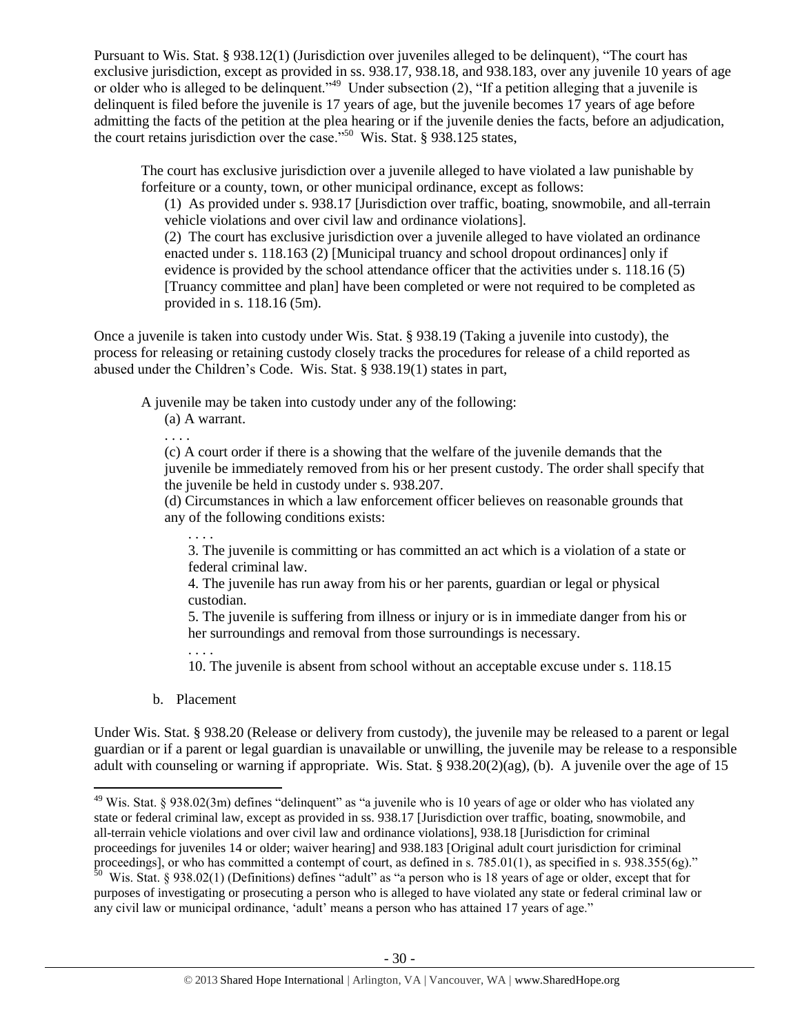Pursuant to Wis. Stat. § 938.12(1) (Jurisdiction over juveniles alleged to be delinquent), "The court has exclusive jurisdiction, except as provided in ss. 938.17, 938.18, and 938.183, over any juvenile 10 years of age or older who is alleged to be delinquent."[49] Under subsection (2), "If a petition alleging that a juvenile is delinquent is filed before the juvenile is 17 years of age, but the juvenile becomes 17 years of age before admitting the facts of the petition at the plea hearing or if the juvenile denies the facts, before an adjudication, the court retains jurisdiction over the case."[50] Wis. Stat. § 938.125 states,

> The court has exclusive jurisdiction over a juvenile alleged to have violated a law punishable by forfeiture or a county, town, or other municipal ordinance, except as follows:
>
> (1) As provided under s. 938.17 [Jurisdiction over traffic, boating, snowmobile, and all-terrain vehicle violations and over civil law and ordinance violations].
>
> (2) The court has exclusive jurisdiction over a juvenile alleged to have violated an ordinance enacted under s. 118.163 (2) [Municipal truancy and school dropout ordinances] only if evidence is provided by the school attendance officer that the activities under s. 118.16 (5) [Truancy committee and plan] have been completed or were not required to be completed as provided in s. 118.16 (5m).

Once a juvenile is taken into custody under Wis. Stat. § 938.19 (Taking a juvenile into custody), the process for releasing or retaining custody closely tracks the procedures for release of a child reported as abused under the Children's Code. Wis. Stat. § 938.19(1) states in part,

> A juvenile may be taken into custody under any of the following:
>
> (a) A warrant.
>
> . . . .
>
> (c) A court order if there is a showing that the welfare of the juvenile demands that the juvenile be immediately removed from his or her present custody. The order shall specify that the juvenile be held in custody under s. 938.207.
>
> (d) Circumstances in which a law enforcement officer believes on reasonable grounds that any of the following conditions exists:
>
> . . . .
>
> 3. The juvenile is committing or has committed an act which is a violation of a state or federal criminal law.
>
> 4. The juvenile has run away from his or her parents, guardian or legal or physical custodian.
>
> 5. The juvenile is suffering from illness or injury or is in immediate danger from his or her surroundings and removal from those surroundings is necessary.
>
> . . . .
>
> 10. The juvenile is absent from school without an acceptable excuse under s. 118.15

b. Placement

Under Wis. Stat. § 938.20 (Release or delivery from custody), the juvenile may be released to a parent or legal guardian or if a parent or legal guardian is unavailable or unwilling, the juvenile may be release to a responsible adult with counseling or warning if appropriate. Wis. Stat. § 938.20(2)(ag), (b). A juvenile over the age of 15

---

[49] Wis. Stat. § 938.02(3m) defines "delinquent" as "a juvenile who is 10 years of age or older who has violated any state or federal criminal law, except as provided in ss. 938.17 [Jurisdiction over traffic, boating, snowmobile, and all-terrain vehicle violations and over civil law and ordinance violations], 938.18 [Jurisdiction for criminal proceedings for juveniles 14 or older; waiver hearing] and 938.183 [Original adult court jurisdiction for criminal proceedings], or who has committed a contempt of court, as defined in s. 785.01(1), as specified in s. 938.355(6g)."

[50] Wis. Stat. § 938.02(1) (Definitions) defines "adult" as "a person who is 18 years of age or older, except that for purposes of investigating or prosecuting a person who is alleged to have violated any state or federal criminal law or any civil law or municipal ordinance, 'adult' means a person who has attained 17 years of age."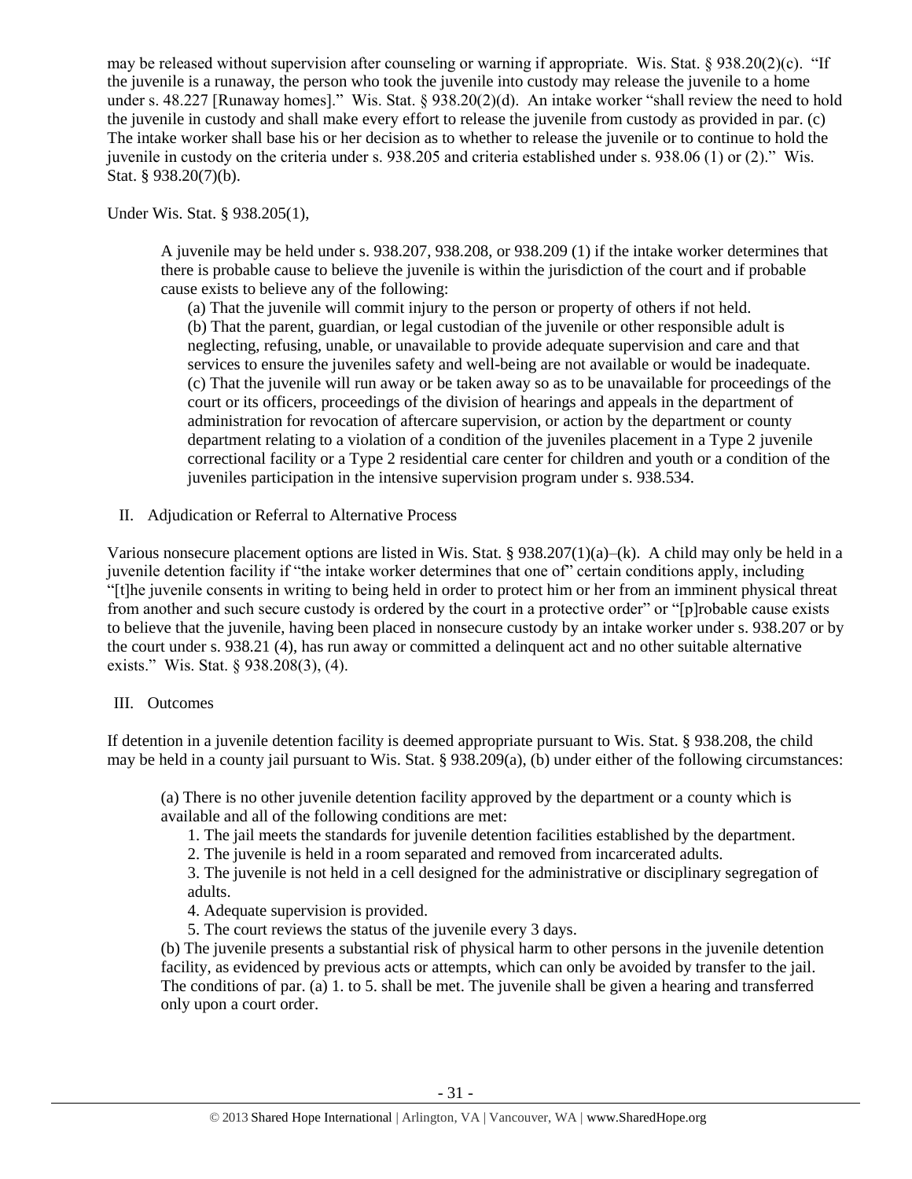may be released without supervision after counseling or warning if appropriate. Wis. Stat. § 938.20(2)(c). "If the juvenile is a runaway, the person who took the juvenile into custody may release the juvenile to a home under s. 48.227 [Runaway homes]." Wis. Stat. § 938.20(2)(d). An intake worker "shall review the need to hold the juvenile in custody and shall make every effort to release the juvenile from custody as provided in par. (c) The intake worker shall base his or her decision as to whether to release the juvenile or to continue to hold the juvenile in custody on the criteria under s. 938.205 and criteria established under s. 938.06 (1) or (2)." Wis. Stat. § 938.20(7)(b).

Under Wis. Stat. § 938.205(1),

> A juvenile may be held under s. 938.207, 938.208, or 938.209 (1) if the intake worker determines that there is probable cause to believe the juvenile is within the jurisdiction of the court and if probable cause exists to believe any of the following:
>
> (a) That the juvenile will commit injury to the person or property of others if not held.
> (b) That the parent, guardian, or legal custodian of the juvenile or other responsible adult is neglecting, refusing, unable, or unavailable to provide adequate supervision and care and that services to ensure the juveniles safety and well-being are not available or would be inadequate.
> (c) That the juvenile will run away or be taken away so as to be unavailable for proceedings of the court or its officers, proceedings of the division of hearings and appeals in the department of administration for revocation of aftercare supervision, or action by the department or county department relating to a violation of a condition of the juveniles placement in a Type 2 juvenile correctional facility or a Type 2 residential care center for children and youth or a condition of the juveniles participation in the intensive supervision program under s. 938.534.

II. Adjudication or Referral to Alternative Process

Various nonsecure placement options are listed in Wis. Stat. § 938.207(1)(a)–(k). A child may only be held in a juvenile detention facility if "the intake worker determines that one of" certain conditions apply, including "[t]he juvenile consents in writing to being held in order to protect him or her from an imminent physical threat from another and such secure custody is ordered by the court in a protective order" or "[p]robable cause exists to believe that the juvenile, having been placed in nonsecure custody by an intake worker under s. 938.207 or by the court under s. 938.21 (4), has run away or committed a delinquent act and no other suitable alternative exists." Wis. Stat. § 938.208(3), (4).

III. Outcomes

If detention in a juvenile detention facility is deemed appropriate pursuant to Wis. Stat. § 938.208, the child may be held in a county jail pursuant to Wis. Stat. § 938.209(a), (b) under either of the following circumstances:

> (a) There is no other juvenile detention facility approved by the department or a county which is available and all of the following conditions are met:
>
> 1. The jail meets the standards for juvenile detention facilities established by the department.
> 2. The juvenile is held in a room separated and removed from incarcerated adults.
> 3. The juvenile is not held in a cell designed for the administrative or disciplinary segregation of adults.
> 4. Adequate supervision is provided.
> 5. The court reviews the status of the juvenile every 3 days.
>
> (b) The juvenile presents a substantial risk of physical harm to other persons in the juvenile detention facility, as evidenced by previous acts or attempts, which can only be avoided by transfer to the jail. The conditions of par. (a) 1. to 5. shall be met. The juvenile shall be given a hearing and transferred only upon a court order.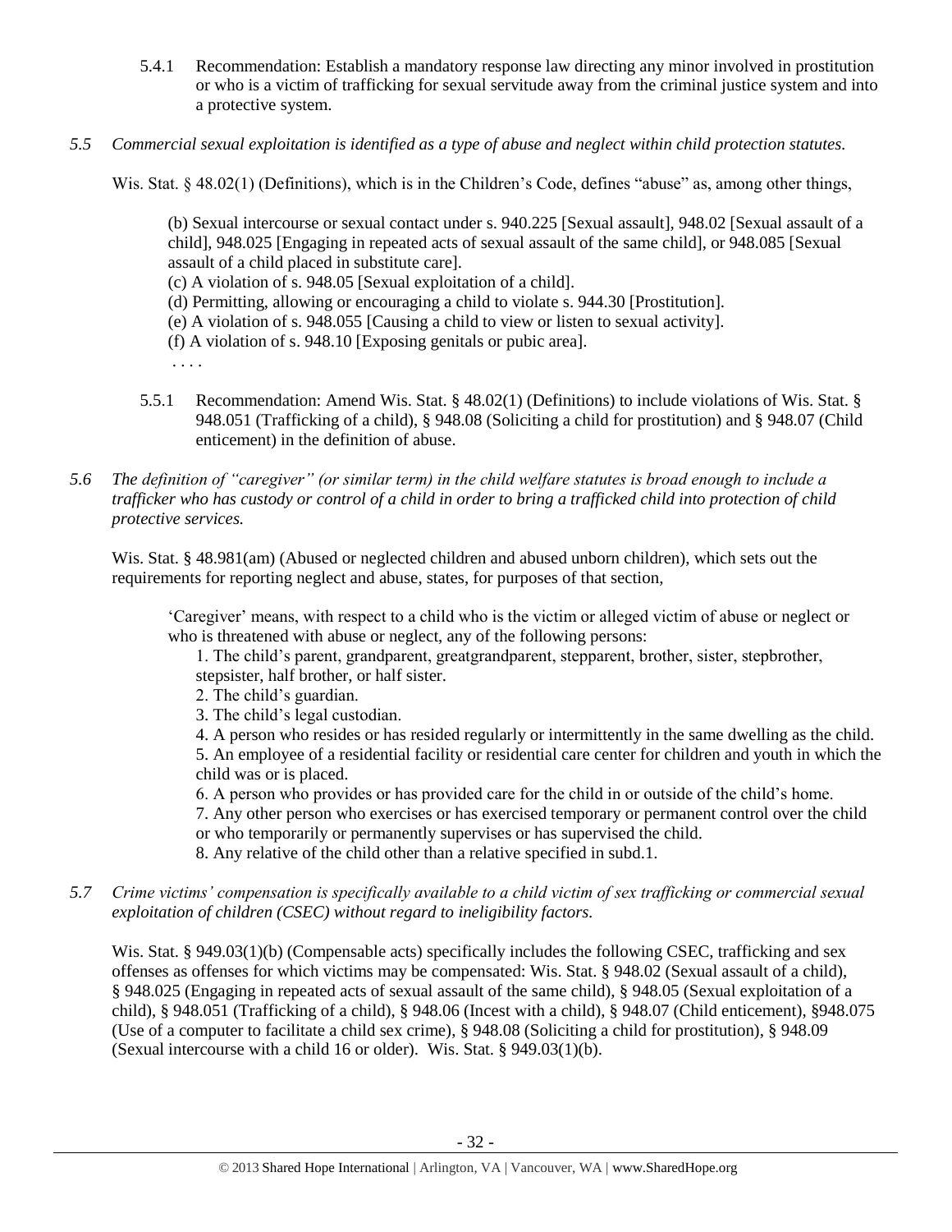5.4.1 Recommendation: Establish a mandatory response law directing any minor involved in prostitution or who is a victim of trafficking for sexual servitude away from the criminal justice system and into a protective system.

*5.5 Commercial sexual exploitation is identified as a type of abuse and neglect within child protection statutes.*

Wis. Stat. § 48.02(1) (Definitions), which is in the Children's Code, defines "abuse" as, among other things,

> (b) Sexual intercourse or sexual contact under s. 940.225 [Sexual assault], 948.02 [Sexual assault of a child], 948.025 [Engaging in repeated acts of sexual assault of the same child], or 948.085 [Sexual assault of a child placed in substitute care].
> (c) A violation of s. 948.05 [Sexual exploitation of a child].
> (d) Permitting, allowing or encouraging a child to violate s. 944.30 [Prostitution].
> (e) A violation of s. 948.055 [Causing a child to view or listen to sexual activity].
> (f) A violation of s. 948.10 [Exposing genitals or pubic area].
> . . . .

5.5.1 Recommendation: Amend Wis. Stat. § 48.02(1) (Definitions) to include violations of Wis. Stat. § 948.051 (Trafficking of a child), § 948.08 (Soliciting a child for prostitution) and § 948.07 (Child enticement) in the definition of abuse.

*5.6 The definition of "caregiver" (or similar term) in the child welfare statutes is broad enough to include a trafficker who has custody or control of a child in order to bring a trafficked child into protection of child protective services.*

Wis. Stat. § 48.981(am) (Abused or neglected children and abused unborn children), which sets out the requirements for reporting neglect and abuse, states, for purposes of that section,

> 'Caregiver' means, with respect to a child who is the victim or alleged victim of abuse or neglect or who is threatened with abuse or neglect, any of the following persons:
> 1. The child's parent, grandparent, greatgrandparent, stepparent, brother, sister, stepbrother, stepsister, half brother, or half sister.
> 2. The child's guardian.
> 3. The child's legal custodian.
> 4. A person who resides or has resided regularly or intermittently in the same dwelling as the child.
> 5. An employee of a residential facility or residential care center for children and youth in which the child was or is placed.
> 6. A person who provides or has provided care for the child in or outside of the child's home.
> 7. Any other person who exercises or has exercised temporary or permanent control over the child or who temporarily or permanently supervises or has supervised the child.
> 8. Any relative of the child other than a relative specified in subd.1.

*5.7 Crime victims' compensation is specifically available to a child victim of sex trafficking or commercial sexual exploitation of children (CSEC) without regard to ineligibility factors.*

Wis. Stat. § 949.03(1)(b) (Compensable acts) specifically includes the following CSEC, trafficking and sex offenses as offenses for which victims may be compensated: Wis. Stat. § 948.02 (Sexual assault of a child), § 948.025 (Engaging in repeated acts of sexual assault of the same child), § 948.05 (Sexual exploitation of a child), § 948.051 (Trafficking of a child), § 948.06 (Incest with a child), § 948.07 (Child enticement), §948.075 (Use of a computer to facilitate a child sex crime), § 948.08 (Soliciting a child for prostitution), § 948.09 (Sexual intercourse with a child 16 or older). Wis. Stat. § 949.03(1)(b).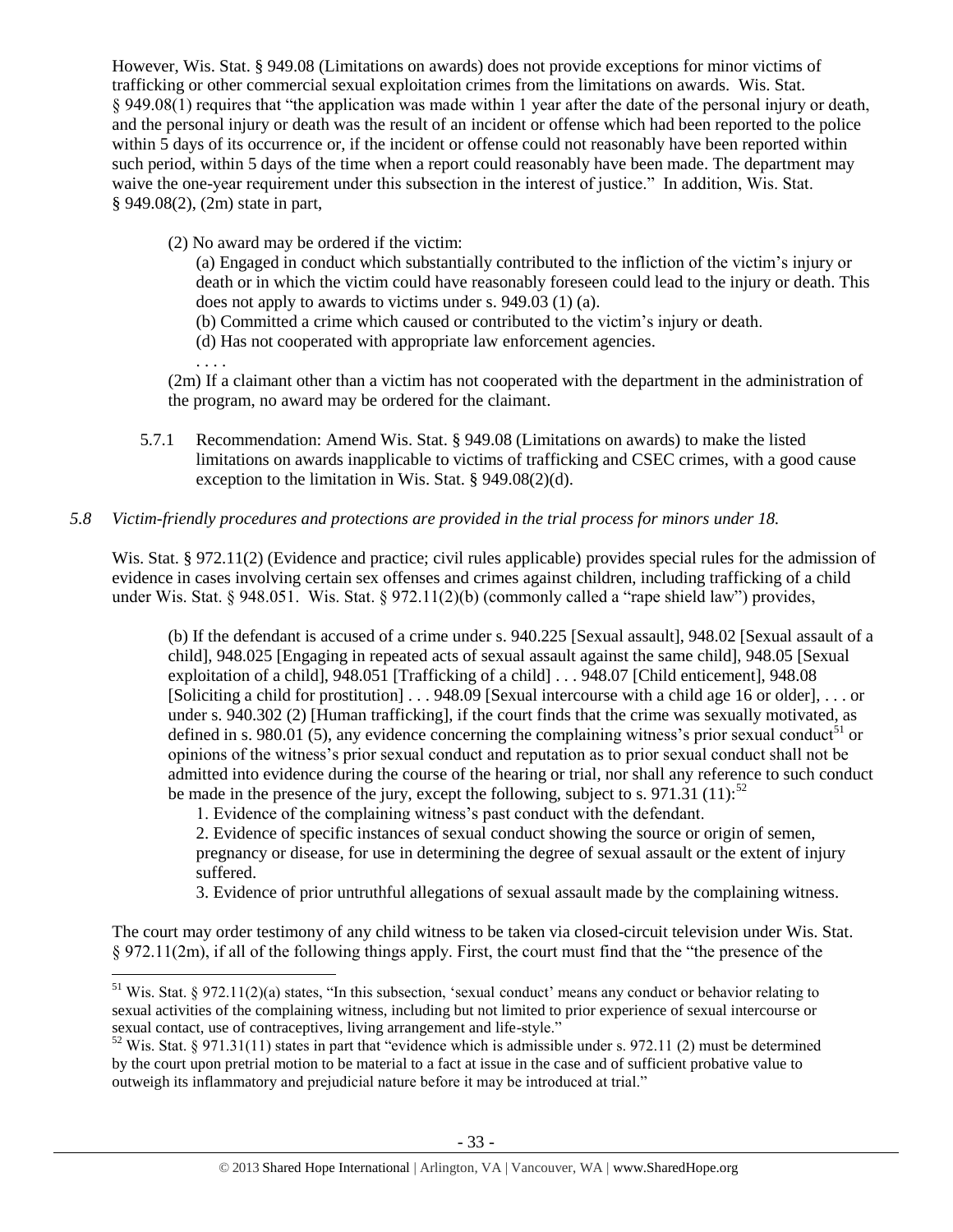However, Wis. Stat. § 949.08 (Limitations on awards) does not provide exceptions for minor victims of trafficking or other commercial sexual exploitation crimes from the limitations on awards. Wis. Stat. § 949.08(1) requires that "the application was made within 1 year after the date of the personal injury or death, and the personal injury or death was the result of an incident or offense which had been reported to the police within 5 days of its occurrence or, if the incident or offense could not reasonably have been reported within such period, within 5 days of the time when a report could reasonably have been made. The department may waive the one-year requirement under this subsection in the interest of justice." In addition, Wis. Stat. § 949.08(2), (2m) state in part,

> (2) No award may be ordered if the victim:
>
> > (a) Engaged in conduct which substantially contributed to the infliction of the victim's injury or death or in which the victim could have reasonably foreseen could lead to the injury or death. This does not apply to awards to victims under s. 949.03 (1) (a).
> >
> > (b) Committed a crime which caused or contributed to the victim's injury or death.
> >
> > (d) Has not cooperated with appropriate law enforcement agencies.
> >
> > . . . .
>
> (2m) If a claimant other than a victim has not cooperated with the department in the administration of the program, no award may be ordered for the claimant.

5.7.1 Recommendation: Amend Wis. Stat. § 949.08 (Limitations on awards) to make the listed limitations on awards inapplicable to victims of trafficking and CSEC crimes, with a good cause exception to the limitation in Wis. Stat. § 949.08(2)(d).

### *5.8 Victim-friendly procedures and protections are provided in the trial process for minors under 18.*

Wis. Stat. § 972.11(2) (Evidence and practice; civil rules applicable) provides special rules for the admission of evidence in cases involving certain sex offenses and crimes against children, including trafficking of a child under Wis. Stat. § 948.051. Wis. Stat. § 972.11(2)(b) (commonly called a "rape shield law") provides,

> (b) If the defendant is accused of a crime under s. 940.225 [Sexual assault], 948.02 [Sexual assault of a child], 948.025 [Engaging in repeated acts of sexual assault against the same child], 948.05 [Sexual exploitation of a child], 948.051 [Trafficking of a child] . . . 948.07 [Child enticement], 948.08 [Soliciting a child for prostitution] . . . 948.09 [Sexual intercourse with a child age 16 or older], . . . or under s. 940.302 (2) [Human trafficking], if the court finds that the crime was sexually motivated, as defined in s. 980.01 (5), any evidence concerning the complaining witness's prior sexual conduct[51] or opinions of the witness's prior sexual conduct and reputation as to prior sexual conduct shall not be admitted into evidence during the course of the hearing or trial, nor shall any reference to such conduct be made in the presence of the jury, except the following, subject to s. 971.31 (11):[52]
>
> > 1. Evidence of the complaining witness's past conduct with the defendant.
> > 2. Evidence of specific instances of sexual conduct showing the source or origin of semen, pregnancy or disease, for use in determining the degree of sexual assault or the extent of injury suffered.
> > 3. Evidence of prior untruthful allegations of sexual assault made by the complaining witness.

The court may order testimony of any child witness to be taken via closed-circuit television under Wis. Stat. § 972.11(2m), if all of the following things apply. First, the court must find that the "the presence of the

---

[51] Wis. Stat. § 972.11(2)(a) states, "In this subsection, 'sexual conduct' means any conduct or behavior relating to sexual activities of the complaining witness, including but not limited to prior experience of sexual intercourse or sexual contact, use of contraceptives, living arrangement and life-style."

[52] Wis. Stat. § 971.31(11) states in part that "evidence which is admissible under s. 972.11 (2) must be determined by the court upon pretrial motion to be material to a fact at issue in the case and of sufficient probative value to outweigh its inflammatory and prejudicial nature before it may be introduced at trial."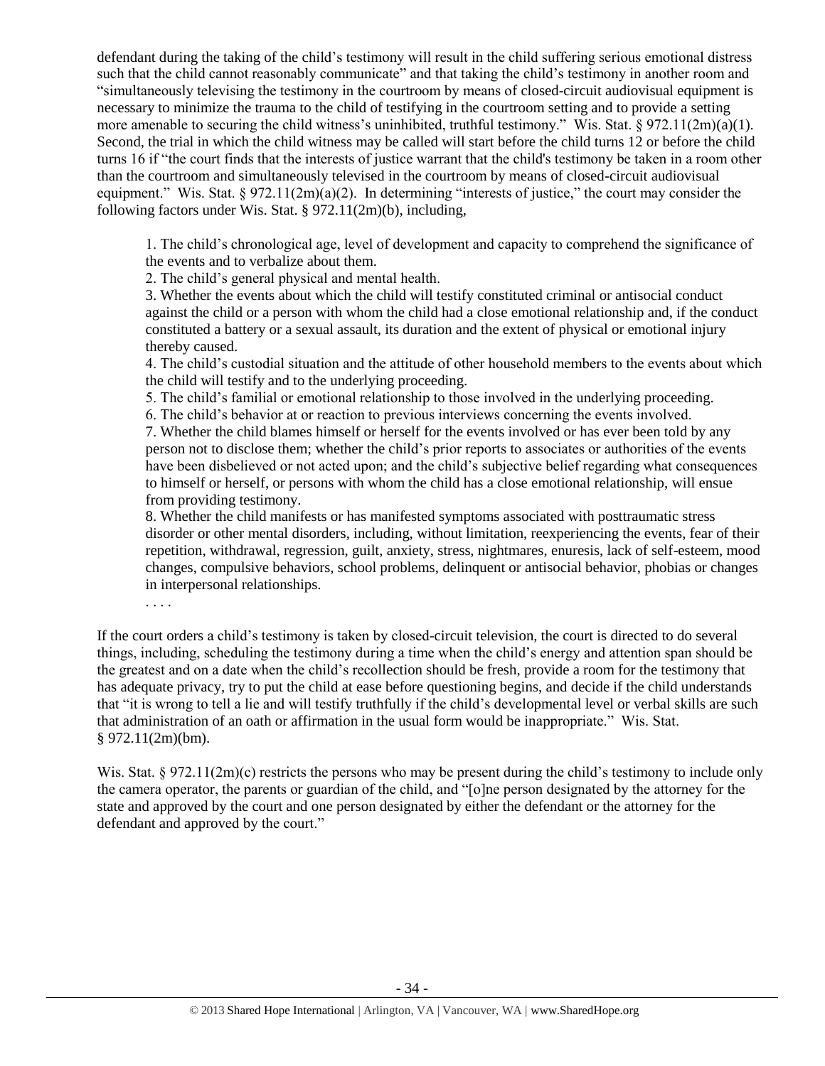defendant during the taking of the child's testimony will result in the child suffering serious emotional distress such that the child cannot reasonably communicate" and that taking the child's testimony in another room and "simultaneously televising the testimony in the courtroom by means of closed-circuit audiovisual equipment is necessary to minimize the trauma to the child of testifying in the courtroom setting and to provide a setting more amenable to securing the child witness's uninhibited, truthful testimony." Wis. Stat. § 972.11(2m)(a)(1). Second, the trial in which the child witness may be called will start before the child turns 12 or before the child turns 16 if "the court finds that the interests of justice warrant that the child's testimony be taken in a room other than the courtroom and simultaneously televised in the courtroom by means of closed-circuit audiovisual equipment." Wis. Stat. § 972.11(2m)(a)(2). In determining "interests of justice," the court may consider the following factors under Wis. Stat. § 972.11(2m)(b), including,

> 1. The child's chronological age, level of development and capacity to comprehend the significance of the events and to verbalize about them.
> 2. The child's general physical and mental health.
> 3. Whether the events about which the child will testify constituted criminal or antisocial conduct against the child or a person with whom the child had a close emotional relationship and, if the conduct constituted a battery or a sexual assault, its duration and the extent of physical or emotional injury thereby caused.
> 4. The child's custodial situation and the attitude of other household members to the events about which the child will testify and to the underlying proceeding.
> 5. The child's familial or emotional relationship to those involved in the underlying proceeding.
> 6. The child's behavior at or reaction to previous interviews concerning the events involved.
> 7. Whether the child blames himself or herself for the events involved or has ever been told by any person not to disclose them; whether the child's prior reports to associates or authorities of the events have been disbelieved or not acted upon; and the child's subjective belief regarding what consequences to himself or herself, or persons with whom the child has a close emotional relationship, will ensue from providing testimony.
> 8. Whether the child manifests or has manifested symptoms associated with posttraumatic stress disorder or other mental disorders, including, without limitation, reexperiencing the events, fear of their repetition, withdrawal, regression, guilt, anxiety, stress, nightmares, enuresis, lack of self-esteem, mood changes, compulsive behaviors, school problems, delinquent or antisocial behavior, phobias or changes in interpersonal relationships.
>
> . . . .

If the court orders a child's testimony is taken by closed-circuit television, the court is directed to do several things, including, scheduling the testimony during a time when the child's energy and attention span should be the greatest and on a date when the child's recollection should be fresh, provide a room for the testimony that has adequate privacy, try to put the child at ease before questioning begins, and decide if the child understands that "it is wrong to tell a lie and will testify truthfully if the child's developmental level or verbal skills are such that administration of an oath or affirmation in the usual form would be inappropriate." Wis. Stat. § 972.11(2m)(bm).

Wis. Stat. § 972.11(2m)(c) restricts the persons who may be present during the child's testimony to include only the camera operator, the parents or guardian of the child, and "[o]ne person designated by the attorney for the state and approved by the court and one person designated by either the defendant or the attorney for the defendant and approved by the court."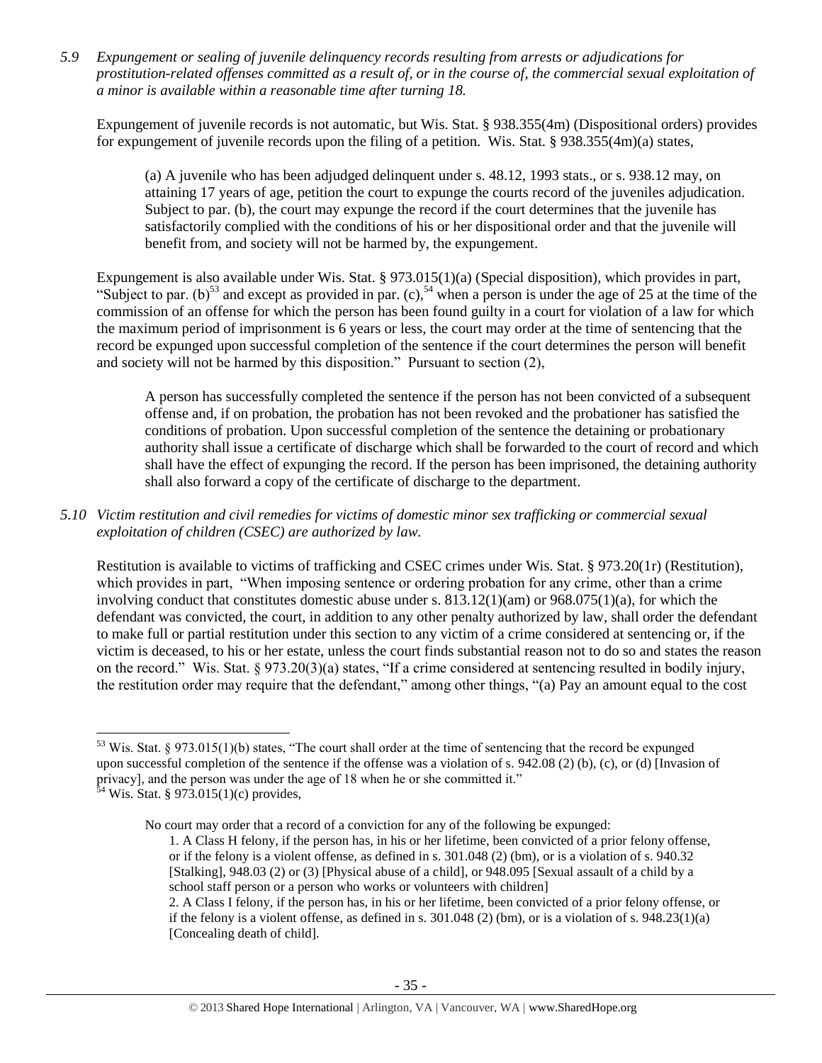*5.9 Expungement or sealing of juvenile delinquency records resulting from arrests or adjudications for prostitution-related offenses committed as a result of, or in the course of, the commercial sexual exploitation of a minor is available within a reasonable time after turning 18.*

Expungement of juvenile records is not automatic, but Wis. Stat. § 938.355(4m) (Dispositional orders) provides for expungement of juvenile records upon the filing of a petition. Wis. Stat. § 938.355(4m)(a) states,

> (a) A juvenile who has been adjudged delinquent under s. 48.12, 1993 stats., or s. 938.12 may, on attaining 17 years of age, petition the court to expunge the courts record of the juveniles adjudication. Subject to par. (b), the court may expunge the record if the court determines that the juvenile has satisfactorily complied with the conditions of his or her dispositional order and that the juvenile will benefit from, and society will not be harmed by, the expungement.

Expungement is also available under Wis. Stat. § 973.015(1)(a) (Special disposition), which provides in part, "Subject to par. (b)[53] and except as provided in par. (c),[54] when a person is under the age of 25 at the time of the commission of an offense for which the person has been found guilty in a court for violation of a law for which the maximum period of imprisonment is 6 years or less, the court may order at the time of sentencing that the record be expunged upon successful completion of the sentence if the court determines the person will benefit and society will not be harmed by this disposition." Pursuant to section (2),

> A person has successfully completed the sentence if the person has not been convicted of a subsequent offense and, if on probation, the probation has not been revoked and the probationer has satisfied the conditions of probation. Upon successful completion of the sentence the detaining or probationary authority shall issue a certificate of discharge which shall be forwarded to the court of record and which shall have the effect of expunging the record. If the person has been imprisoned, the detaining authority shall also forward a copy of the certificate of discharge to the department.

*5.10 Victim restitution and civil remedies for victims of domestic minor sex trafficking or commercial sexual exploitation of children (CSEC) are authorized by law.*

Restitution is available to victims of trafficking and CSEC crimes under Wis. Stat. § 973.20(1r) (Restitution), which provides in part, "When imposing sentence or ordering probation for any crime, other than a crime involving conduct that constitutes domestic abuse under s. 813.12(1)(am) or 968.075(1)(a), for which the defendant was convicted, the court, in addition to any other penalty authorized by law, shall order the defendant to make full or partial restitution under this section to any victim of a crime considered at sentencing or, if the victim is deceased, to his or her estate, unless the court finds substantial reason not to do so and states the reason on the record." Wis. Stat. § 973.20(3)(a) states, "If a crime considered at sentencing resulted in bodily injury, the restitution order may require that the defendant," among other things, "(a) Pay an amount equal to the cost

---

[53] Wis. Stat. § 973.015(1)(b) states, "The court shall order at the time of sentencing that the record be expunged upon successful completion of the sentence if the offense was a violation of s. 942.08 (2) (b), (c), or (d) [Invasion of privacy], and the person was under the age of 18 when he or she committed it."

[54] Wis. Stat. § 973.015(1)(c) provides,

> No court may order that a record of a conviction for any of the following be expunged:
>
> 1. A Class H felony, if the person has, in his or her lifetime, been convicted of a prior felony offense, or if the felony is a violent offense, as defined in s. 301.048 (2) (bm), or is a violation of s. 940.32 [Stalking], 948.03 (2) or (3) [Physical abuse of a child], or 948.095 [Sexual assault of a child by a school staff person or a person who works or volunteers with children]
>
> 2. A Class I felony, if the person has, in his or her lifetime, been convicted of a prior felony offense, or if the felony is a violent offense, as defined in s. 301.048 (2) (bm), or is a violation of s. 948.23(1)(a) [Concealing death of child].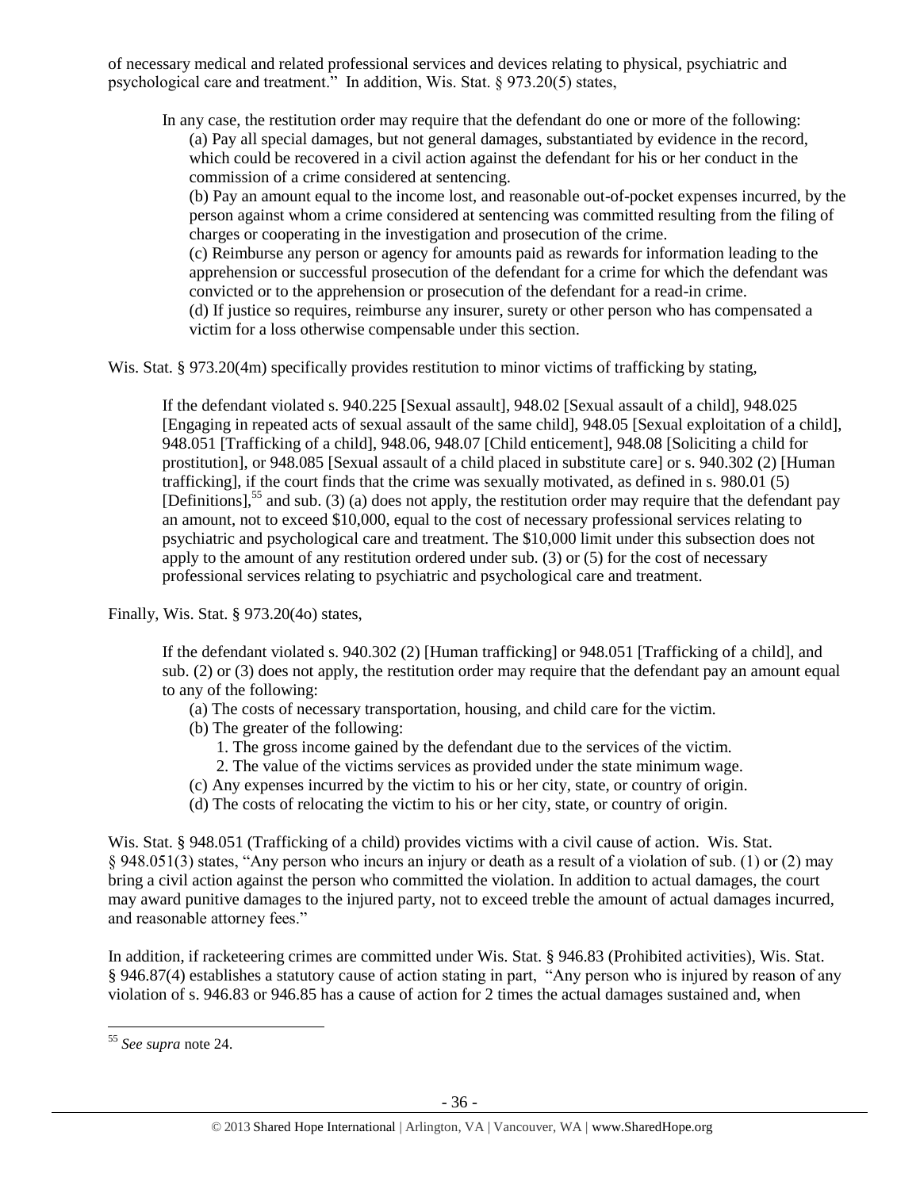of necessary medical and related professional services and devices relating to physical, psychiatric and psychological care and treatment." In addition, Wis. Stat. § 973.20(5) states,

> In any case, the restitution order may require that the defendant do one or more of the following:
>
> (a) Pay all special damages, but not general damages, substantiated by evidence in the record, which could be recovered in a civil action against the defendant for his or her conduct in the commission of a crime considered at sentencing.
>
> (b) Pay an amount equal to the income lost, and reasonable out-of-pocket expenses incurred, by the person against whom a crime considered at sentencing was committed resulting from the filing of charges or cooperating in the investigation and prosecution of the crime.
>
> (c) Reimburse any person or agency for amounts paid as rewards for information leading to the apprehension or successful prosecution of the defendant for a crime for which the defendant was convicted or to the apprehension or prosecution of the defendant for a read-in crime.
>
> (d) If justice so requires, reimburse any insurer, surety or other person who has compensated a victim for a loss otherwise compensable under this section.

Wis. Stat. § 973.20(4m) specifically provides restitution to minor victims of trafficking by stating,

> If the defendant violated s. 940.225 [Sexual assault], 948.02 [Sexual assault of a child], 948.025 [Engaging in repeated acts of sexual assault of the same child], 948.05 [Sexual exploitation of a child], 948.051 [Trafficking of a child], 948.06, 948.07 [Child enticement], 948.08 [Soliciting a child for prostitution], or 948.085 [Sexual assault of a child placed in substitute care] or s. 940.302 (2) [Human trafficking], if the court finds that the crime was sexually motivated, as defined in s. 980.01 (5) [Definitions],[55] and sub. (3) (a) does not apply, the restitution order may require that the defendant pay an amount, not to exceed $10,000, equal to the cost of necessary professional services relating to psychiatric and psychological care and treatment. The $10,000 limit under this subsection does not apply to the amount of any restitution ordered under sub. (3) or (5) for the cost of necessary professional services relating to psychiatric and psychological care and treatment.

Finally, Wis. Stat. § 973.20(4o) states,

> If the defendant violated s. 940.302 (2) [Human trafficking] or 948.051 [Trafficking of a child], and sub. (2) or (3) does not apply, the restitution order may require that the defendant pay an amount equal to any of the following:
>
> (a) The costs of necessary transportation, housing, and child care for the victim.
>
> (b) The greater of the following:
>
> 1. The gross income gained by the defendant due to the services of the victim.
> 2. The value of the victims services as provided under the state minimum wage.
>
> (c) Any expenses incurred by the victim to his or her city, state, or country of origin.
>
> (d) The costs of relocating the victim to his or her city, state, or country of origin.

Wis. Stat. § 948.051 (Trafficking of a child) provides victims with a civil cause of action. Wis. Stat. § 948.051(3) states, "Any person who incurs an injury or death as a result of a violation of sub. (1) or (2) may bring a civil action against the person who committed the violation. In addition to actual damages, the court may award punitive damages to the injured party, not to exceed treble the amount of actual damages incurred, and reasonable attorney fees."

In addition, if racketeering crimes are committed under Wis. Stat. § 946.83 (Prohibited activities), Wis. Stat. § 946.87(4) establishes a statutory cause of action stating in part, "Any person who is injured by reason of any violation of s. 946.83 or 946.85 has a cause of action for 2 times the actual damages sustained and, when

---

[55] *See supra* note 24.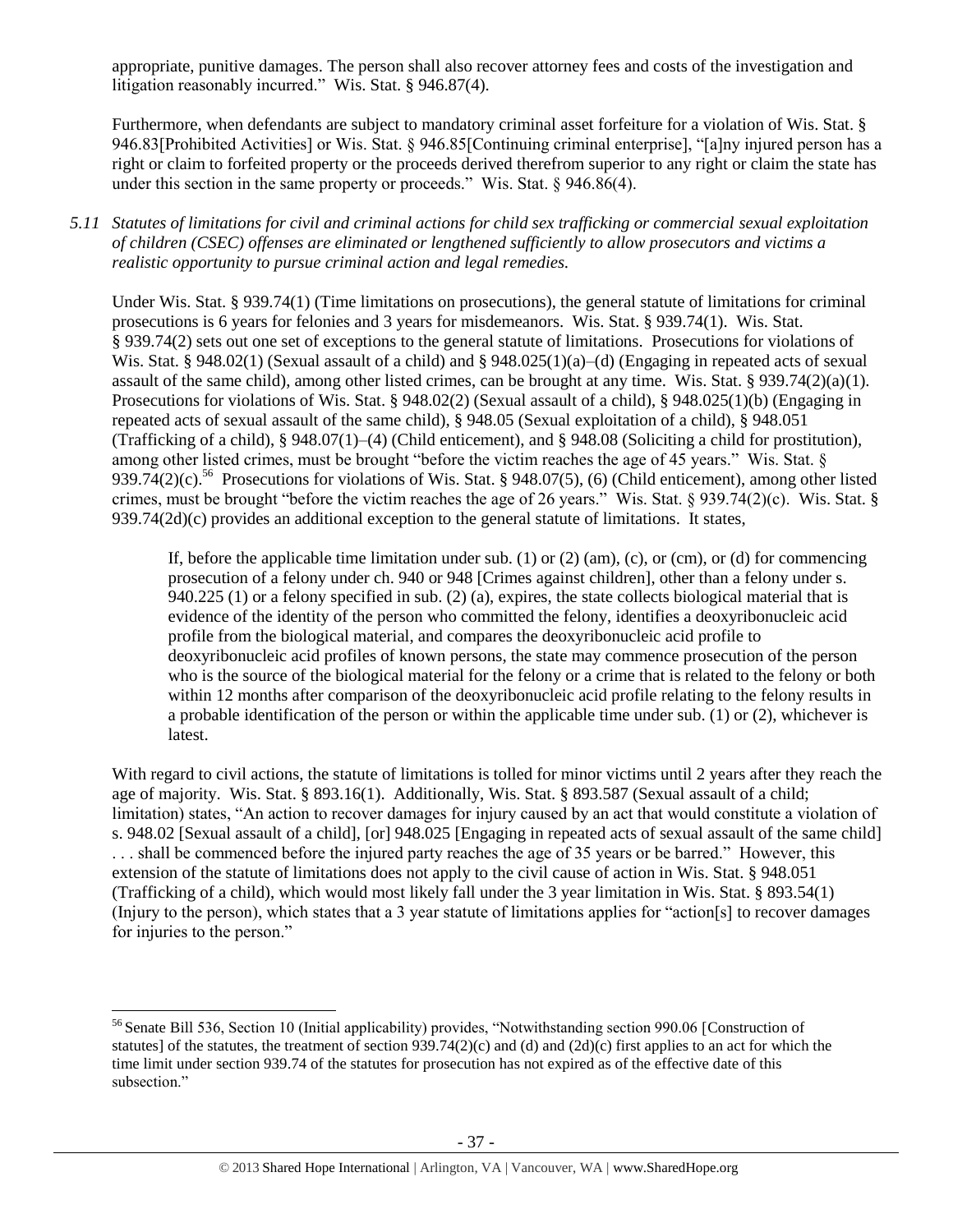appropriate, punitive damages. The person shall also recover attorney fees and costs of the investigation and litigation reasonably incurred." Wis. Stat. § 946.87(4).

Furthermore, when defendants are subject to mandatory criminal asset forfeiture for a violation of Wis. Stat. § 946.83[Prohibited Activities] or Wis. Stat. § 946.85[Continuing criminal enterprise], "[a]ny injured person has a right or claim to forfeited property or the proceeds derived therefrom superior to any right or claim the state has under this section in the same property or proceeds." Wis. Stat. § 946.86(4).

*5.11 Statutes of limitations for civil and criminal actions for child sex trafficking or commercial sexual exploitation of children (CSEC) offenses are eliminated or lengthened sufficiently to allow prosecutors and victims a realistic opportunity to pursue criminal action and legal remedies.*

Under Wis. Stat. § 939.74(1) (Time limitations on prosecutions), the general statute of limitations for criminal prosecutions is 6 years for felonies and 3 years for misdemeanors. Wis. Stat. § 939.74(1). Wis. Stat. § 939.74(2) sets out one set of exceptions to the general statute of limitations. Prosecutions for violations of Wis. Stat. § 948.02(1) (Sexual assault of a child) and § 948.025(1)(a)–(d) (Engaging in repeated acts of sexual assault of the same child), among other listed crimes, can be brought at any time. Wis. Stat. § 939.74(2)(a)(1). Prosecutions for violations of Wis. Stat. § 948.02(2) (Sexual assault of a child), § 948.025(1)(b) (Engaging in repeated acts of sexual assault of the same child), § 948.05 (Sexual exploitation of a child), § 948.051 (Trafficking of a child), § 948.07(1)–(4) (Child enticement), and § 948.08 (Soliciting a child for prostitution), among other listed crimes, must be brought "before the victim reaches the age of 45 years." Wis. Stat. § 939.74(2)(c).[56] Prosecutions for violations of Wis. Stat. § 948.07(5), (6) (Child enticement), among other listed crimes, must be brought "before the victim reaches the age of 26 years." Wis. Stat. § 939.74(2)(c). Wis. Stat. § 939.74(2d)(c) provides an additional exception to the general statute of limitations. It states,

> If, before the applicable time limitation under sub. (1) or (2) (am), (c), or (cm), or (d) for commencing prosecution of a felony under ch. 940 or 948 [Crimes against children], other than a felony under s. 940.225 (1) or a felony specified in sub. (2) (a), expires, the state collects biological material that is evidence of the identity of the person who committed the felony, identifies a deoxyribonucleic acid profile from the biological material, and compares the deoxyribonucleic acid profile to deoxyribonucleic acid profiles of known persons, the state may commence prosecution of the person who is the source of the biological material for the felony or a crime that is related to the felony or both within 12 months after comparison of the deoxyribonucleic acid profile relating to the felony results in a probable identification of the person or within the applicable time under sub. (1) or (2), whichever is latest.

With regard to civil actions, the statute of limitations is tolled for minor victims until 2 years after they reach the age of majority. Wis. Stat. § 893.16(1). Additionally, Wis. Stat. § 893.587 (Sexual assault of a child; limitation) states, "An action to recover damages for injury caused by an act that would constitute a violation of s. 948.02 [Sexual assault of a child], [or] 948.025 [Engaging in repeated acts of sexual assault of the same child] . . . shall be commenced before the injured party reaches the age of 35 years or be barred." However, this extension of the statute of limitations does not apply to the civil cause of action in Wis. Stat. § 948.051 (Trafficking of a child), which would most likely fall under the 3 year limitation in Wis. Stat. § 893.54(1) (Injury to the person), which states that a 3 year statute of limitations applies for "action[s] to recover damages for injuries to the person."

---

[56] Senate Bill 536, Section 10 (Initial applicability) provides, "Notwithstanding section 990.06 [Construction of statutes] of the statutes, the treatment of section 939.74(2)(c) and (d) and (2d)(c) first applies to an act for which the time limit under section 939.74 of the statutes for prosecution has not expired as of the effective date of this subsection."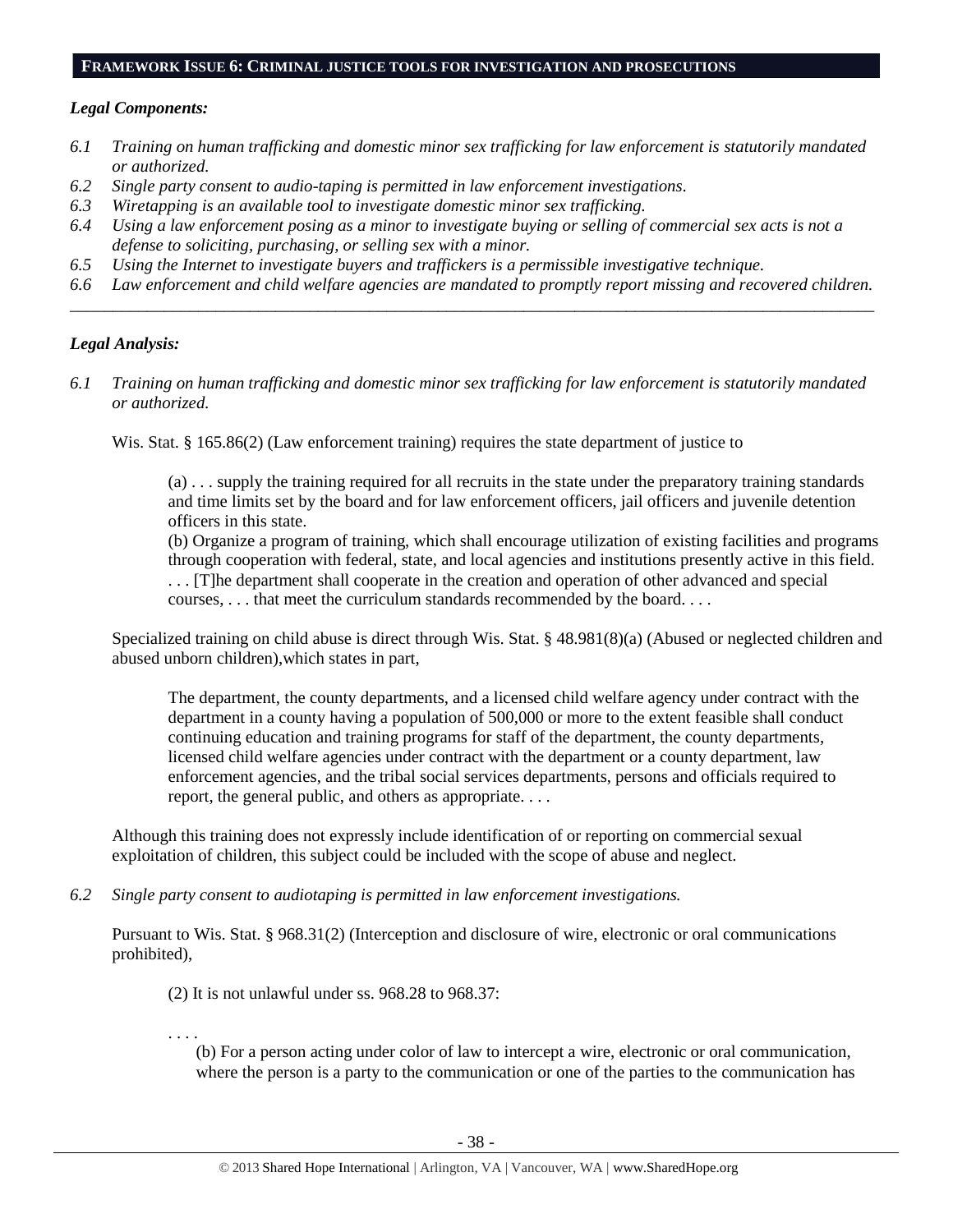## FRAMEWORK ISSUE 6: CRIMINAL JUSTICE TOOLS FOR INVESTIGATION AND PROSECUTIONS

***Legal Components:***

*6.1 Training on human trafficking and domestic minor sex trafficking for law enforcement is statutorily mandated or authorized.*

*6.2 Single party consent to audio-taping is permitted in law enforcement investigations.*

*6.3 Wiretapping is an available tool to investigate domestic minor sex trafficking.*

*6.4 Using a law enforcement posing as a minor to investigate buying or selling of commercial sex acts is not a defense to soliciting, purchasing, or selling sex with a minor.*

*6.5 Using the Internet to investigate buyers and traffickers is a permissible investigative technique.*

*6.6 Law enforcement and child welfare agencies are mandated to promptly report missing and recovered children.*

---

***Legal Analysis:***

*6.1 Training on human trafficking and domestic minor sex trafficking for law enforcement is statutorily mandated or authorized.*

Wis. Stat. § 165.86(2) (Law enforcement training) requires the state department of justice to

> (a) . . . supply the training required for all recruits in the state under the preparatory training standards and time limits set by the board and for law enforcement officers, jail officers and juvenile detention officers in this state.
>
> (b) Organize a program of training, which shall encourage utilization of existing facilities and programs through cooperation with federal, state, and local agencies and institutions presently active in this field. . . . [T]he department shall cooperate in the creation and operation of other advanced and special courses, . . . that meet the curriculum standards recommended by the board. . . .

Specialized training on child abuse is direct through Wis. Stat. § 48.981(8)(a) (Abused or neglected children and abused unborn children),which states in part,

> The department, the county departments, and a licensed child welfare agency under contract with the department in a county having a population of 500,000 or more to the extent feasible shall conduct continuing education and training programs for staff of the department, the county departments, licensed child welfare agencies under contract with the department or a county department, law enforcement agencies, and the tribal social services departments, persons and officials required to report, the general public, and others as appropriate. . . .

Although this training does not expressly include identification of or reporting on commercial sexual exploitation of children, this subject could be included with the scope of abuse and neglect.

*6.2 Single party consent to audiotaping is permitted in law enforcement investigations.*

Pursuant to Wis. Stat. § 968.31(2) (Interception and disclosure of wire, electronic or oral communications prohibited),

> (2) It is not unlawful under ss. 968.28 to 968.37:
>
> . . . .
>
> (b) For a person acting under color of law to intercept a wire, electronic or oral communication, where the person is a party to the communication or one of the parties to the communication has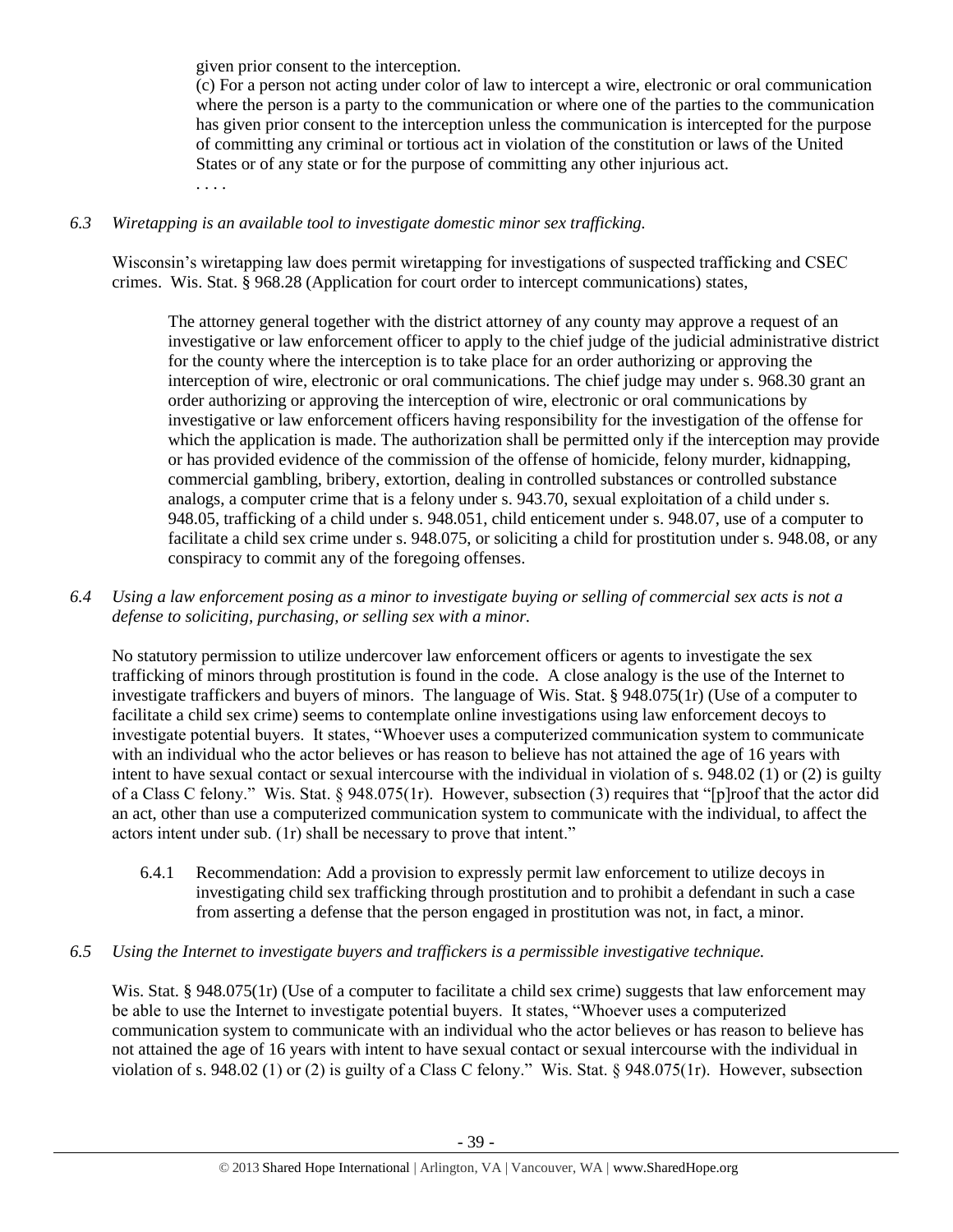given prior consent to the interception.

(c) For a person not acting under color of law to intercept a wire, electronic or oral communication where the person is a party to the communication or where one of the parties to the communication has given prior consent to the interception unless the communication is intercepted for the purpose of committing any criminal or tortious act in violation of the constitution or laws of the United States or of any state or for the purpose of committing any other injurious act.

. . . .

*6.3 Wiretapping is an available tool to investigate domestic minor sex trafficking.*

Wisconsin's wiretapping law does permit wiretapping for investigations of suspected trafficking and CSEC crimes. Wis. Stat. § 968.28 (Application for court order to intercept communications) states,

> The attorney general together with the district attorney of any county may approve a request of an investigative or law enforcement officer to apply to the chief judge of the judicial administrative district for the county where the interception is to take place for an order authorizing or approving the interception of wire, electronic or oral communications. The chief judge may under s. 968.30 grant an order authorizing or approving the interception of wire, electronic or oral communications by investigative or law enforcement officers having responsibility for the investigation of the offense for which the application is made. The authorization shall be permitted only if the interception may provide or has provided evidence of the commission of the offense of homicide, felony murder, kidnapping, commercial gambling, bribery, extortion, dealing in controlled substances or controlled substance analogs, a computer crime that is a felony under s. 943.70, sexual exploitation of a child under s. 948.05, trafficking of a child under s. 948.051, child enticement under s. 948.07, use of a computer to facilitate a child sex crime under s. 948.075, or soliciting a child for prostitution under s. 948.08, or any conspiracy to commit any of the foregoing offenses.

*6.4 Using a law enforcement posing as a minor to investigate buying or selling of commercial sex acts is not a defense to soliciting, purchasing, or selling sex with a minor.*

No statutory permission to utilize undercover law enforcement officers or agents to investigate the sex trafficking of minors through prostitution is found in the code. A close analogy is the use of the Internet to investigate traffickers and buyers of minors. The language of Wis. Stat. § 948.075(1r) (Use of a computer to facilitate a child sex crime) seems to contemplate online investigations using law enforcement decoys to investigate potential buyers. It states, "Whoever uses a computerized communication system to communicate with an individual who the actor believes or has reason to believe has not attained the age of 16 years with intent to have sexual contact or sexual intercourse with the individual in violation of s. 948.02 (1) or (2) is guilty of a Class C felony." Wis. Stat. § 948.075(1r). However, subsection (3) requires that "[p]roof that the actor did an act, other than use a computerized communication system to communicate with the individual, to affect the actors intent under sub. (1r) shall be necessary to prove that intent."

6.4.1 Recommendation: Add a provision to expressly permit law enforcement to utilize decoys in investigating child sex trafficking through prostitution and to prohibit a defendant in such a case from asserting a defense that the person engaged in prostitution was not, in fact, a minor.

*6.5 Using the Internet to investigate buyers and traffickers is a permissible investigative technique.*

Wis. Stat. § 948.075(1r) (Use of a computer to facilitate a child sex crime) suggests that law enforcement may be able to use the Internet to investigate potential buyers. It states, "Whoever uses a computerized communication system to communicate with an individual who the actor believes or has reason to believe has not attained the age of 16 years with intent to have sexual contact or sexual intercourse with the individual in violation of s. 948.02 (1) or (2) is guilty of a Class C felony." Wis. Stat. § 948.075(1r). However, subsection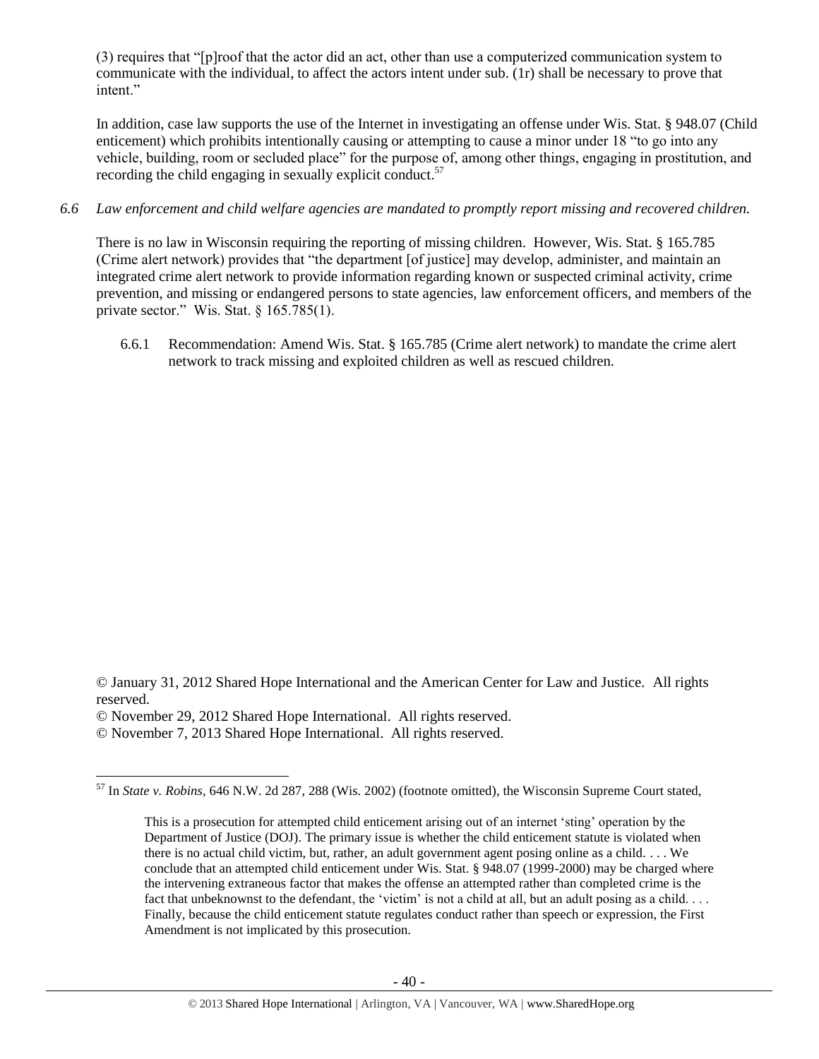(3) requires that "[p]roof that the actor did an act, other than use a computerized communication system to communicate with the individual, to affect the actors intent under sub. (1r) shall be necessary to prove that intent."

In addition, case law supports the use of the Internet in investigating an offense under Wis. Stat. § 948.07 (Child enticement) which prohibits intentionally causing or attempting to cause a minor under 18 "to go into any vehicle, building, room or secluded place" for the purpose of, among other things, engaging in prostitution, and recording the child engaging in sexually explicit conduct.[57]

*6.6 Law enforcement and child welfare agencies are mandated to promptly report missing and recovered children.*

There is no law in Wisconsin requiring the reporting of missing children. However, Wis. Stat. § 165.785 (Crime alert network) provides that "the department [of justice] may develop, administer, and maintain an integrated crime alert network to provide information regarding known or suspected criminal activity, crime prevention, and missing or endangered persons to state agencies, law enforcement officers, and members of the private sector." Wis. Stat. § 165.785(1).

6.6.1 Recommendation: Amend Wis. Stat. § 165.785 (Crime alert network) to mandate the crime alert network to track missing and exploited children as well as rescued children.

© January 31, 2012 Shared Hope International and the American Center for Law and Justice. All rights reserved.
© November 29, 2012 Shared Hope International. All rights reserved.
© November 7, 2013 Shared Hope International. All rights reserved.

---

[57] In *State v. Robins*, 646 N.W. 2d 287, 288 (Wis. 2002) (footnote omitted), the Wisconsin Supreme Court stated,

> This is a prosecution for attempted child enticement arising out of an internet 'sting' operation by the Department of Justice (DOJ). The primary issue is whether the child enticement statute is violated when there is no actual child victim, but, rather, an adult government agent posing online as a child. . . . We conclude that an attempted child enticement under Wis. Stat. § 948.07 (1999-2000) may be charged where the intervening extraneous factor that makes the offense an attempted rather than completed crime is the fact that unbeknownst to the defendant, the 'victim' is not a child at all, but an adult posing as a child. . . . Finally, because the child enticement statute regulates conduct rather than speech or expression, the First Amendment is not implicated by this prosecution.